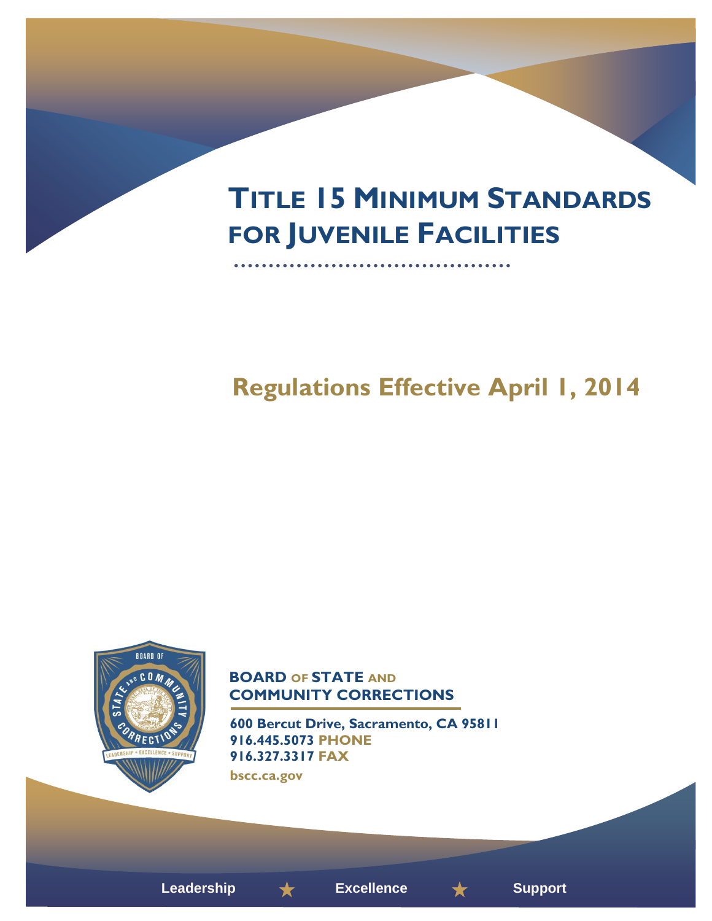# TITLE 15 MINIMUM STANDARDS FOR JUVENILE FACILITIES

## Regulations Effective April 1, 2014

**BOARD OF STATE AND COMMUNITY CORRECTIONS**

**600 Bercut Drive, Sacramento, CA 95811**
**916.445.5073 PHONE**
**916.327.3317 FAX**
**bscc.ca.gov**

Leadership ★ Excellence ★ Support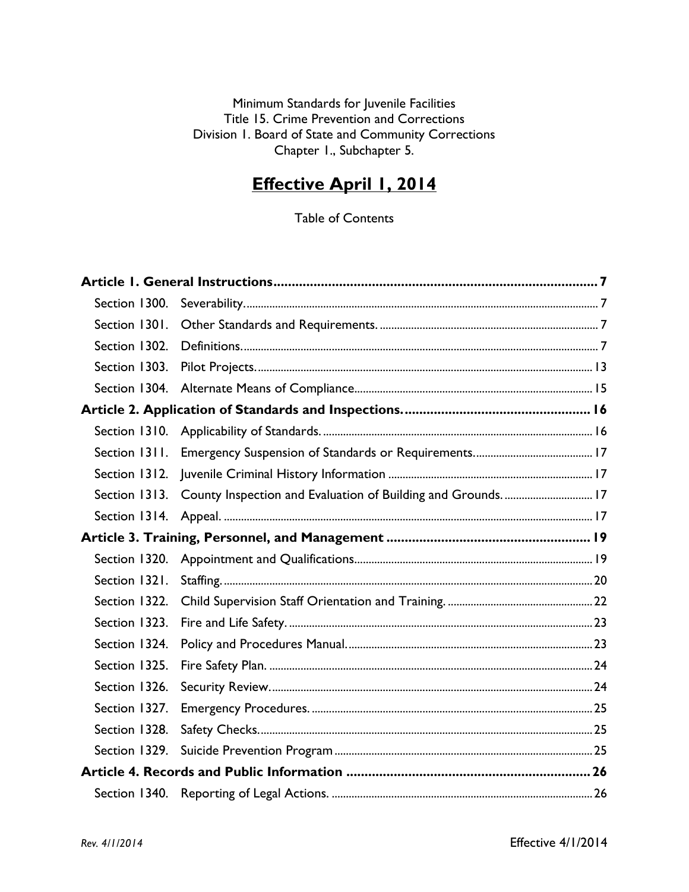Minimum Standards for Juvenile Facilities
Title 15. Crime Prevention and Corrections
Division 1. Board of State and Community Corrections
Chapter 1., Subchapter 5.

# Effective April 1, 2014

Table of Contents

**Article 1. General Instructions** ........ 7

- Section 1300. Severability. ........ 7
- Section 1301. Other Standards and Requirements. ........ 7
- Section 1302. Definitions. ........ 7
- Section 1303. Pilot Projects. ........ 13
- Section 1304. Alternate Means of Compliance. ........ 15

**Article 2. Application of Standards and Inspections.** ........ 16

- Section 1310. Applicability of Standards. ........ 16
- Section 1311. Emergency Suspension of Standards or Requirements. ........ 17
- Section 1312. Juvenile Criminal History Information ........ 17
- Section 1313. County Inspection and Evaluation of Building and Grounds. ........ 17
- Section 1314. Appeal. ........ 17

**Article 3. Training, Personnel, and Management** ........ 19

- Section 1320. Appointment and Qualifications. ........ 19
- Section 1321. Staffing. ........ 20
- Section 1322. Child Supervision Staff Orientation and Training. ........ 22
- Section 1323. Fire and Life Safety. ........ 23
- Section 1324. Policy and Procedures Manual. ........ 23
- Section 1325. Fire Safety Plan. ........ 24
- Section 1326. Security Review. ........ 24
- Section 1327. Emergency Procedures. ........ 25
- Section 1328. Safety Checks. ........ 25
- Section 1329. Suicide Prevention Program ........ 25

**Article 4. Records and Public Information** ........ 26

- Section 1340. Reporting of Legal Actions. ........ 26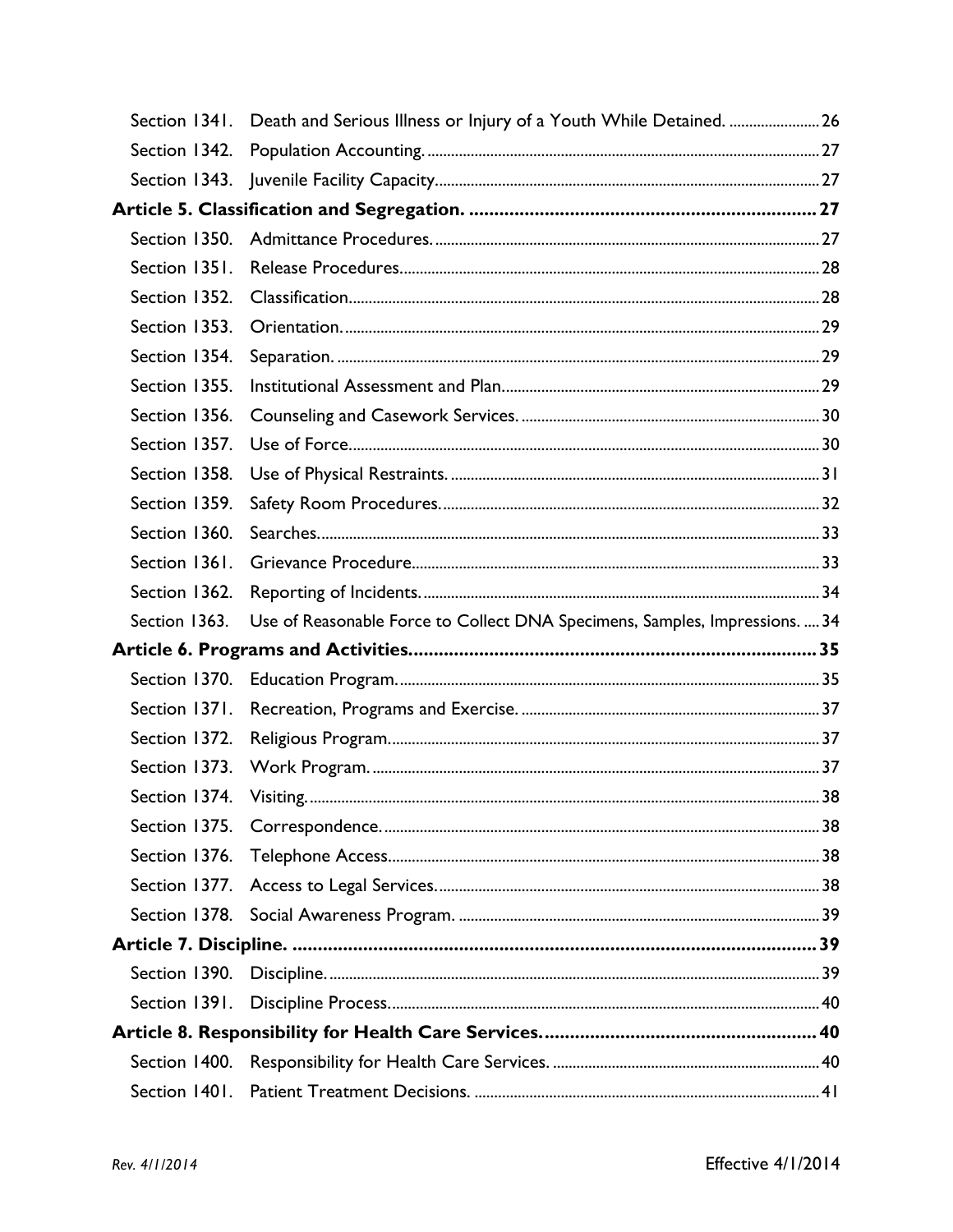Section 1341. Death and Serious Illness or Injury of a Youth While Detained. ....................... 26

Section 1342. Population Accounting. ........................................................................................ 27

Section 1343. Juvenile Facility Capacity........................................................................................ 27

**Article 5. Classification and Segregation. ....................................................................... 27**

Section 1350. Admittance Procedures. .......................................................................................... 27

Section 1351. Release Procedures.................................................................................................. 28

Section 1352. Classification............................................................................................................. 28

Section 1353. Orientation. ............................................................................................................... 29

Section 1354. Separation. ................................................................................................................ 29

Section 1355. Institutional Assessment and Plan.......................................................................... 29

Section 1356. Counseling and Casework Services. ....................................................................... 30

Section 1357. Use of Force.............................................................................................................. 30

Section 1358. Use of Physical Restraints. ...................................................................................... 31

Section 1359. Safety Room Procedures.......................................................................................... 32

Section 1360. Searches..................................................................................................................... 33

Section 1361. Grievance Procedure................................................................................................ 33

Section 1362. Reporting of Incidents. ............................................................................................ 34

Section 1363. Use of Reasonable Force to Collect DNA Specimens, Samples, Impressions. .... 34

**Article 6. Programs and Activities.................................................................................... 35**

Section 1370. Education Program. .................................................................................................. 35

Section 1371. Recreation, Programs and Exercise. ....................................................................... 37

Section 1372. Religious Program...................................................................................................... 37

Section 1373. Work Program. .......................................................................................................... 37

Section 1374. Visiting. ....................................................................................................................... 38

Section 1375. Correspondence. ........................................................................................................ 38

Section 1376. Telephone Access...................................................................................................... 38

Section 1377. Access to Legal Services........................................................................................... 38

Section 1378. Social Awareness Program. ...................................................................................... 39

**Article 7. Discipline. ........................................................................................................... 39**

Section 1390. Discipline. .................................................................................................................. 39

Section 1391. Discipline Process...................................................................................................... 40

**Article 8. Responsibility for Health Care Services. ........................................................ 40**

Section 1400. Responsibility for Health Care Services. ................................................................. 40

Section 1401. Patient Treatment Decisions. ................................................................................... 41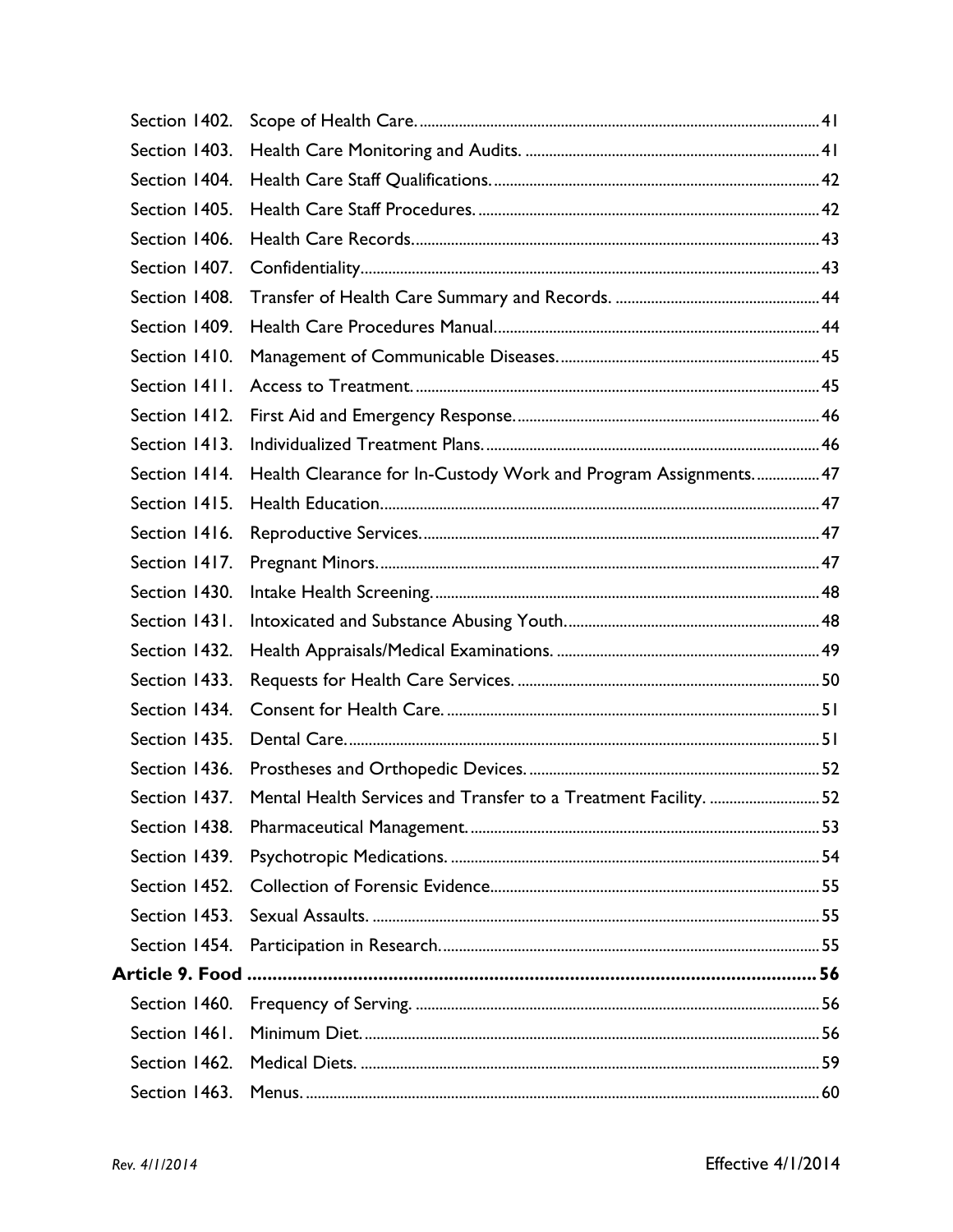Section 1402. Scope of Health Care. 41
Section 1403. Health Care Monitoring and Audits. 41
Section 1404. Health Care Staff Qualifications. 42
Section 1405. Health Care Staff Procedures. 42
Section 1406. Health Care Records. 43
Section 1407. Confidentiality. 43
Section 1408. Transfer of Health Care Summary and Records. 44
Section 1409. Health Care Procedures Manual. 44
Section 1410. Management of Communicable Diseases. 45
Section 1411. Access to Treatment. 45
Section 1412. First Aid and Emergency Response. 46
Section 1413. Individualized Treatment Plans. 46
Section 1414. Health Clearance for In-Custody Work and Program Assignments. 47
Section 1415. Health Education. 47
Section 1416. Reproductive Services. 47
Section 1417. Pregnant Minors. 47
Section 1430. Intake Health Screening. 48
Section 1431. Intoxicated and Substance Abusing Youth. 48
Section 1432. Health Appraisals/Medical Examinations. 49
Section 1433. Requests for Health Care Services. 50
Section 1434. Consent for Health Care. 51
Section 1435. Dental Care. 51
Section 1436. Prostheses and Orthopedic Devices. 52
Section 1437. Mental Health Services and Transfer to a Treatment Facility. 52
Section 1438. Pharmaceutical Management. 53
Section 1439. Psychotropic Medications. 54
Section 1452. Collection of Forensic Evidence. 55
Section 1453. Sexual Assaults. 55
Section 1454. Participation in Research. 55

**Article 9. Food 56**

Section 1460. Frequency of Serving. 56
Section 1461. Minimum Diet. 56
Section 1462. Medical Diets. 59
Section 1463. Menus. 60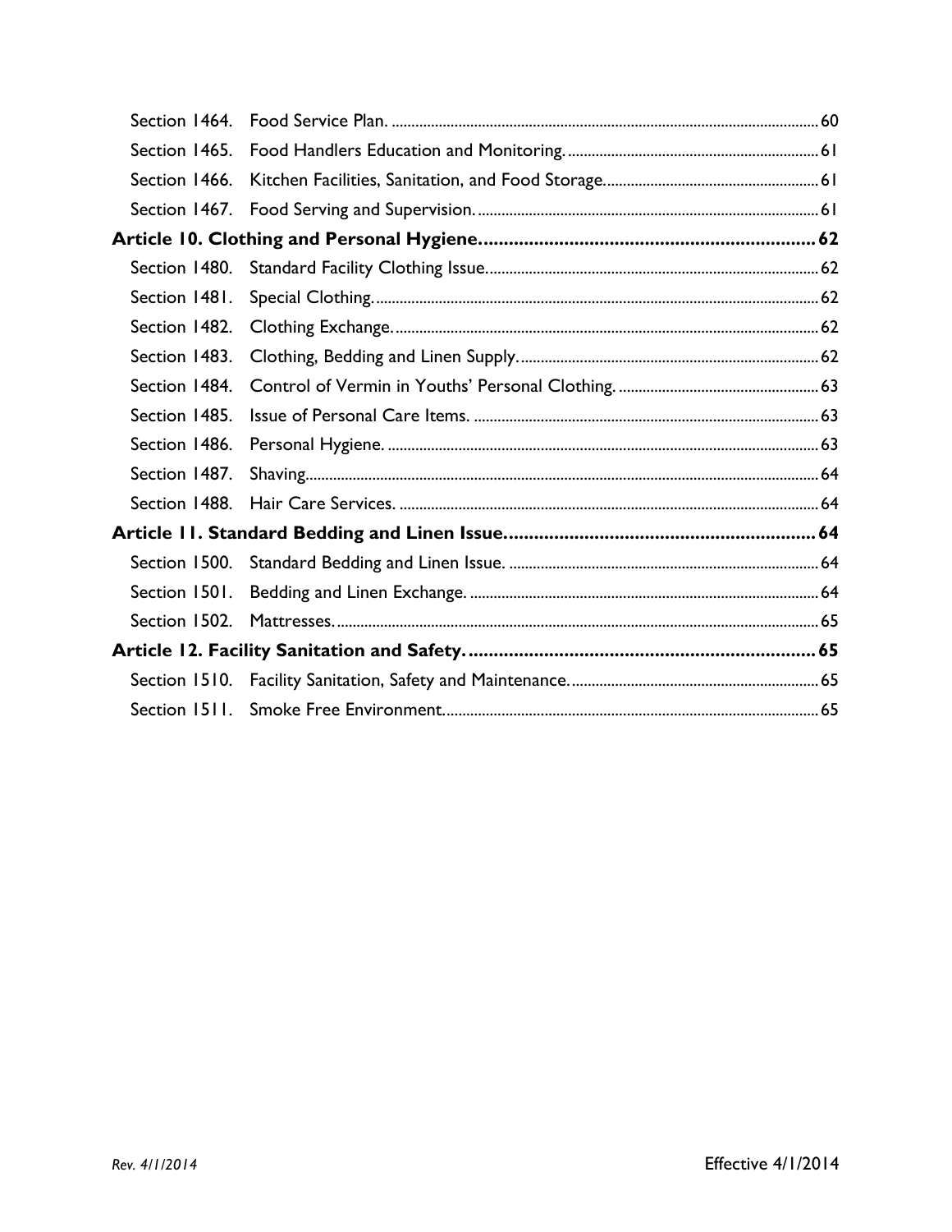Section 1464. Food Service Plan. ........ 60

Section 1465. Food Handlers Education and Monitoring. ........ 61

Section 1466. Kitchen Facilities, Sanitation, and Food Storage. ........ 61

Section 1467. Food Serving and Supervision. ........ 61

**Article 10. Clothing and Personal Hygiene ........ 62**

Section 1480. Standard Facility Clothing Issue. ........ 62

Section 1481. Special Clothing. ........ 62

Section 1482. Clothing Exchange. ........ 62

Section 1483. Clothing, Bedding and Linen Supply. ........ 62

Section 1484. Control of Vermin in Youths' Personal Clothing. ........ 63

Section 1485. Issue of Personal Care Items. ........ 63

Section 1486. Personal Hygiene. ........ 63

Section 1487. Shaving. ........ 64

Section 1488. Hair Care Services. ........ 64

**Article 11. Standard Bedding and Linen Issue ........ 64**

Section 1500. Standard Bedding and Linen Issue. ........ 64

Section 1501. Bedding and Linen Exchange. ........ 64

Section 1502. Mattresses. ........ 65

**Article 12. Facility Sanitation and Safety. ........ 65**

Section 1510. Facility Sanitation, Safety and Maintenance. ........ 65

Section 1511. Smoke Free Environment. ........ 65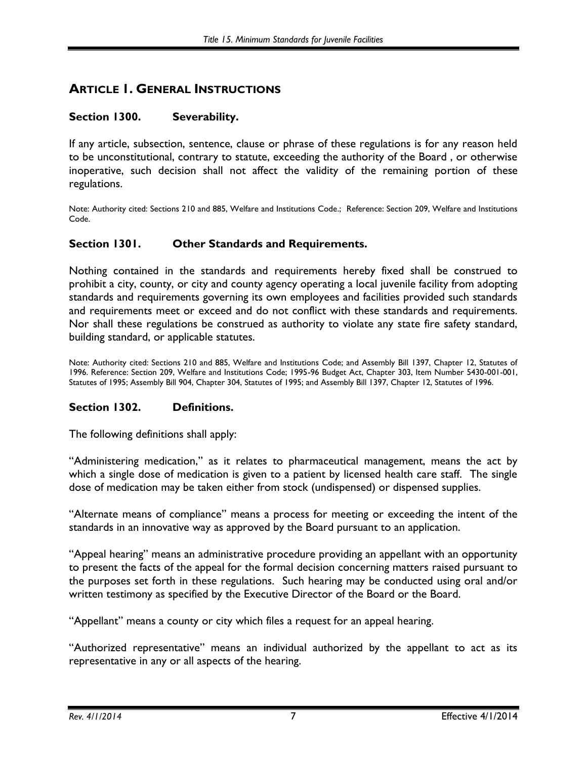## ARTICLE 1. GENERAL INSTRUCTIONS

### Section 1300. Severability.

If any article, subsection, sentence, clause or phrase of these regulations is for any reason held to be unconstitutional, contrary to statute, exceeding the authority of the Board , or otherwise inoperative, such decision shall not affect the validity of the remaining portion of these regulations.

Note: Authority cited: Sections 210 and 885, Welfare and Institutions Code.; Reference: Section 209, Welfare and Institutions Code.

### Section 1301. Other Standards and Requirements.

Nothing contained in the standards and requirements hereby fixed shall be construed to prohibit a city, county, or city and county agency operating a local juvenile facility from adopting standards and requirements governing its own employees and facilities provided such standards and requirements meet or exceed and do not conflict with these standards and requirements. Nor shall these regulations be construed as authority to violate any state fire safety standard, building standard, or applicable statutes.

Note: Authority cited: Sections 210 and 885, Welfare and Institutions Code; and Assembly Bill 1397, Chapter 12, Statutes of 1996. Reference: Section 209, Welfare and Institutions Code; 1995-96 Budget Act, Chapter 303, Item Number 5430-001-001, Statutes of 1995; Assembly Bill 904, Chapter 304, Statutes of 1995; and Assembly Bill 1397, Chapter 12, Statutes of 1996.

### Section 1302. Definitions.

The following definitions shall apply:

"Administering medication," as it relates to pharmaceutical management, means the act by which a single dose of medication is given to a patient by licensed health care staff. The single dose of medication may be taken either from stock (undispensed) or dispensed supplies.

"Alternate means of compliance" means a process for meeting or exceeding the intent of the standards in an innovative way as approved by the Board pursuant to an application.

"Appeal hearing" means an administrative procedure providing an appellant with an opportunity to present the facts of the appeal for the formal decision concerning matters raised pursuant to the purposes set forth in these regulations. Such hearing may be conducted using oral and/or written testimony as specified by the Executive Director of the Board or the Board.

"Appellant" means a county or city which files a request for an appeal hearing.

"Authorized representative" means an individual authorized by the appellant to act as its representative in any or all aspects of the hearing.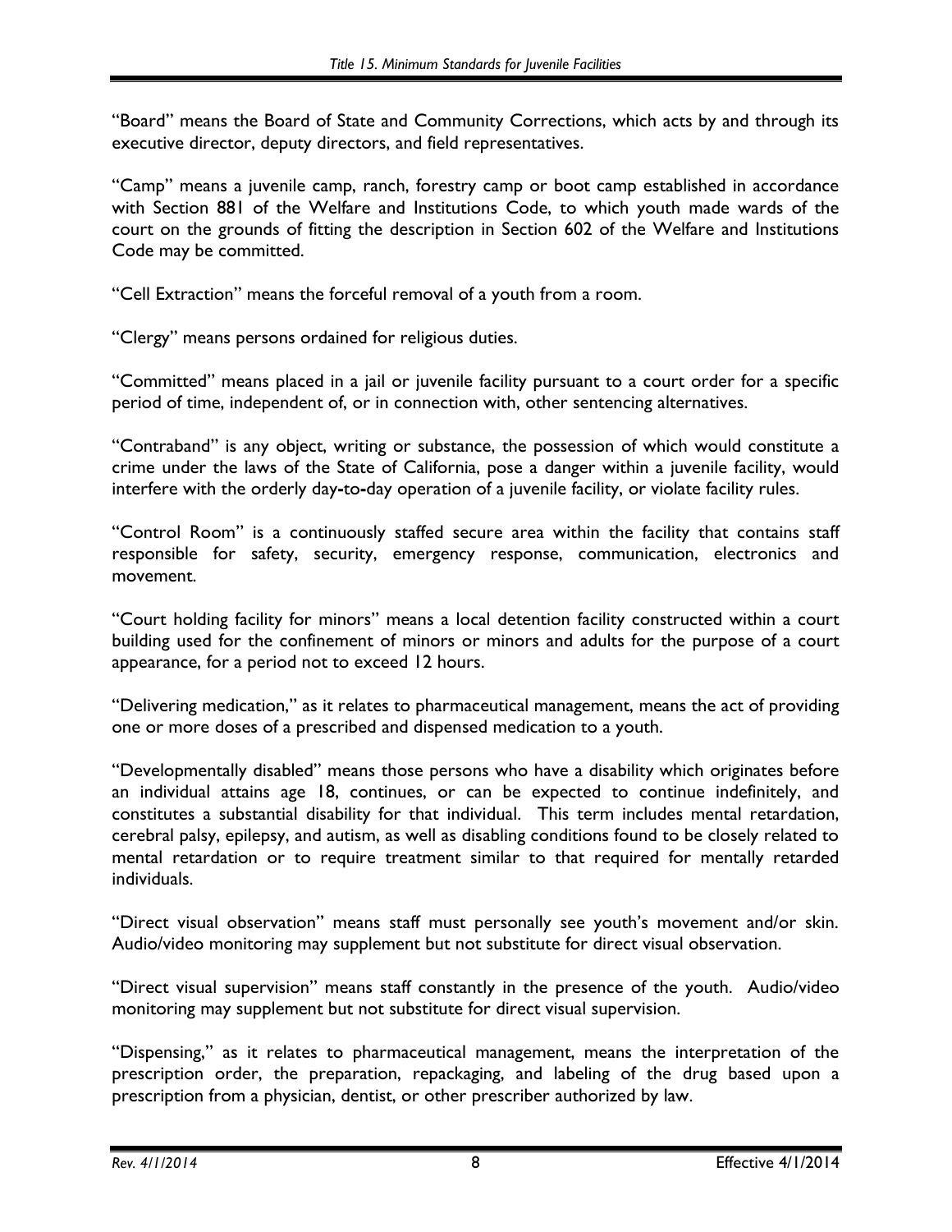"Board" means the Board of State and Community Corrections, which acts by and through its executive director, deputy directors, and field representatives.

"Camp" means a juvenile camp, ranch, forestry camp or boot camp established in accordance with Section 881 of the Welfare and Institutions Code, to which youth made wards of the court on the grounds of fitting the description in Section 602 of the Welfare and Institutions Code may be committed.

"Cell Extraction" means the forceful removal of a youth from a room.

"Clergy" means persons ordained for religious duties.

"Committed" means placed in a jail or juvenile facility pursuant to a court order for a specific period of time, independent of, or in connection with, other sentencing alternatives.

"Contraband" is any object, writing or substance, the possession of which would constitute a crime under the laws of the State of California, pose a danger within a juvenile facility, would interfere with the orderly day-to-day operation of a juvenile facility, or violate facility rules.

"Control Room" is a continuously staffed secure area within the facility that contains staff responsible for safety, security, emergency response, communication, electronics and movement.

"Court holding facility for minors" means a local detention facility constructed within a court building used for the confinement of minors or minors and adults for the purpose of a court appearance, for a period not to exceed 12 hours.

"Delivering medication," as it relates to pharmaceutical management, means the act of providing one or more doses of a prescribed and dispensed medication to a youth.

"Developmentally disabled" means those persons who have a disability which originates before an individual attains age 18, continues, or can be expected to continue indefinitely, and constitutes a substantial disability for that individual. This term includes mental retardation, cerebral palsy, epilepsy, and autism, as well as disabling conditions found to be closely related to mental retardation or to require treatment similar to that required for mentally retarded individuals.

"Direct visual observation" means staff must personally see youth's movement and/or skin. Audio/video monitoring may supplement but not substitute for direct visual observation.

"Direct visual supervision" means staff constantly in the presence of the youth. Audio/video monitoring may supplement but not substitute for direct visual supervision.

"Dispensing," as it relates to pharmaceutical management, means the interpretation of the prescription order, the preparation, repackaging, and labeling of the drug based upon a prescription from a physician, dentist, or other prescriber authorized by law.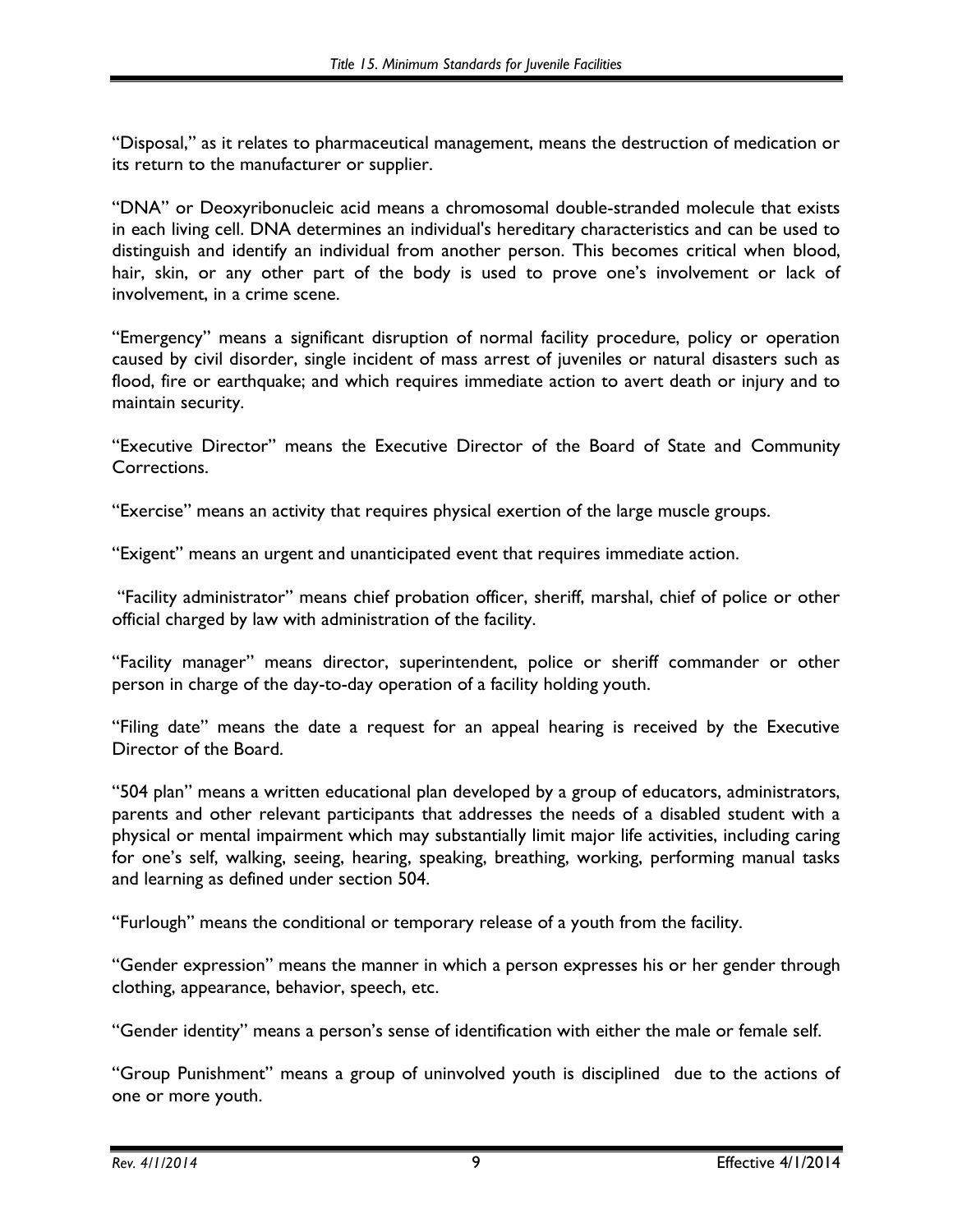"Disposal," as it relates to pharmaceutical management, means the destruction of medication or its return to the manufacturer or supplier.

"DNA" or Deoxyribonucleic acid means a chromosomal double-stranded molecule that exists in each living cell. DNA determines an individual's hereditary characteristics and can be used to distinguish and identify an individual from another person. This becomes critical when blood, hair, skin, or any other part of the body is used to prove one's involvement or lack of involvement, in a crime scene.

"Emergency" means a significant disruption of normal facility procedure, policy or operation caused by civil disorder, single incident of mass arrest of juveniles or natural disasters such as flood, fire or earthquake; and which requires immediate action to avert death or injury and to maintain security.

"Executive Director" means the Executive Director of the Board of State and Community Corrections.

"Exercise" means an activity that requires physical exertion of the large muscle groups.

"Exigent" means an urgent and unanticipated event that requires immediate action.

"Facility administrator" means chief probation officer, sheriff, marshal, chief of police or other official charged by law with administration of the facility.

"Facility manager" means director, superintendent, police or sheriff commander or other person in charge of the day-to-day operation of a facility holding youth.

"Filing date" means the date a request for an appeal hearing is received by the Executive Director of the Board.

"504 plan" means a written educational plan developed by a group of educators, administrators, parents and other relevant participants that addresses the needs of a disabled student with a physical or mental impairment which may substantially limit major life activities, including caring for one's self, walking, seeing, hearing, speaking, breathing, working, performing manual tasks and learning as defined under section 504.

"Furlough" means the conditional or temporary release of a youth from the facility.

"Gender expression" means the manner in which a person expresses his or her gender through clothing, appearance, behavior, speech, etc.

"Gender identity" means a person's sense of identification with either the male or female self.

"Group Punishment" means a group of uninvolved youth is disciplined due to the actions of one or more youth.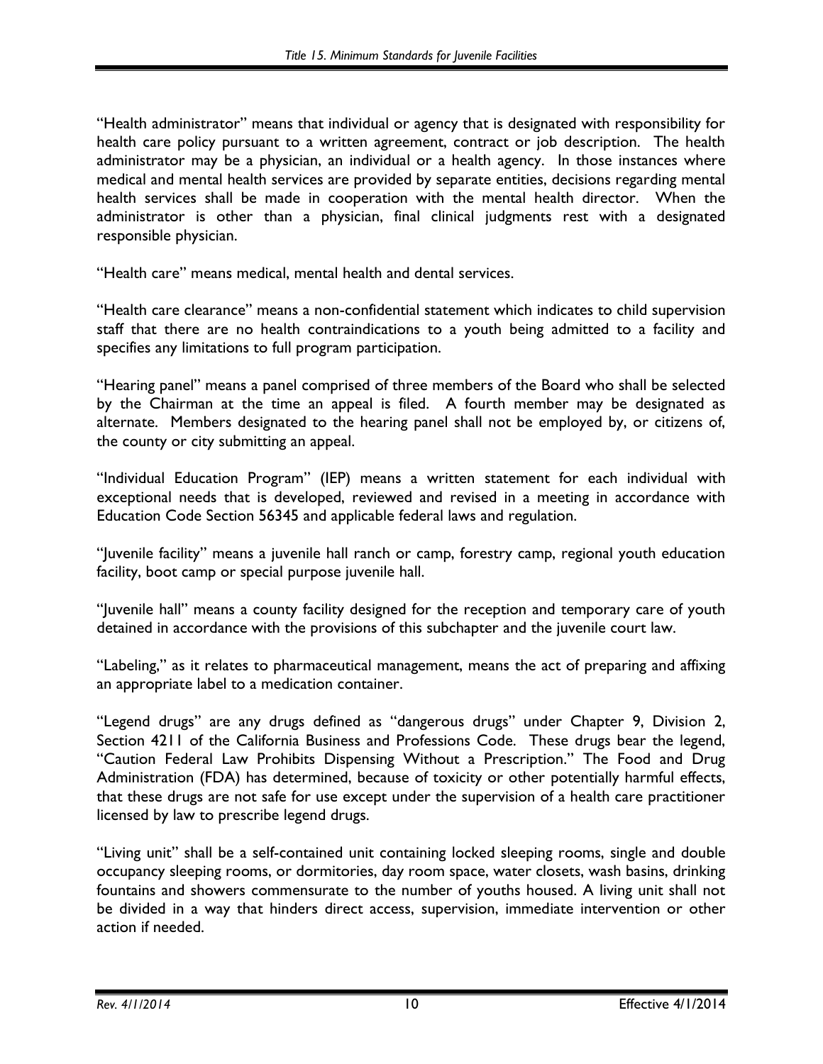"Health administrator" means that individual or agency that is designated with responsibility for health care policy pursuant to a written agreement, contract or job description. The health administrator may be a physician, an individual or a health agency. In those instances where medical and mental health services are provided by separate entities, decisions regarding mental health services shall be made in cooperation with the mental health director. When the administrator is other than a physician, final clinical judgments rest with a designated responsible physician.

"Health care" means medical, mental health and dental services.

"Health care clearance" means a non-confidential statement which indicates to child supervision staff that there are no health contraindications to a youth being admitted to a facility and specifies any limitations to full program participation.

"Hearing panel" means a panel comprised of three members of the Board who shall be selected by the Chairman at the time an appeal is filed. A fourth member may be designated as alternate. Members designated to the hearing panel shall not be employed by, or citizens of, the county or city submitting an appeal.

"Individual Education Program" (IEP) means a written statement for each individual with exceptional needs that is developed, reviewed and revised in a meeting in accordance with Education Code Section 56345 and applicable federal laws and regulation.

"Juvenile facility" means a juvenile hall ranch or camp, forestry camp, regional youth education facility, boot camp or special purpose juvenile hall.

"Juvenile hall" means a county facility designed for the reception and temporary care of youth detained in accordance with the provisions of this subchapter and the juvenile court law.

"Labeling," as it relates to pharmaceutical management, means the act of preparing and affixing an appropriate label to a medication container.

"Legend drugs" are any drugs defined as "dangerous drugs" under Chapter 9, Division 2, Section 4211 of the California Business and Professions Code. These drugs bear the legend, "Caution Federal Law Prohibits Dispensing Without a Prescription." The Food and Drug Administration (FDA) has determined, because of toxicity or other potentially harmful effects, that these drugs are not safe for use except under the supervision of a health care practitioner licensed by law to prescribe legend drugs.

"Living unit" shall be a self-contained unit containing locked sleeping rooms, single and double occupancy sleeping rooms, or dormitories, day room space, water closets, wash basins, drinking fountains and showers commensurate to the number of youths housed. A living unit shall not be divided in a way that hinders direct access, supervision, immediate intervention or other action if needed.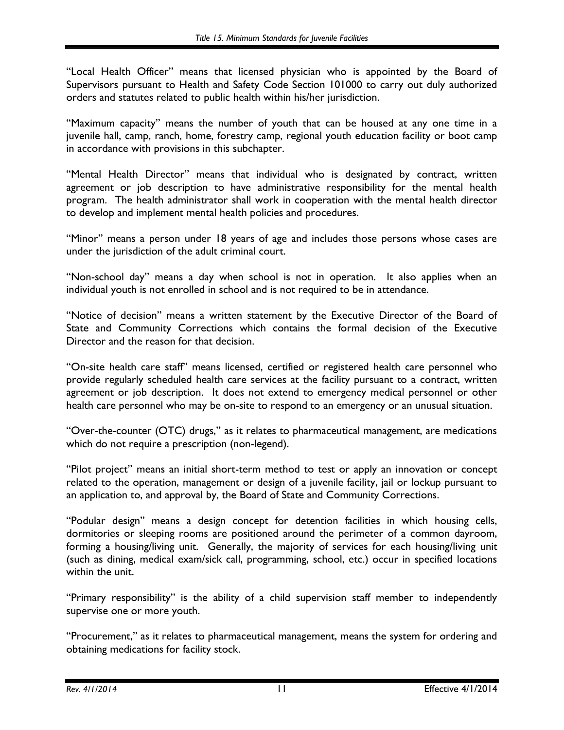"Local Health Officer" means that licensed physician who is appointed by the Board of Supervisors pursuant to Health and Safety Code Section 101000 to carry out duly authorized orders and statutes related to public health within his/her jurisdiction.

"Maximum capacity" means the number of youth that can be housed at any one time in a juvenile hall, camp, ranch, home, forestry camp, regional youth education facility or boot camp in accordance with provisions in this subchapter.

"Mental Health Director" means that individual who is designated by contract, written agreement or job description to have administrative responsibility for the mental health program. The health administrator shall work in cooperation with the mental health director to develop and implement mental health policies and procedures.

"Minor" means a person under 18 years of age and includes those persons whose cases are under the jurisdiction of the adult criminal court.

"Non-school day" means a day when school is not in operation. It also applies when an individual youth is not enrolled in school and is not required to be in attendance.

"Notice of decision" means a written statement by the Executive Director of the Board of State and Community Corrections which contains the formal decision of the Executive Director and the reason for that decision.

"On-site health care staff" means licensed, certified or registered health care personnel who provide regularly scheduled health care services at the facility pursuant to a contract, written agreement or job description. It does not extend to emergency medical personnel or other health care personnel who may be on-site to respond to an emergency or an unusual situation.

"Over-the-counter (OTC) drugs," as it relates to pharmaceutical management, are medications which do not require a prescription (non-legend).

"Pilot project" means an initial short-term method to test or apply an innovation or concept related to the operation, management or design of a juvenile facility, jail or lockup pursuant to an application to, and approval by, the Board of State and Community Corrections.

"Podular design" means a design concept for detention facilities in which housing cells, dormitories or sleeping rooms are positioned around the perimeter of a common dayroom, forming a housing/living unit. Generally, the majority of services for each housing/living unit (such as dining, medical exam/sick call, programming, school, etc.) occur in specified locations within the unit.

"Primary responsibility" is the ability of a child supervision staff member to independently supervise one or more youth.

"Procurement," as it relates to pharmaceutical management, means the system for ordering and obtaining medications for facility stock.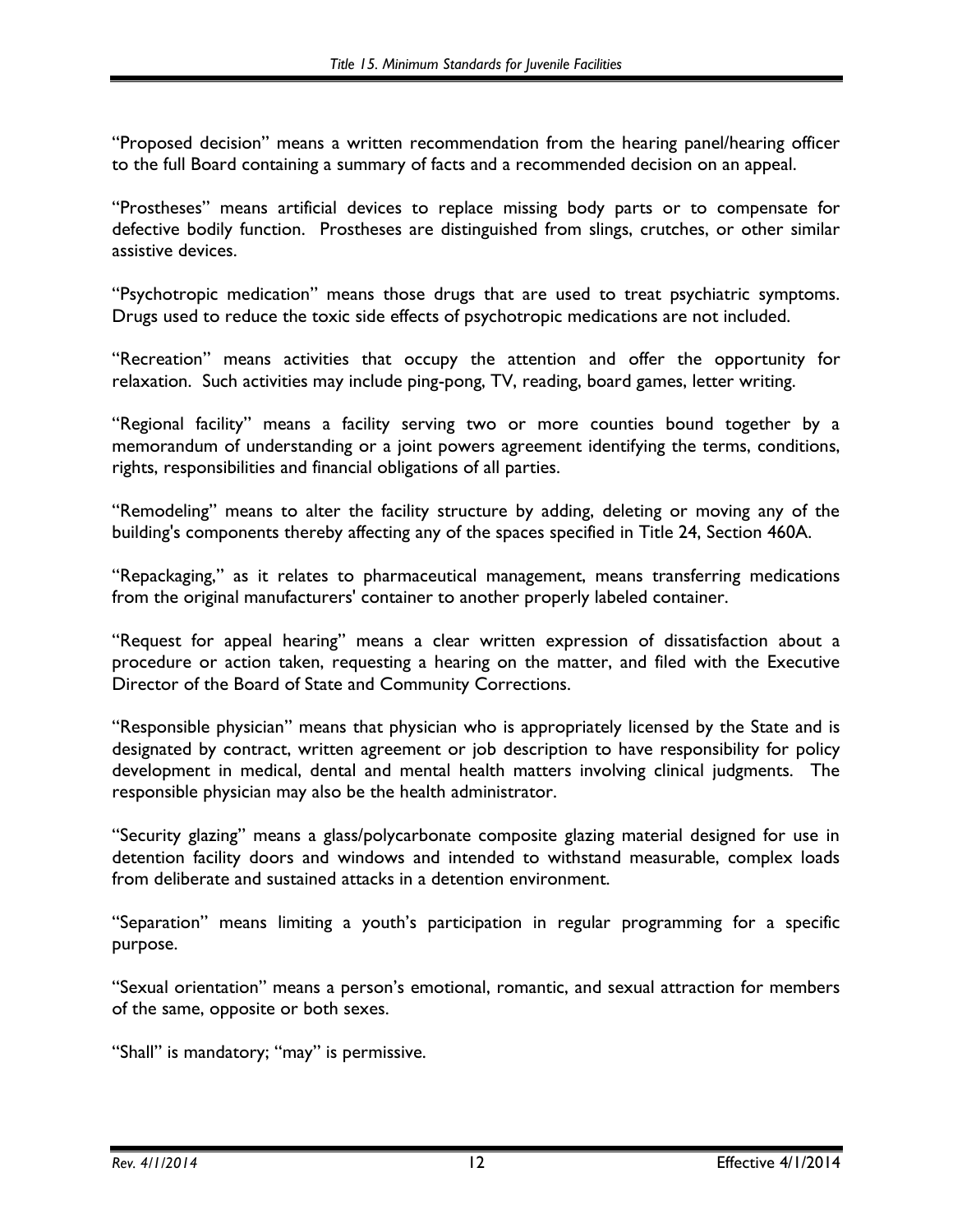"Proposed decision" means a written recommendation from the hearing panel/hearing officer to the full Board containing a summary of facts and a recommended decision on an appeal.

"Prostheses" means artificial devices to replace missing body parts or to compensate for defective bodily function. Prostheses are distinguished from slings, crutches, or other similar assistive devices.

"Psychotropic medication" means those drugs that are used to treat psychiatric symptoms. Drugs used to reduce the toxic side effects of psychotropic medications are not included.

"Recreation" means activities that occupy the attention and offer the opportunity for relaxation. Such activities may include ping-pong, TV, reading, board games, letter writing.

"Regional facility" means a facility serving two or more counties bound together by a memorandum of understanding or a joint powers agreement identifying the terms, conditions, rights, responsibilities and financial obligations of all parties.

"Remodeling" means to alter the facility structure by adding, deleting or moving any of the building's components thereby affecting any of the spaces specified in Title 24, Section 460A.

"Repackaging," as it relates to pharmaceutical management, means transferring medications from the original manufacturers' container to another properly labeled container.

"Request for appeal hearing" means a clear written expression of dissatisfaction about a procedure or action taken, requesting a hearing on the matter, and filed with the Executive Director of the Board of State and Community Corrections.

"Responsible physician" means that physician who is appropriately licensed by the State and is designated by contract, written agreement or job description to have responsibility for policy development in medical, dental and mental health matters involving clinical judgments. The responsible physician may also be the health administrator.

"Security glazing" means a glass/polycarbonate composite glazing material designed for use in detention facility doors and windows and intended to withstand measurable, complex loads from deliberate and sustained attacks in a detention environment.

"Separation" means limiting a youth's participation in regular programming for a specific purpose.

"Sexual orientation" means a person's emotional, romantic, and sexual attraction for members of the same, opposite or both sexes.

"Shall" is mandatory; "may" is permissive.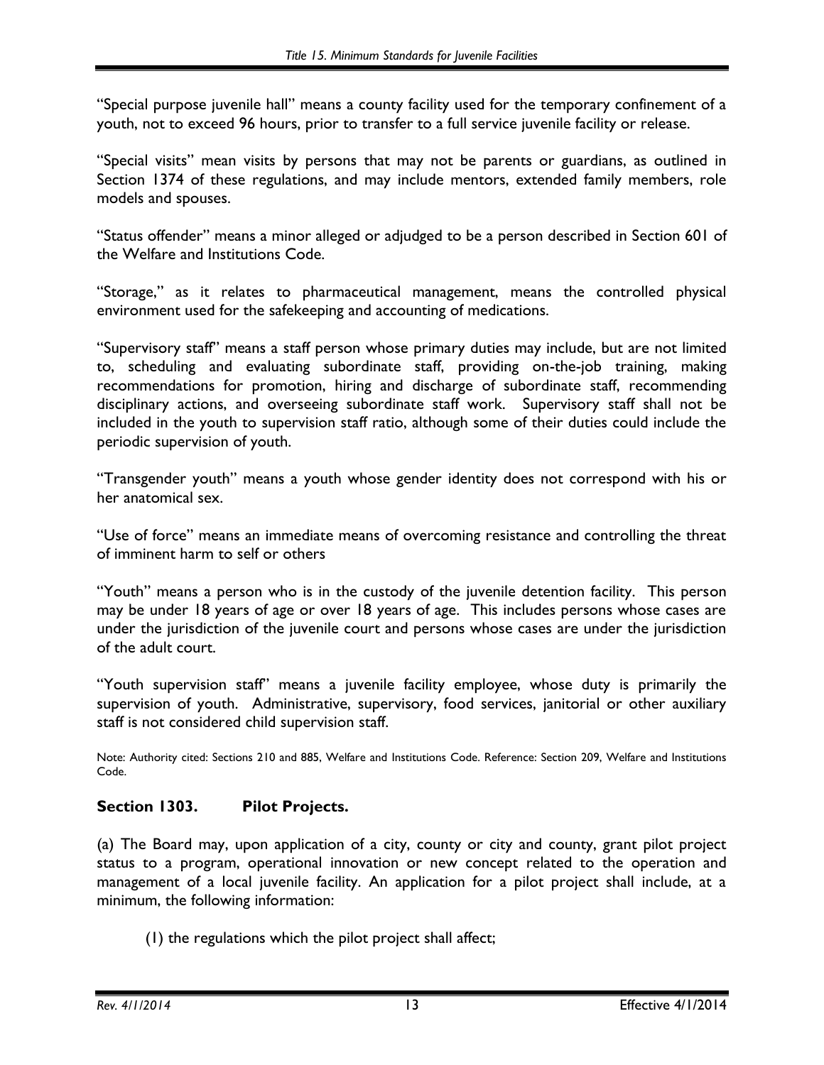"Special purpose juvenile hall" means a county facility used for the temporary confinement of a youth, not to exceed 96 hours, prior to transfer to a full service juvenile facility or release.

"Special visits" mean visits by persons that may not be parents or guardians, as outlined in Section 1374 of these regulations, and may include mentors, extended family members, role models and spouses.

"Status offender" means a minor alleged or adjudged to be a person described in Section 601 of the Welfare and Institutions Code.

"Storage," as it relates to pharmaceutical management, means the controlled physical environment used for the safekeeping and accounting of medications.

"Supervisory staff" means a staff person whose primary duties may include, but are not limited to, scheduling and evaluating subordinate staff, providing on-the-job training, making recommendations for promotion, hiring and discharge of subordinate staff, recommending disciplinary actions, and overseeing subordinate staff work. Supervisory staff shall not be included in the youth to supervision staff ratio, although some of their duties could include the periodic supervision of youth.

"Transgender youth" means a youth whose gender identity does not correspond with his or her anatomical sex.

"Use of force" means an immediate means of overcoming resistance and controlling the threat of imminent harm to self or others

"Youth" means a person who is in the custody of the juvenile detention facility. This person may be under 18 years of age or over 18 years of age. This includes persons whose cases are under the jurisdiction of the juvenile court and persons whose cases are under the jurisdiction of the adult court.

"Youth supervision staff" means a juvenile facility employee, whose duty is primarily the supervision of youth. Administrative, supervisory, food services, janitorial or other auxiliary staff is not considered child supervision staff.

Note: Authority cited: Sections 210 and 885, Welfare and Institutions Code. Reference: Section 209, Welfare and Institutions Code.

### Section 1303. Pilot Projects.

(a) The Board may, upon application of a city, county or city and county, grant pilot project status to a program, operational innovation or new concept related to the operation and management of a local juvenile facility. An application for a pilot project shall include, at a minimum, the following information:

(1) the regulations which the pilot project shall affect;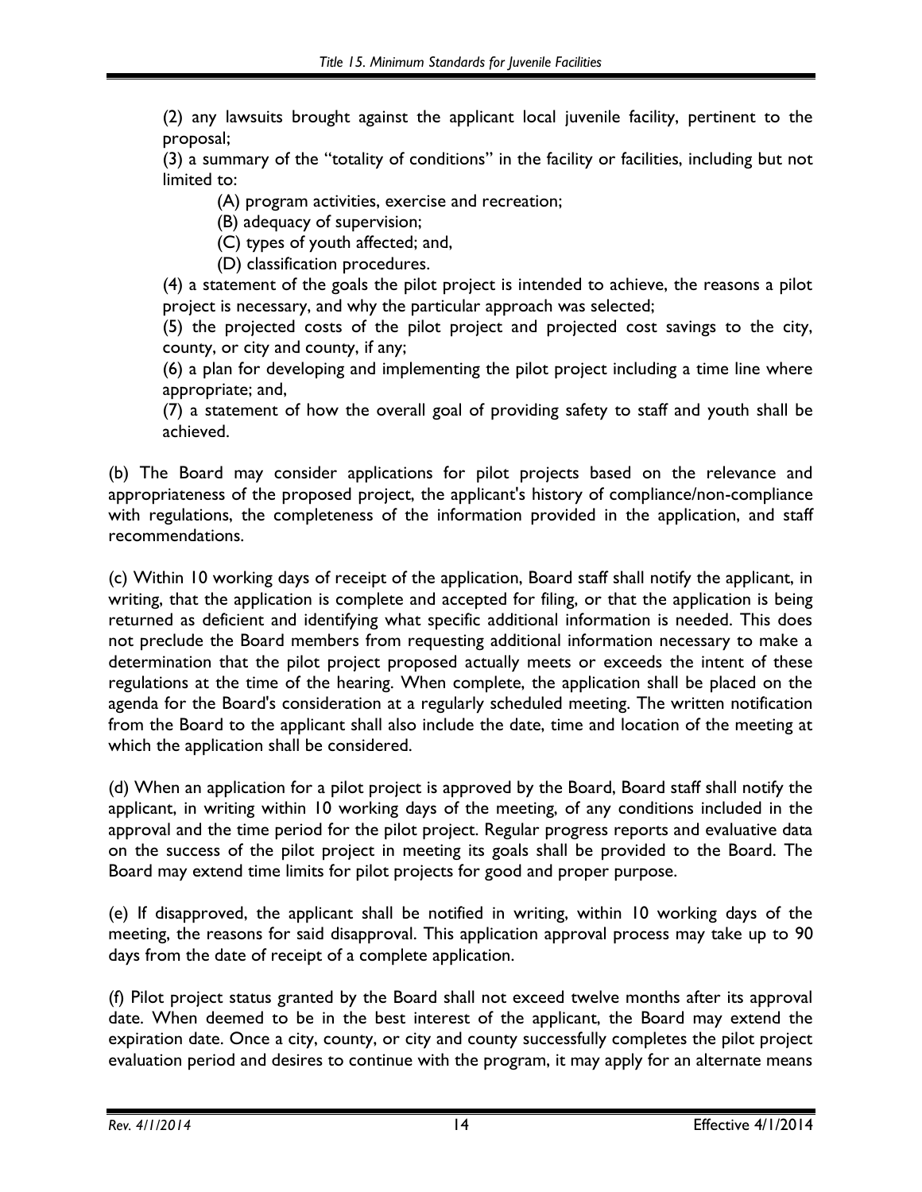(2) any lawsuits brought against the applicant local juvenile facility, pertinent to the proposal;

(3) a summary of the "totality of conditions" in the facility or facilities, including but not limited to:

(A) program activities, exercise and recreation;

(B) adequacy of supervision;

(C) types of youth affected; and,

(D) classification procedures.

(4) a statement of the goals the pilot project is intended to achieve, the reasons a pilot project is necessary, and why the particular approach was selected;

(5) the projected costs of the pilot project and projected cost savings to the city, county, or city and county, if any;

(6) a plan for developing and implementing the pilot project including a time line where appropriate; and,

(7) a statement of how the overall goal of providing safety to staff and youth shall be achieved.

(b) The Board may consider applications for pilot projects based on the relevance and appropriateness of the proposed project, the applicant's history of compliance/non-compliance with regulations, the completeness of the information provided in the application, and staff recommendations.

(c) Within 10 working days of receipt of the application, Board staff shall notify the applicant, in writing, that the application is complete and accepted for filing, or that the application is being returned as deficient and identifying what specific additional information is needed. This does not preclude the Board members from requesting additional information necessary to make a determination that the pilot project proposed actually meets or exceeds the intent of these regulations at the time of the hearing. When complete, the application shall be placed on the agenda for the Board's consideration at a regularly scheduled meeting. The written notification from the Board to the applicant shall also include the date, time and location of the meeting at which the application shall be considered.

(d) When an application for a pilot project is approved by the Board, Board staff shall notify the applicant, in writing within 10 working days of the meeting, of any conditions included in the approval and the time period for the pilot project. Regular progress reports and evaluative data on the success of the pilot project in meeting its goals shall be provided to the Board. The Board may extend time limits for pilot projects for good and proper purpose.

(e) If disapproved, the applicant shall be notified in writing, within 10 working days of the meeting, the reasons for said disapproval. This application approval process may take up to 90 days from the date of receipt of a complete application.

(f) Pilot project status granted by the Board shall not exceed twelve months after its approval date. When deemed to be in the best interest of the applicant, the Board may extend the expiration date. Once a city, county, or city and county successfully completes the pilot project evaluation period and desires to continue with the program, it may apply for an alternate means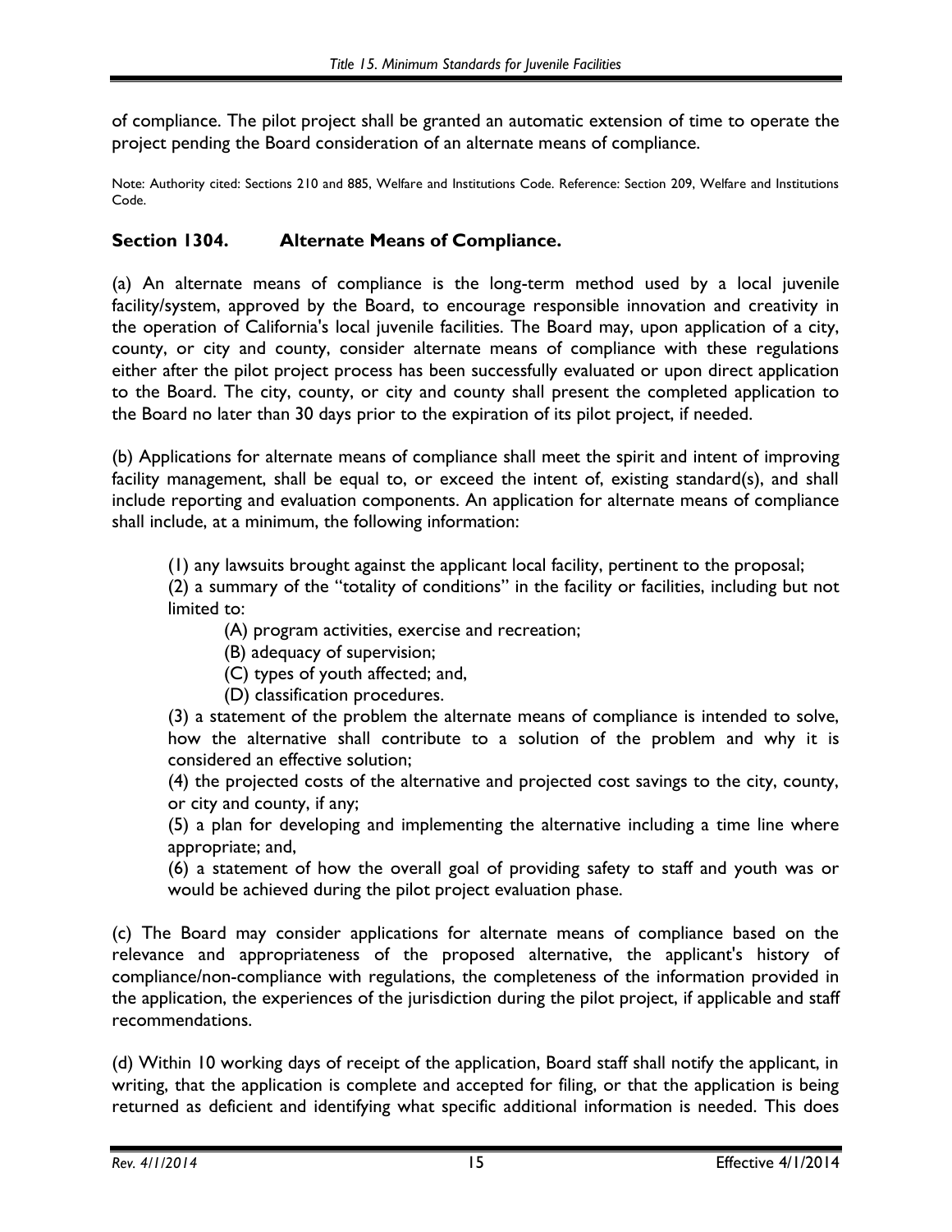of compliance. The pilot project shall be granted an automatic extension of time to operate the project pending the Board consideration of an alternate means of compliance.

Note: Authority cited: Sections 210 and 885, Welfare and Institutions Code. Reference: Section 209, Welfare and Institutions Code.

## Section 1304. Alternate Means of Compliance.

(a) An alternate means of compliance is the long-term method used by a local juvenile facility/system, approved by the Board, to encourage responsible innovation and creativity in the operation of California's local juvenile facilities. The Board may, upon application of a city, county, or city and county, consider alternate means of compliance with these regulations either after the pilot project process has been successfully evaluated or upon direct application to the Board. The city, county, or city and county shall present the completed application to the Board no later than 30 days prior to the expiration of its pilot project, if needed.

(b) Applications for alternate means of compliance shall meet the spirit and intent of improving facility management, shall be equal to, or exceed the intent of, existing standard(s), and shall include reporting and evaluation components. An application for alternate means of compliance shall include, at a minimum, the following information:

(1) any lawsuits brought against the applicant local facility, pertinent to the proposal;

(2) a summary of the "totality of conditions" in the facility or facilities, including but not limited to:

  (A) program activities, exercise and recreation;

  (B) adequacy of supervision;

  (C) types of youth affected; and,

  (D) classification procedures.

(3) a statement of the problem the alternate means of compliance is intended to solve, how the alternative shall contribute to a solution of the problem and why it is considered an effective solution;

(4) the projected costs of the alternative and projected cost savings to the city, county, or city and county, if any;

(5) a plan for developing and implementing the alternative including a time line where appropriate; and,

(6) a statement of how the overall goal of providing safety to staff and youth was or would be achieved during the pilot project evaluation phase.

(c) The Board may consider applications for alternate means of compliance based on the relevance and appropriateness of the proposed alternative, the applicant's history of compliance/non-compliance with regulations, the completeness of the information provided in the application, the experiences of the jurisdiction during the pilot project, if applicable and staff recommendations.

(d) Within 10 working days of receipt of the application, Board staff shall notify the applicant, in writing, that the application is complete and accepted for filing, or that the application is being returned as deficient and identifying what specific additional information is needed. This does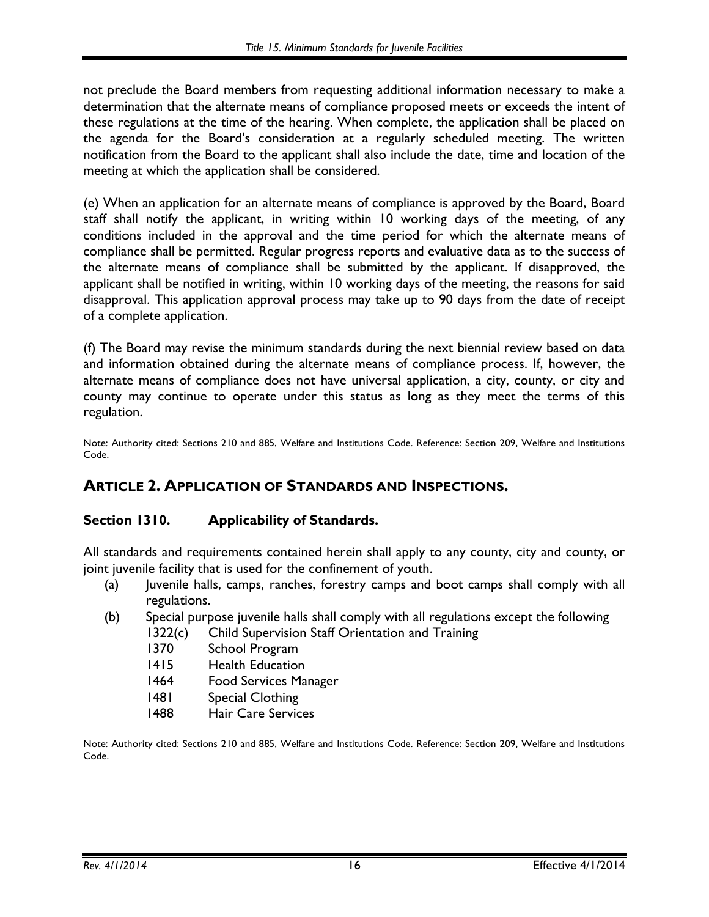not preclude the Board members from requesting additional information necessary to make a determination that the alternate means of compliance proposed meets or exceeds the intent of these regulations at the time of the hearing. When complete, the application shall be placed on the agenda for the Board's consideration at a regularly scheduled meeting. The written notification from the Board to the applicant shall also include the date, time and location of the meeting at which the application shall be considered.

(e) When an application for an alternate means of compliance is approved by the Board, Board staff shall notify the applicant, in writing within 10 working days of the meeting, of any conditions included in the approval and the time period for which the alternate means of compliance shall be permitted. Regular progress reports and evaluative data as to the success of the alternate means of compliance shall be submitted by the applicant. If disapproved, the applicant shall be notified in writing, within 10 working days of the meeting, the reasons for said disapproval. This application approval process may take up to 90 days from the date of receipt of a complete application.

(f) The Board may revise the minimum standards during the next biennial review based on data and information obtained during the alternate means of compliance process. If, however, the alternate means of compliance does not have universal application, a city, county, or city and county may continue to operate under this status as long as they meet the terms of this regulation.

Note: Authority cited: Sections 210 and 885, Welfare and Institutions Code. Reference: Section 209, Welfare and Institutions Code.

## ARTICLE 2. APPLICATION OF STANDARDS AND INSPECTIONS.

### Section 1310. Applicability of Standards.

All standards and requirements contained herein shall apply to any county, city and county, or joint juvenile facility that is used for the confinement of youth.

(a) Juvenile halls, camps, ranches, forestry camps and boot camps shall comply with all regulations.

(b) Special purpose juvenile halls shall comply with all regulations except the following
- 1322(c) Child Supervision Staff Orientation and Training
- 1370 School Program
- 1415 Health Education
- 1464 Food Services Manager
- 1481 Special Clothing
- 1488 Hair Care Services

Note: Authority cited: Sections 210 and 885, Welfare and Institutions Code. Reference: Section 209, Welfare and Institutions Code.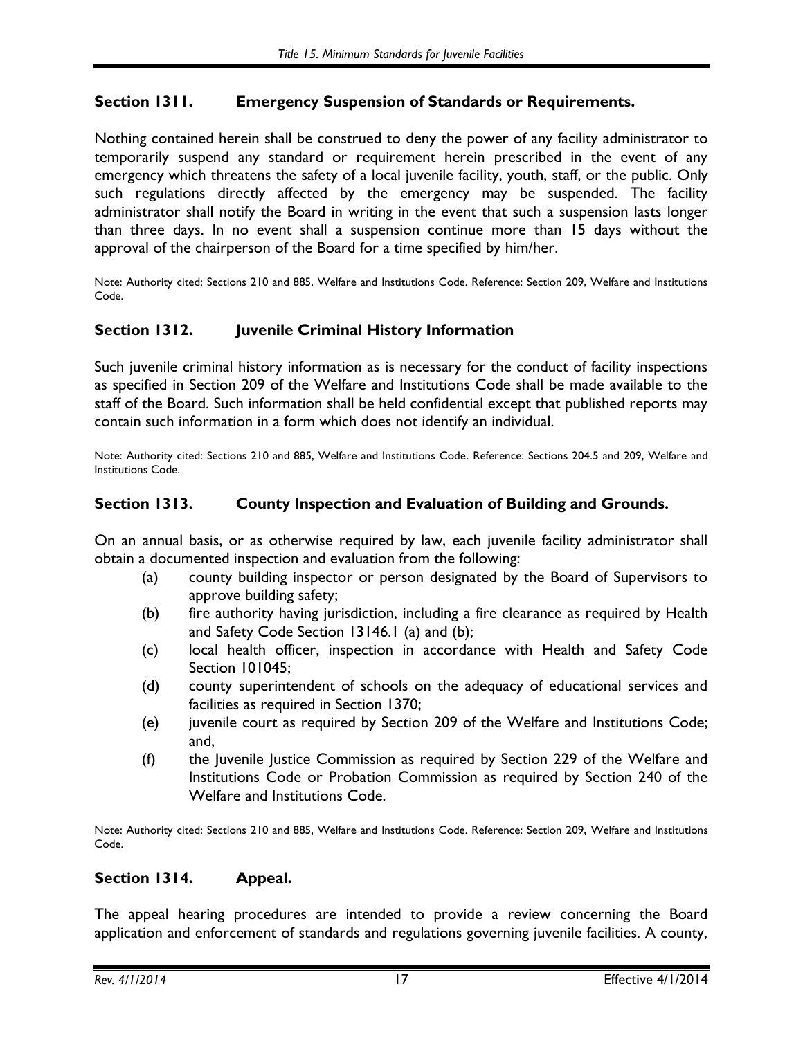## Section 1311. Emergency Suspension of Standards or Requirements.

Nothing contained herein shall be construed to deny the power of any facility administrator to temporarily suspend any standard or requirement herein prescribed in the event of any emergency which threatens the safety of a local juvenile facility, youth, staff, or the public. Only such regulations directly affected by the emergency may be suspended. The facility administrator shall notify the Board in writing in the event that such a suspension lasts longer than three days. In no event shall a suspension continue more than 15 days without the approval of the chairperson of the Board for a time specified by him/her.

Note: Authority cited: Sections 210 and 885, Welfare and Institutions Code. Reference: Section 209, Welfare and Institutions Code.

## Section 1312. Juvenile Criminal History Information

Such juvenile criminal history information as is necessary for the conduct of facility inspections as specified in Section 209 of the Welfare and Institutions Code shall be made available to the staff of the Board. Such information shall be held confidential except that published reports may contain such information in a form which does not identify an individual.

Note: Authority cited: Sections 210 and 885, Welfare and Institutions Code. Reference: Sections 204.5 and 209, Welfare and Institutions Code.

## Section 1313. County Inspection and Evaluation of Building and Grounds.

On an annual basis, or as otherwise required by law, each juvenile facility administrator shall obtain a documented inspection and evaluation from the following:

(a) county building inspector or person designated by the Board of Supervisors to approve building safety;

(b) fire authority having jurisdiction, including a fire clearance as required by Health and Safety Code Section 13146.1 (a) and (b);

(c) local health officer, inspection in accordance with Health and Safety Code Section 101045;

(d) county superintendent of schools on the adequacy of educational services and facilities as required in Section 1370;

(e) juvenile court as required by Section 209 of the Welfare and Institutions Code; and,

(f) the Juvenile Justice Commission as required by Section 229 of the Welfare and Institutions Code or Probation Commission as required by Section 240 of the Welfare and Institutions Code.

Note: Authority cited: Sections 210 and 885, Welfare and Institutions Code. Reference: Section 209, Welfare and Institutions Code.

## Section 1314. Appeal.

The appeal hearing procedures are intended to provide a review concerning the Board application and enforcement of standards and regulations governing juvenile facilities. A county,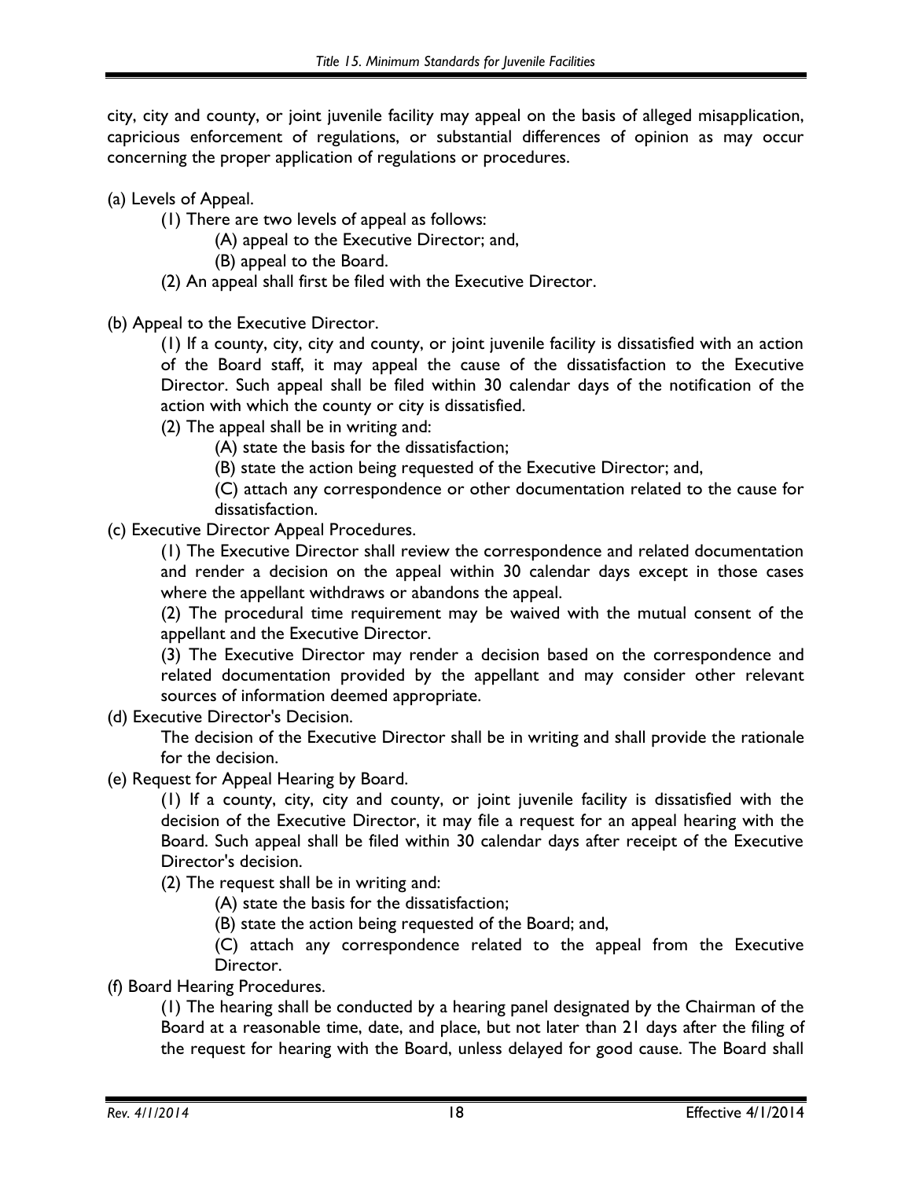city, city and county, or joint juvenile facility may appeal on the basis of alleged misapplication, capricious enforcement of regulations, or substantial differences of opinion as may occur concerning the proper application of regulations or procedures.

(a) Levels of Appeal.

(1) There are two levels of appeal as follows:

(A) appeal to the Executive Director; and,

(B) appeal to the Board.

(2) An appeal shall first be filed with the Executive Director.

(b) Appeal to the Executive Director.

(1) If a county, city, city and county, or joint juvenile facility is dissatisfied with an action of the Board staff, it may appeal the cause of the dissatisfaction to the Executive Director. Such appeal shall be filed within 30 calendar days of the notification of the action with which the county or city is dissatisfied.

(2) The appeal shall be in writing and:

(A) state the basis for the dissatisfaction;

(B) state the action being requested of the Executive Director; and,

(C) attach any correspondence or other documentation related to the cause for dissatisfaction.

(c) Executive Director Appeal Procedures.

(1) The Executive Director shall review the correspondence and related documentation and render a decision on the appeal within 30 calendar days except in those cases where the appellant withdraws or abandons the appeal.

(2) The procedural time requirement may be waived with the mutual consent of the appellant and the Executive Director.

(3) The Executive Director may render a decision based on the correspondence and related documentation provided by the appellant and may consider other relevant sources of information deemed appropriate.

(d) Executive Director's Decision.

The decision of the Executive Director shall be in writing and shall provide the rationale for the decision.

(e) Request for Appeal Hearing by Board.

(1) If a county, city, city and county, or joint juvenile facility is dissatisfied with the decision of the Executive Director, it may file a request for an appeal hearing with the Board. Such appeal shall be filed within 30 calendar days after receipt of the Executive Director's decision.

(2) The request shall be in writing and:

(A) state the basis for the dissatisfaction;

(B) state the action being requested of the Board; and,

(C) attach any correspondence related to the appeal from the Executive Director.

(f) Board Hearing Procedures.

(1) The hearing shall be conducted by a hearing panel designated by the Chairman of the Board at a reasonable time, date, and place, but not later than 21 days after the filing of the request for hearing with the Board, unless delayed for good cause. The Board shall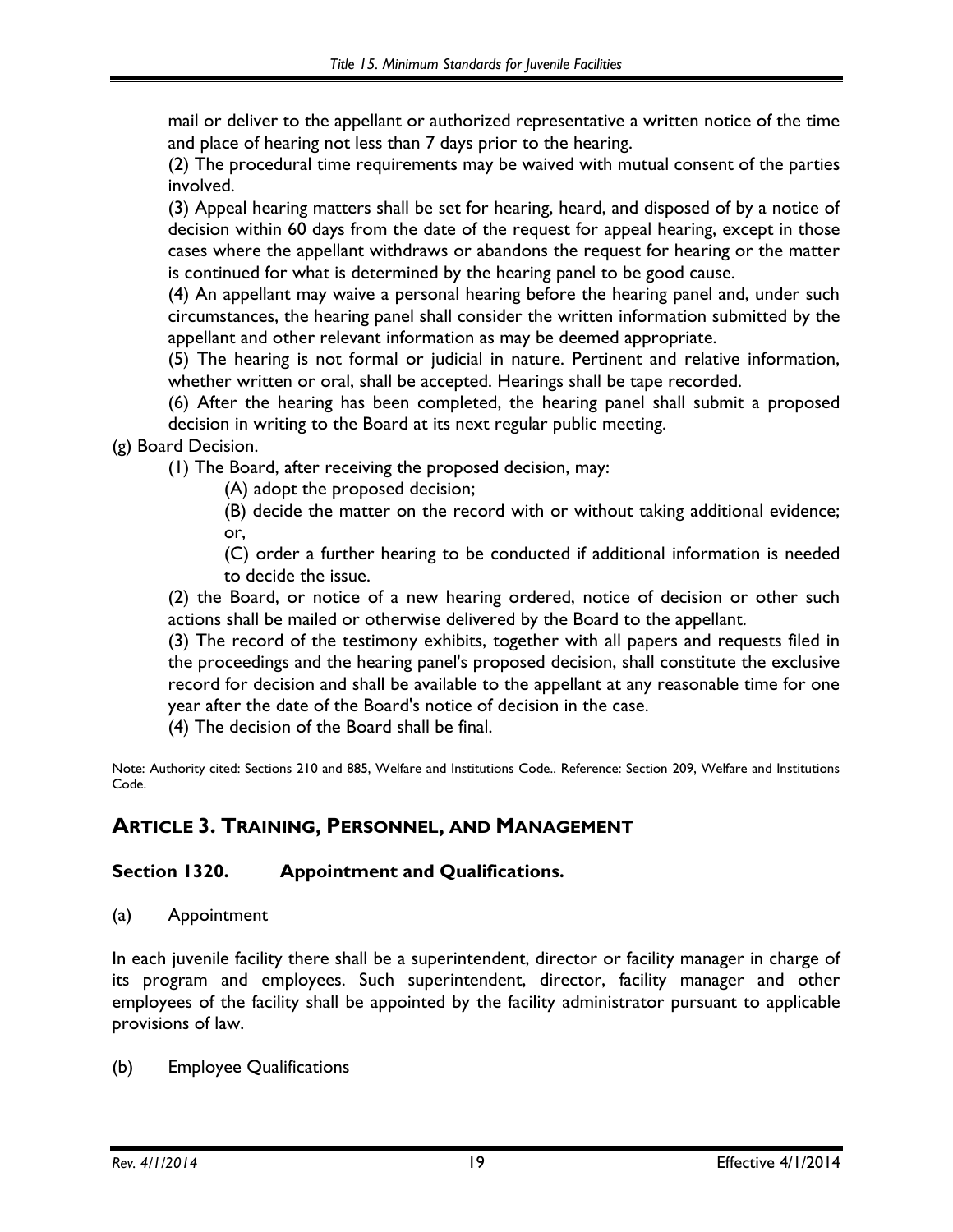mail or deliver to the appellant or authorized representative a written notice of the time and place of hearing not less than 7 days prior to the hearing.

(2) The procedural time requirements may be waived with mutual consent of the parties involved.

(3) Appeal hearing matters shall be set for hearing, heard, and disposed of by a notice of decision within 60 days from the date of the request for appeal hearing, except in those cases where the appellant withdraws or abandons the request for hearing or the matter is continued for what is determined by the hearing panel to be good cause.

(4) An appellant may waive a personal hearing before the hearing panel and, under such circumstances, the hearing panel shall consider the written information submitted by the appellant and other relevant information as may be deemed appropriate.

(5) The hearing is not formal or judicial in nature. Pertinent and relative information, whether written or oral, shall be accepted. Hearings shall be tape recorded.

(6) After the hearing has been completed, the hearing panel shall submit a proposed decision in writing to the Board at its next regular public meeting.

(g) Board Decision.

(1) The Board, after receiving the proposed decision, may:

(A) adopt the proposed decision;

(B) decide the matter on the record with or without taking additional evidence; or,

(C) order a further hearing to be conducted if additional information is needed to decide the issue.

(2) the Board, or notice of a new hearing ordered, notice of decision or other such actions shall be mailed or otherwise delivered by the Board to the appellant.

(3) The record of the testimony exhibits, together with all papers and requests filed in the proceedings and the hearing panel's proposed decision, shall constitute the exclusive record for decision and shall be available to the appellant at any reasonable time for one year after the date of the Board's notice of decision in the case.

(4) The decision of the Board shall be final.

Note: Authority cited: Sections 210 and 885, Welfare and Institutions Code.. Reference: Section 209, Welfare and Institutions Code.

## ARTICLE 3. TRAINING, PERSONNEL, AND MANAGEMENT

### Section 1320. Appointment and Qualifications.

(a) Appointment

In each juvenile facility there shall be a superintendent, director or facility manager in charge of its program and employees. Such superintendent, director, facility manager and other employees of the facility shall be appointed by the facility administrator pursuant to applicable provisions of law.

(b) Employee Qualifications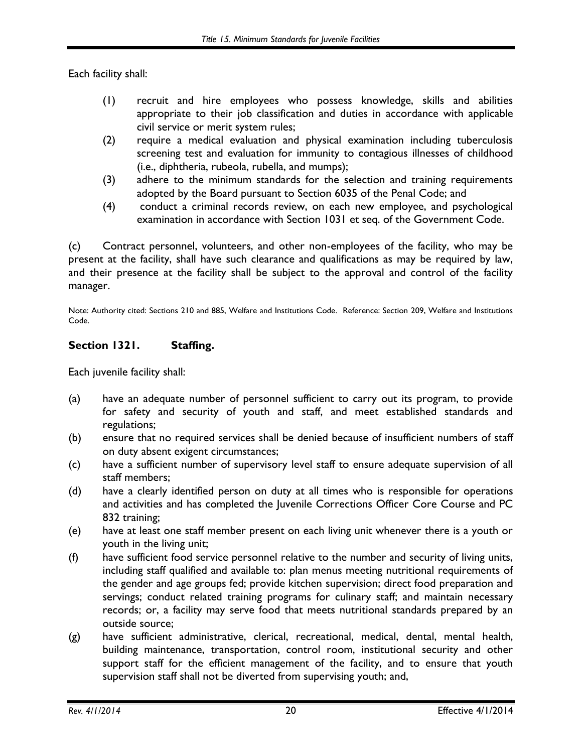Each facility shall:

(1) recruit and hire employees who possess knowledge, skills and abilities appropriate to their job classification and duties in accordance with applicable civil service or merit system rules;
(2) require a medical evaluation and physical examination including tuberculosis screening test and evaluation for immunity to contagious illnesses of childhood (i.e., diphtheria, rubeola, rubella, and mumps);
(3) adhere to the minimum standards for the selection and training requirements adopted by the Board pursuant to Section 6035 of the Penal Code; and
(4) conduct a criminal records review, on each new employee, and psychological examination in accordance with Section 1031 et seq. of the Government Code.

(c) Contract personnel, volunteers, and other non-employees of the facility, who may be present at the facility, shall have such clearance and qualifications as may be required by law, and their presence at the facility shall be subject to the approval and control of the facility manager.

Note: Authority cited: Sections 210 and 885, Welfare and Institutions Code. Reference: Section 209, Welfare and Institutions Code.

## Section 1321. Staffing.

Each juvenile facility shall:

(a) have an adequate number of personnel sufficient to carry out its program, to provide for safety and security of youth and staff, and meet established standards and regulations;
(b) ensure that no required services shall be denied because of insufficient numbers of staff on duty absent exigent circumstances;
(c) have a sufficient number of supervisory level staff to ensure adequate supervision of all staff members;
(d) have a clearly identified person on duty at all times who is responsible for operations and activities and has completed the Juvenile Corrections Officer Core Course and PC 832 training;
(e) have at least one staff member present on each living unit whenever there is a youth or youth in the living unit;
(f) have sufficient food service personnel relative to the number and security of living units, including staff qualified and available to: plan menus meeting nutritional requirements of the gender and age groups fed; provide kitchen supervision; direct food preparation and servings; conduct related training programs for culinary staff; and maintain necessary records; or, a facility may serve food that meets nutritional standards prepared by an outside source;
(g) have sufficient administrative, clerical, recreational, medical, dental, mental health, building maintenance, transportation, control room, institutional security and other support staff for the efficient management of the facility, and to ensure that youth supervision staff shall not be diverted from supervising youth; and,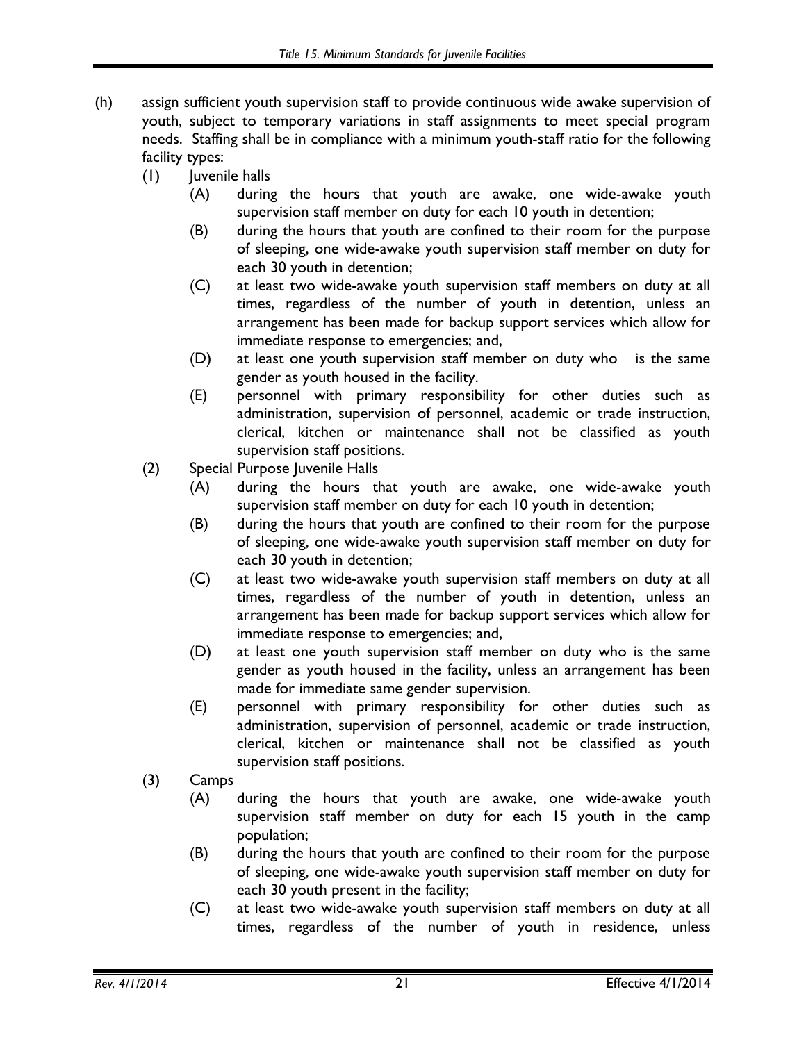(h) assign sufficient youth supervision staff to provide continuous wide awake supervision of youth, subject to temporary variations in staff assignments to meet special program needs. Staffing shall be in compliance with a minimum youth-staff ratio for the following facility types:

  (1) Juvenile halls

    (A) during the hours that youth are awake, one wide-awake youth supervision staff member on duty for each 10 youth in detention;

    (B) during the hours that youth are confined to their room for the purpose of sleeping, one wide-awake youth supervision staff member on duty for each 30 youth in detention;

    (C) at least two wide-awake youth supervision staff members on duty at all times, regardless of the number of youth in detention, unless an arrangement has been made for backup support services which allow for immediate response to emergencies; and,

    (D) at least one youth supervision staff member on duty who is the same gender as youth housed in the facility.

    (E) personnel with primary responsibility for other duties such as administration, supervision of personnel, academic or trade instruction, clerical, kitchen or maintenance shall not be classified as youth supervision staff positions.

  (2) Special Purpose Juvenile Halls

    (A) during the hours that youth are awake, one wide-awake youth supervision staff member on duty for each 10 youth in detention;

    (B) during the hours that youth are confined to their room for the purpose of sleeping, one wide-awake youth supervision staff member on duty for each 30 youth in detention;

    (C) at least two wide-awake youth supervision staff members on duty at all times, regardless of the number of youth in detention, unless an arrangement has been made for backup support services which allow for immediate response to emergencies; and,

    (D) at least one youth supervision staff member on duty who is the same gender as youth housed in the facility, unless an arrangement has been made for immediate same gender supervision.

    (E) personnel with primary responsibility for other duties such as administration, supervision of personnel, academic or trade instruction, clerical, kitchen or maintenance shall not be classified as youth supervision staff positions.

  (3) Camps

    (A) during the hours that youth are awake, one wide-awake youth supervision staff member on duty for each 15 youth in the camp population;

    (B) during the hours that youth are confined to their room for the purpose of sleeping, one wide-awake youth supervision staff member on duty for each 30 youth present in the facility;

    (C) at least two wide-awake youth supervision staff members on duty at all times, regardless of the number of youth in residence, unless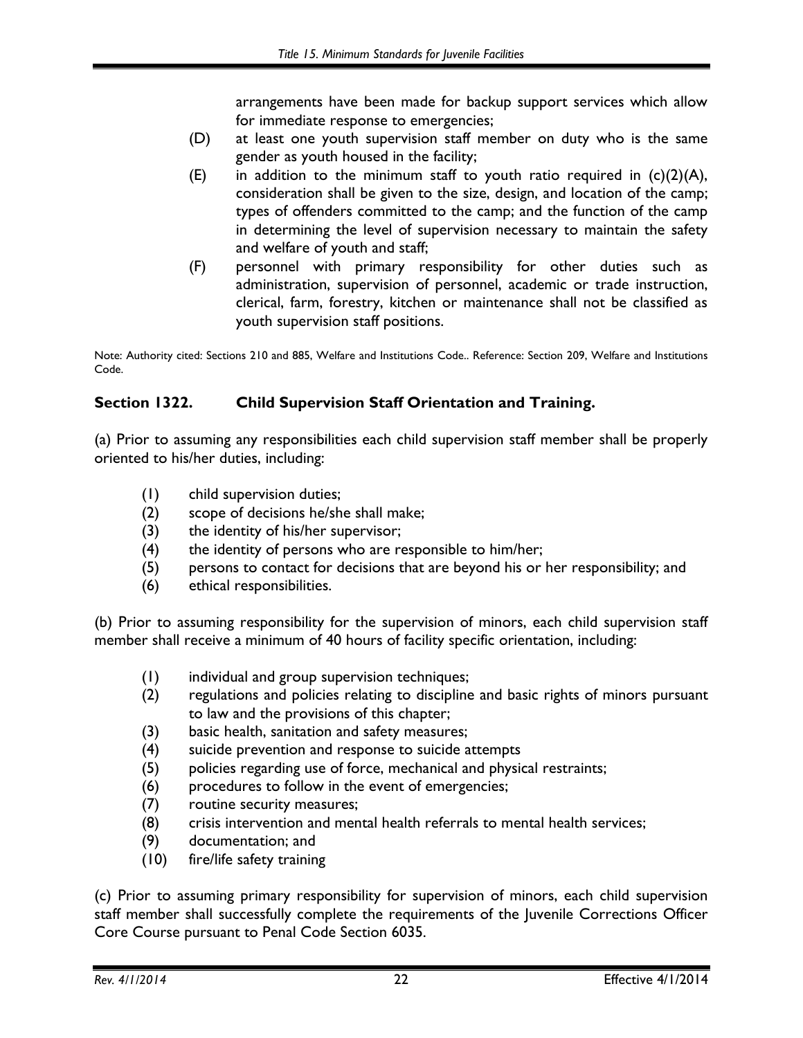arrangements have been made for backup support services which allow for immediate response to emergencies;

(D) at least one youth supervision staff member on duty who is the same gender as youth housed in the facility;

(E) in addition to the minimum staff to youth ratio required in (c)(2)(A), consideration shall be given to the size, design, and location of the camp; types of offenders committed to the camp; and the function of the camp in determining the level of supervision necessary to maintain the safety and welfare of youth and staff;

(F) personnel with primary responsibility for other duties such as administration, supervision of personnel, academic or trade instruction, clerical, farm, forestry, kitchen or maintenance shall not be classified as youth supervision staff positions.

Note: Authority cited: Sections 210 and 885, Welfare and Institutions Code.. Reference: Section 209, Welfare and Institutions Code.

## Section 1322. Child Supervision Staff Orientation and Training.

(a) Prior to assuming any responsibilities each child supervision staff member shall be properly oriented to his/her duties, including:

(1) child supervision duties;
(2) scope of decisions he/she shall make;
(3) the identity of his/her supervisor;
(4) the identity of persons who are responsible to him/her;
(5) persons to contact for decisions that are beyond his or her responsibility; and
(6) ethical responsibilities.

(b) Prior to assuming responsibility for the supervision of minors, each child supervision staff member shall receive a minimum of 40 hours of facility specific orientation, including:

(1) individual and group supervision techniques;
(2) regulations and policies relating to discipline and basic rights of minors pursuant to law and the provisions of this chapter;
(3) basic health, sanitation and safety measures;
(4) suicide prevention and response to suicide attempts
(5) policies regarding use of force, mechanical and physical restraints;
(6) procedures to follow in the event of emergencies;
(7) routine security measures;
(8) crisis intervention and mental health referrals to mental health services;
(9) documentation; and
(10) fire/life safety training

(c) Prior to assuming primary responsibility for supervision of minors, each child supervision staff member shall successfully complete the requirements of the Juvenile Corrections Officer Core Course pursuant to Penal Code Section 6035.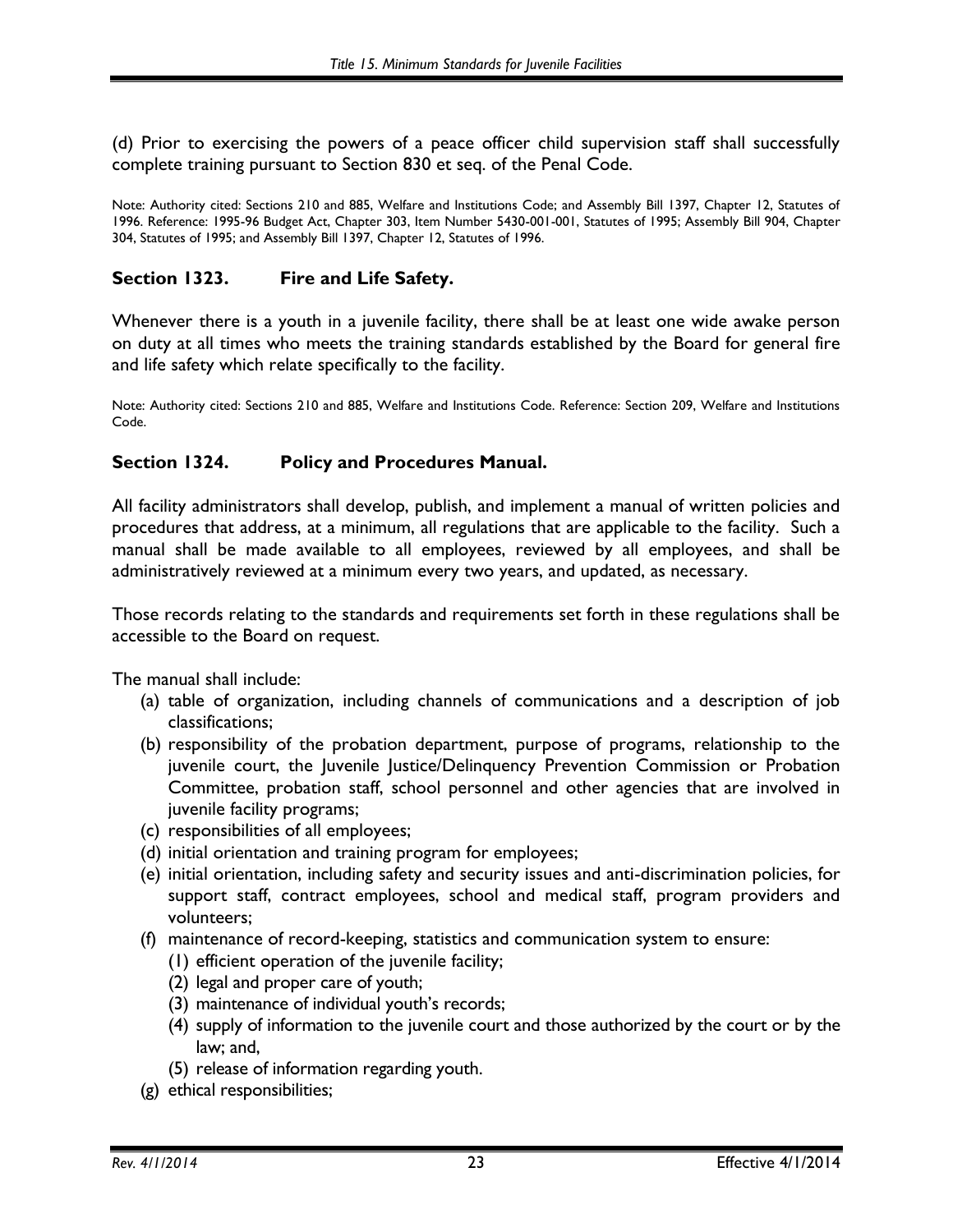(d) Prior to exercising the powers of a peace officer child supervision staff shall successfully complete training pursuant to Section 830 et seq. of the Penal Code.

Note: Authority cited: Sections 210 and 885, Welfare and Institutions Code; and Assembly Bill 1397, Chapter 12, Statutes of 1996. Reference: 1995-96 Budget Act, Chapter 303, Item Number 5430-001-001, Statutes of 1995; Assembly Bill 904, Chapter 304, Statutes of 1995; and Assembly Bill 1397, Chapter 12, Statutes of 1996.

## Section 1323. Fire and Life Safety.

Whenever there is a youth in a juvenile facility, there shall be at least one wide awake person on duty at all times who meets the training standards established by the Board for general fire and life safety which relate specifically to the facility.

Note: Authority cited: Sections 210 and 885, Welfare and Institutions Code. Reference: Section 209, Welfare and Institutions Code.

## Section 1324. Policy and Procedures Manual.

All facility administrators shall develop, publish, and implement a manual of written policies and procedures that address, at a minimum, all regulations that are applicable to the facility. Such a manual shall be made available to all employees, reviewed by all employees, and shall be administratively reviewed at a minimum every two years, and updated, as necessary.

Those records relating to the standards and requirements set forth in these regulations shall be accessible to the Board on request.

The manual shall include:

(a) table of organization, including channels of communications and a description of job classifications;

(b) responsibility of the probation department, purpose of programs, relationship to the juvenile court, the Juvenile Justice/Delinquency Prevention Commission or Probation Committee, probation staff, school personnel and other agencies that are involved in juvenile facility programs;

(c) responsibilities of all employees;

(d) initial orientation and training program for employees;

(e) initial orientation, including safety and security issues and anti-discrimination policies, for support staff, contract employees, school and medical staff, program providers and volunteers;

(f) maintenance of record-keeping, statistics and communication system to ensure:

  (1) efficient operation of the juvenile facility;

  (2) legal and proper care of youth;

  (3) maintenance of individual youth's records;

  (4) supply of information to the juvenile court and those authorized by the court or by the law; and,

  (5) release of information regarding youth.

(g) ethical responsibilities;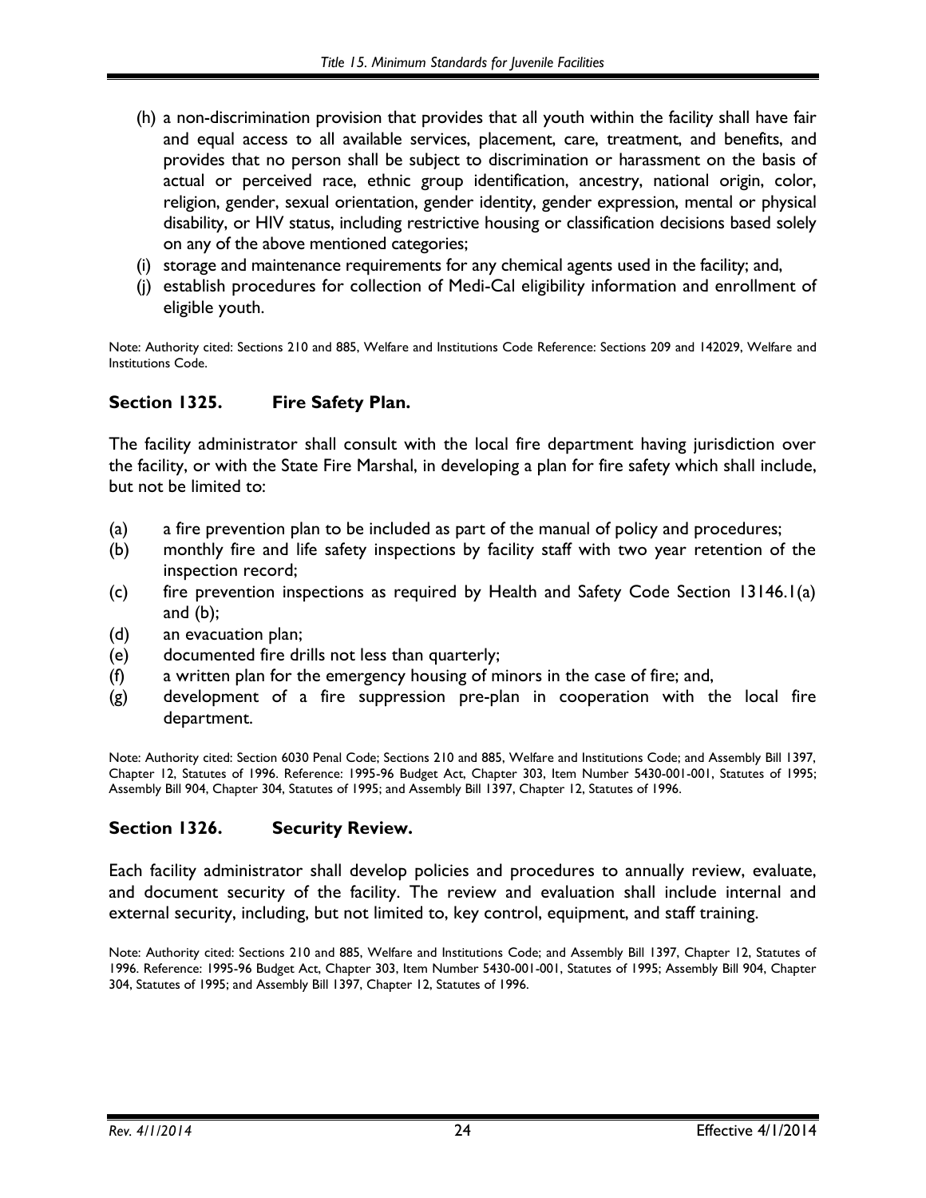(h) a non-discrimination provision that provides that all youth within the facility shall have fair and equal access to all available services, placement, care, treatment, and benefits, and provides that no person shall be subject to discrimination or harassment on the basis of actual or perceived race, ethnic group identification, ancestry, national origin, color, religion, gender, sexual orientation, gender identity, gender expression, mental or physical disability, or HIV status, including restrictive housing or classification decisions based solely on any of the above mentioned categories;

(i) storage and maintenance requirements for any chemical agents used in the facility; and,

(j) establish procedures for collection of Medi-Cal eligibility information and enrollment of eligible youth.

Note: Authority cited: Sections 210 and 885, Welfare and Institutions Code Reference: Sections 209 and 142029, Welfare and Institutions Code.

## Section 1325. Fire Safety Plan.

The facility administrator shall consult with the local fire department having jurisdiction over the facility, or with the State Fire Marshal, in developing a plan for fire safety which shall include, but not be limited to:

(a) a fire prevention plan to be included as part of the manual of policy and procedures;

(b) monthly fire and life safety inspections by facility staff with two year retention of the inspection record;

(c) fire prevention inspections as required by Health and Safety Code Section 13146.1(a) and (b);

(d) an evacuation plan;

(e) documented fire drills not less than quarterly;

(f) a written plan for the emergency housing of minors in the case of fire; and,

(g) development of a fire suppression pre-plan in cooperation with the local fire department.

Note: Authority cited: Section 6030 Penal Code; Sections 210 and 885, Welfare and Institutions Code; and Assembly Bill 1397, Chapter 12, Statutes of 1996. Reference: 1995-96 Budget Act, Chapter 303, Item Number 5430-001-001, Statutes of 1995; Assembly Bill 904, Chapter 304, Statutes of 1995; and Assembly Bill 1397, Chapter 12, Statutes of 1996.

## Section 1326. Security Review.

Each facility administrator shall develop policies and procedures to annually review, evaluate, and document security of the facility. The review and evaluation shall include internal and external security, including, but not limited to, key control, equipment, and staff training.

Note: Authority cited: Sections 210 and 885, Welfare and Institutions Code; and Assembly Bill 1397, Chapter 12, Statutes of 1996. Reference: 1995-96 Budget Act, Chapter 303, Item Number 5430-001-001, Statutes of 1995; Assembly Bill 904, Chapter 304, Statutes of 1995; and Assembly Bill 1397, Chapter 12, Statutes of 1996.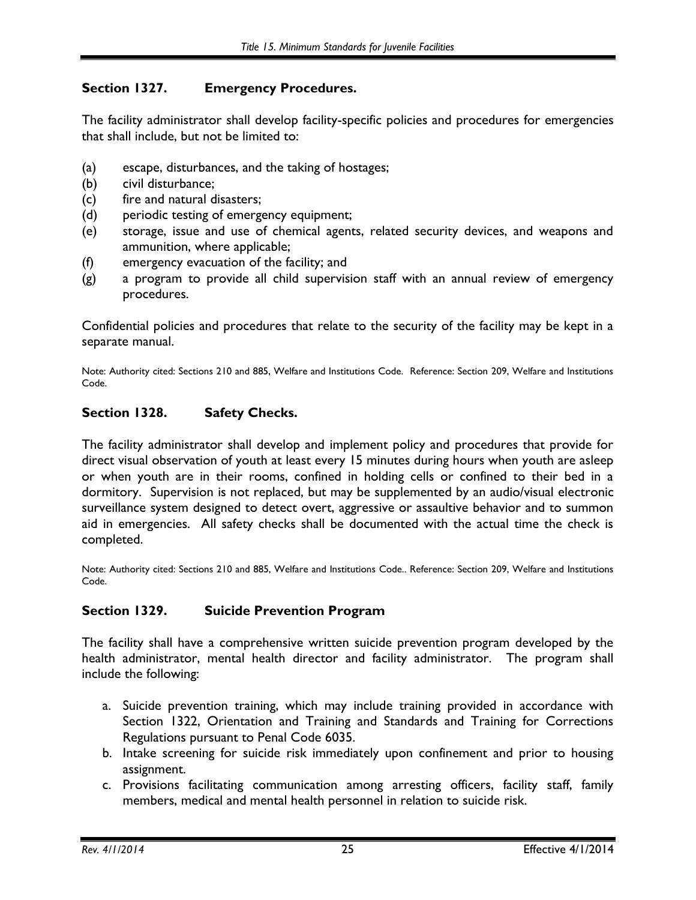## Section 1327. Emergency Procedures.

The facility administrator shall develop facility-specific policies and procedures for emergencies that shall include, but not be limited to:

(a) escape, disturbances, and the taking of hostages;
(b) civil disturbance;
(c) fire and natural disasters;
(d) periodic testing of emergency equipment;
(e) storage, issue and use of chemical agents, related security devices, and weapons and ammunition, where applicable;
(f) emergency evacuation of the facility; and
(g) a program to provide all child supervision staff with an annual review of emergency procedures.

Confidential policies and procedures that relate to the security of the facility may be kept in a separate manual.

Note: Authority cited: Sections 210 and 885, Welfare and Institutions Code. Reference: Section 209, Welfare and Institutions Code.

## Section 1328. Safety Checks.

The facility administrator shall develop and implement policy and procedures that provide for direct visual observation of youth at least every 15 minutes during hours when youth are asleep or when youth are in their rooms, confined in holding cells or confined to their bed in a dormitory. Supervision is not replaced, but may be supplemented by an audio/visual electronic surveillance system designed to detect overt, aggressive or assaultive behavior and to summon aid in emergencies. All safety checks shall be documented with the actual time the check is completed.

Note: Authority cited: Sections 210 and 885, Welfare and Institutions Code.. Reference: Section 209, Welfare and Institutions Code.

## Section 1329. Suicide Prevention Program

The facility shall have a comprehensive written suicide prevention program developed by the health administrator, mental health director and facility administrator. The program shall include the following:

a. Suicide prevention training, which may include training provided in accordance with Section 1322, Orientation and Training and Standards and Training for Corrections Regulations pursuant to Penal Code 6035.
b. Intake screening for suicide risk immediately upon confinement and prior to housing assignment.
c. Provisions facilitating communication among arresting officers, facility staff, family members, medical and mental health personnel in relation to suicide risk.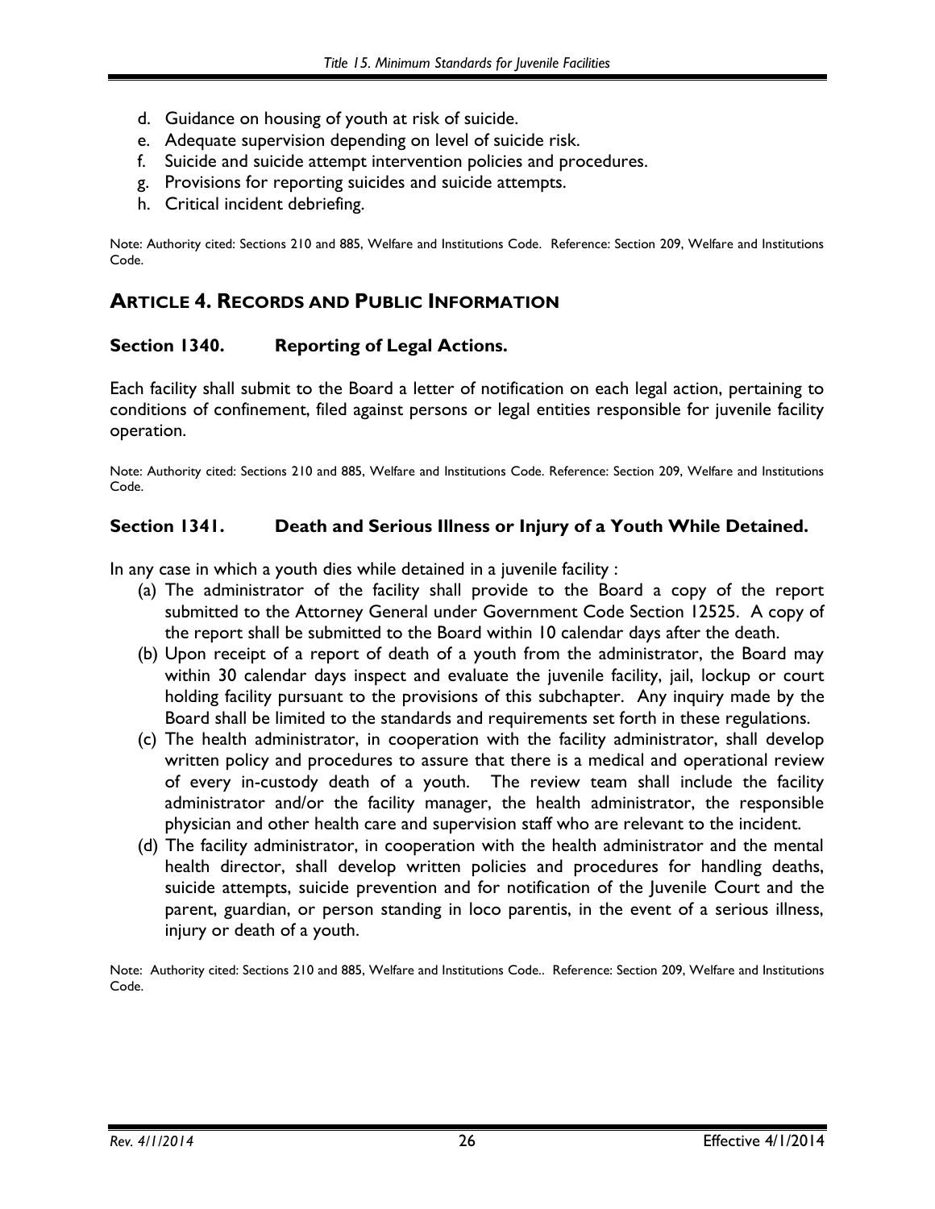d. Guidance on housing of youth at risk of suicide.
e. Adequate supervision depending on level of suicide risk.
f. Suicide and suicide attempt intervention policies and procedures.
g. Provisions for reporting suicides and suicide attempts.
h. Critical incident debriefing.

Note: Authority cited: Sections 210 and 885, Welfare and Institutions Code. Reference: Section 209, Welfare and Institutions Code.

## ARTICLE 4. RECORDS AND PUBLIC INFORMATION

### Section 1340. Reporting of Legal Actions.

Each facility shall submit to the Board a letter of notification on each legal action, pertaining to conditions of confinement, filed against persons or legal entities responsible for juvenile facility operation.

Note: Authority cited: Sections 210 and 885, Welfare and Institutions Code. Reference: Section 209, Welfare and Institutions Code.

### Section 1341. Death and Serious Illness or Injury of a Youth While Detained.

In any case in which a youth dies while detained in a juvenile facility :

(a) The administrator of the facility shall provide to the Board a copy of the report submitted to the Attorney General under Government Code Section 12525. A copy of the report shall be submitted to the Board within 10 calendar days after the death.

(b) Upon receipt of a report of death of a youth from the administrator, the Board may within 30 calendar days inspect and evaluate the juvenile facility, jail, lockup or court holding facility pursuant to the provisions of this subchapter. Any inquiry made by the Board shall be limited to the standards and requirements set forth in these regulations.

(c) The health administrator, in cooperation with the facility administrator, shall develop written policy and procedures to assure that there is a medical and operational review of every in-custody death of a youth. The review team shall include the facility administrator and/or the facility manager, the health administrator, the responsible physician and other health care and supervision staff who are relevant to the incident.

(d) The facility administrator, in cooperation with the health administrator and the mental health director, shall develop written policies and procedures for handling deaths, suicide attempts, suicide prevention and for notification of the Juvenile Court and the parent, guardian, or person standing in loco parentis, in the event of a serious illness, injury or death of a youth.

Note: Authority cited: Sections 210 and 885, Welfare and Institutions Code.. Reference: Section 209, Welfare and Institutions Code.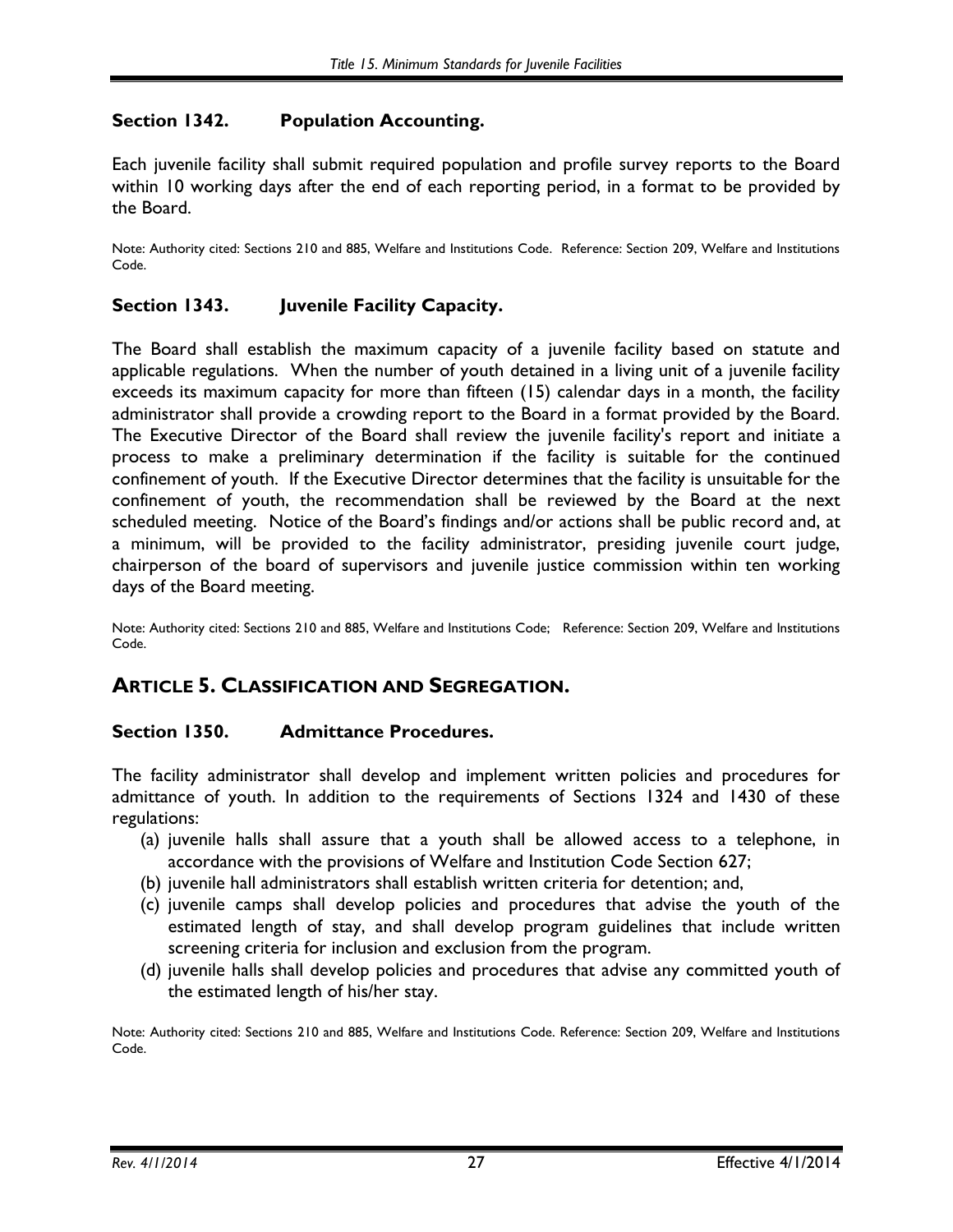### Section 1342. Population Accounting.

Each juvenile facility shall submit required population and profile survey reports to the Board within 10 working days after the end of each reporting period, in a format to be provided by the Board.

Note: Authority cited: Sections 210 and 885, Welfare and Institutions Code. Reference: Section 209, Welfare and Institutions Code.

### Section 1343. Juvenile Facility Capacity.

The Board shall establish the maximum capacity of a juvenile facility based on statute and applicable regulations. When the number of youth detained in a living unit of a juvenile facility exceeds its maximum capacity for more than fifteen (15) calendar days in a month, the facility administrator shall provide a crowding report to the Board in a format provided by the Board. The Executive Director of the Board shall review the juvenile facility's report and initiate a process to make a preliminary determination if the facility is suitable for the continued confinement of youth. If the Executive Director determines that the facility is unsuitable for the confinement of youth, the recommendation shall be reviewed by the Board at the next scheduled meeting. Notice of the Board's findings and/or actions shall be public record and, at a minimum, will be provided to the facility administrator, presiding juvenile court judge, chairperson of the board of supervisors and juvenile justice commission within ten working days of the Board meeting.

Note: Authority cited: Sections 210 and 885, Welfare and Institutions Code; Reference: Section 209, Welfare and Institutions Code.

## ARTICLE 5. CLASSIFICATION AND SEGREGATION.

### Section 1350. Admittance Procedures.

The facility administrator shall develop and implement written policies and procedures for admittance of youth. In addition to the requirements of Sections 1324 and 1430 of these regulations:

(a) juvenile halls shall assure that a youth shall be allowed access to a telephone, in accordance with the provisions of Welfare and Institution Code Section 627;

(b) juvenile hall administrators shall establish written criteria for detention; and,

(c) juvenile camps shall develop policies and procedures that advise the youth of the estimated length of stay, and shall develop program guidelines that include written screening criteria for inclusion and exclusion from the program.

(d) juvenile halls shall develop policies and procedures that advise any committed youth of the estimated length of his/her stay.

Note: Authority cited: Sections 210 and 885, Welfare and Institutions Code. Reference: Section 209, Welfare and Institutions Code.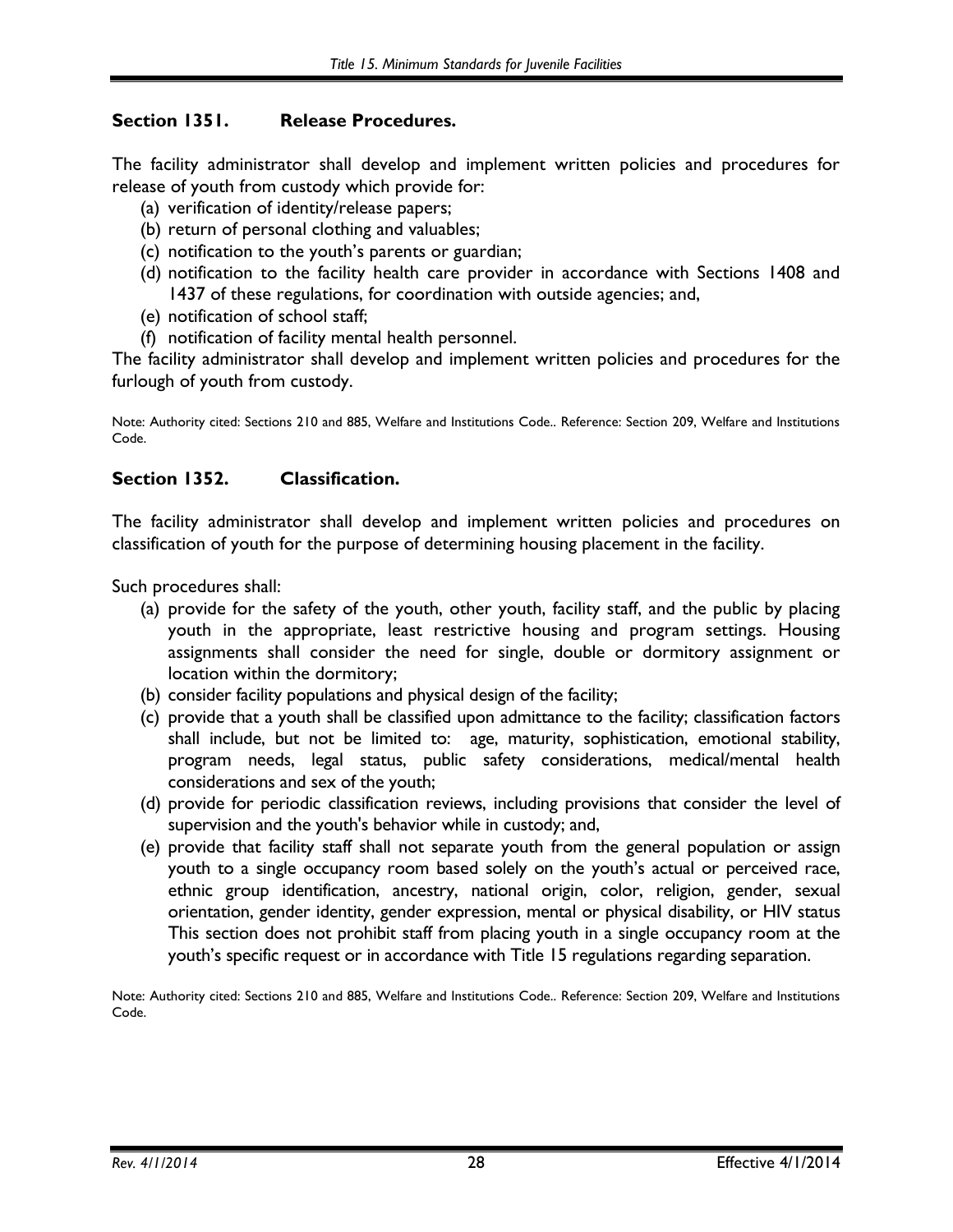## Section 1351. Release Procedures.

The facility administrator shall develop and implement written policies and procedures for release of youth from custody which provide for:

(a) verification of identity/release papers;
(b) return of personal clothing and valuables;
(c) notification to the youth's parents or guardian;
(d) notification to the facility health care provider in accordance with Sections 1408 and 1437 of these regulations, for coordination with outside agencies; and,
(e) notification of school staff;
(f) notification of facility mental health personnel.

The facility administrator shall develop and implement written policies and procedures for the furlough of youth from custody.

Note: Authority cited: Sections 210 and 885, Welfare and Institutions Code.. Reference: Section 209, Welfare and Institutions Code.

## Section 1352. Classification.

The facility administrator shall develop and implement written policies and procedures on classification of youth for the purpose of determining housing placement in the facility.

Such procedures shall:

(a) provide for the safety of the youth, other youth, facility staff, and the public by placing youth in the appropriate, least restrictive housing and program settings. Housing assignments shall consider the need for single, double or dormitory assignment or location within the dormitory;
(b) consider facility populations and physical design of the facility;
(c) provide that a youth shall be classified upon admittance to the facility; classification factors shall include, but not be limited to: age, maturity, sophistication, emotional stability, program needs, legal status, public safety considerations, medical/mental health considerations and sex of the youth;
(d) provide for periodic classification reviews, including provisions that consider the level of supervision and the youth's behavior while in custody; and,
(e) provide that facility staff shall not separate youth from the general population or assign youth to a single occupancy room based solely on the youth's actual or perceived race, ethnic group identification, ancestry, national origin, color, religion, gender, sexual orientation, gender identity, gender expression, mental or physical disability, or HIV status This section does not prohibit staff from placing youth in a single occupancy room at the youth's specific request or in accordance with Title 15 regulations regarding separation.

Note: Authority cited: Sections 210 and 885, Welfare and Institutions Code.. Reference: Section 209, Welfare and Institutions Code.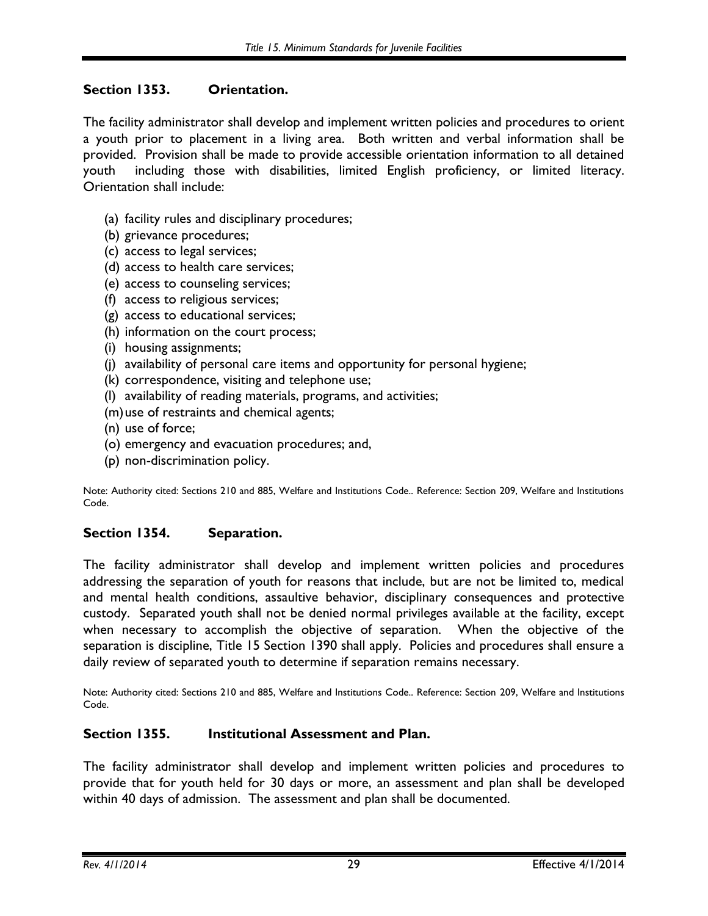## Section 1353. Orientation.

The facility administrator shall develop and implement written policies and procedures to orient a youth prior to placement in a living area. Both written and verbal information shall be provided. Provision shall be made to provide accessible orientation information to all detained youth including those with disabilities, limited English proficiency, or limited literacy. Orientation shall include:

(a) facility rules and disciplinary procedures;
(b) grievance procedures;
(c) access to legal services;
(d) access to health care services;
(e) access to counseling services;
(f) access to religious services;
(g) access to educational services;
(h) information on the court process;
(i) housing assignments;
(j) availability of personal care items and opportunity for personal hygiene;
(k) correspondence, visiting and telephone use;
(l) availability of reading materials, programs, and activities;
(m) use of restraints and chemical agents;
(n) use of force;
(o) emergency and evacuation procedures; and,
(p) non-discrimination policy.

Note: Authority cited: Sections 210 and 885, Welfare and Institutions Code.. Reference: Section 209, Welfare and Institutions Code.

## Section 1354. Separation.

The facility administrator shall develop and implement written policies and procedures addressing the separation of youth for reasons that include, but are not be limited to, medical and mental health conditions, assaultive behavior, disciplinary consequences and protective custody. Separated youth shall not be denied normal privileges available at the facility, except when necessary to accomplish the objective of separation. When the objective of the separation is discipline, Title 15 Section 1390 shall apply. Policies and procedures shall ensure a daily review of separated youth to determine if separation remains necessary.

Note: Authority cited: Sections 210 and 885, Welfare and Institutions Code.. Reference: Section 209, Welfare and Institutions Code.

## Section 1355. Institutional Assessment and Plan.

The facility administrator shall develop and implement written policies and procedures to provide that for youth held for 30 days or more, an assessment and plan shall be developed within 40 days of admission. The assessment and plan shall be documented.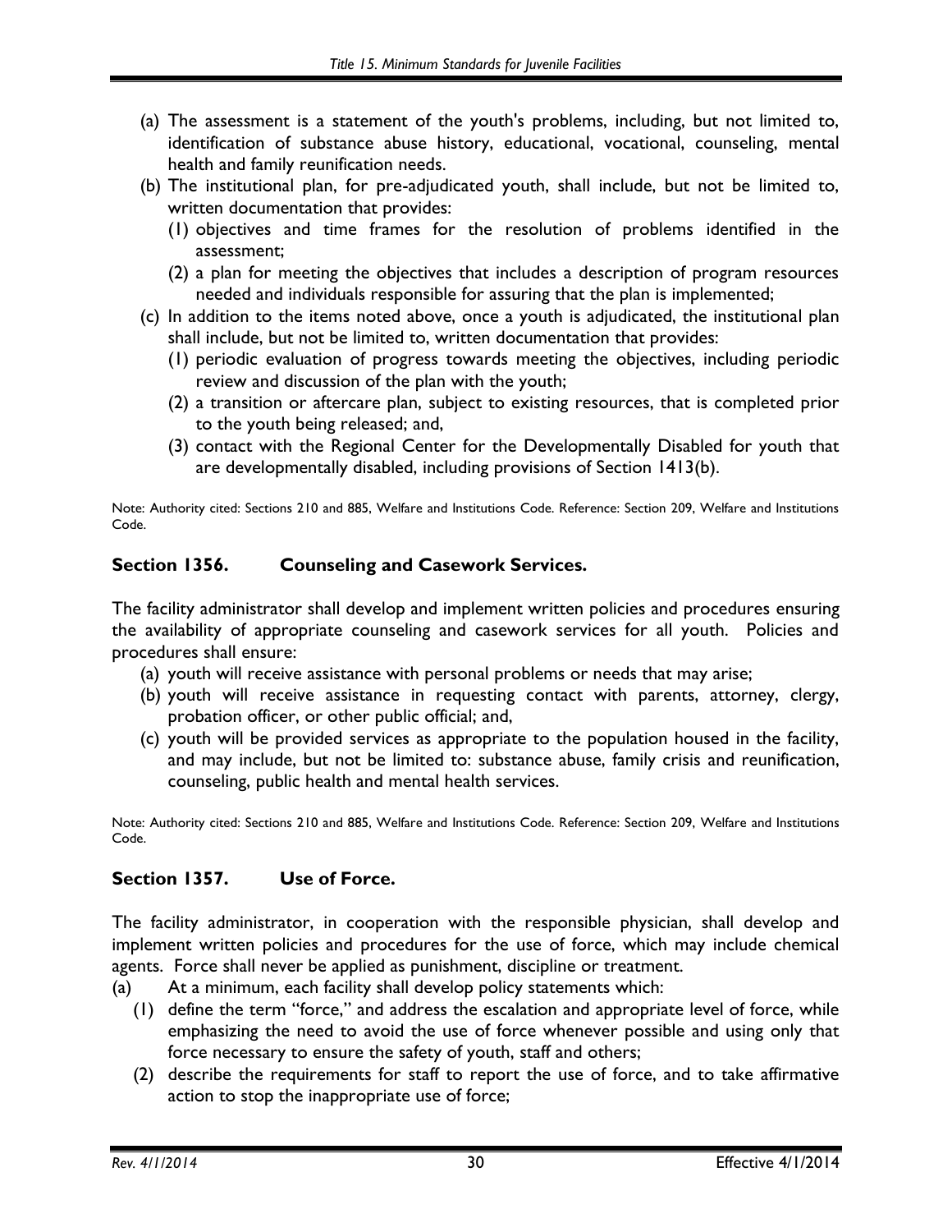(a) The assessment is a statement of the youth's problems, including, but not limited to, identification of substance abuse history, educational, vocational, counseling, mental health and family reunification needs.

(b) The institutional plan, for pre-adjudicated youth, shall include, but not be limited to, written documentation that provides:

   (1) objectives and time frames for the resolution of problems identified in the assessment;

   (2) a plan for meeting the objectives that includes a description of program resources needed and individuals responsible for assuring that the plan is implemented;

(c) In addition to the items noted above, once a youth is adjudicated, the institutional plan shall include, but not be limited to, written documentation that provides:

   (1) periodic evaluation of progress towards meeting the objectives, including periodic review and discussion of the plan with the youth;

   (2) a transition or aftercare plan, subject to existing resources, that is completed prior to the youth being released; and,

   (3) contact with the Regional Center for the Developmentally Disabled for youth that are developmentally disabled, including provisions of Section 1413(b).

Note: Authority cited: Sections 210 and 885, Welfare and Institutions Code. Reference: Section 209, Welfare and Institutions Code.

## Section 1356. Counseling and Casework Services.

The facility administrator shall develop and implement written policies and procedures ensuring the availability of appropriate counseling and casework services for all youth. Policies and procedures shall ensure:

(a) youth will receive assistance with personal problems or needs that may arise;

(b) youth will receive assistance in requesting contact with parents, attorney, clergy, probation officer, or other public official; and,

(c) youth will be provided services as appropriate to the population housed in the facility, and may include, but not be limited to: substance abuse, family crisis and reunification, counseling, public health and mental health services.

Note: Authority cited: Sections 210 and 885, Welfare and Institutions Code. Reference: Section 209, Welfare and Institutions Code.

## Section 1357. Use of Force.

The facility administrator, in cooperation with the responsible physician, shall develop and implement written policies and procedures for the use of force, which may include chemical agents. Force shall never be applied as punishment, discipline or treatment.

(a) At a minimum, each facility shall develop policy statements which:

   (1) define the term "force," and address the escalation and appropriate level of force, while emphasizing the need to avoid the use of force whenever possible and using only that force necessary to ensure the safety of youth, staff and others;

   (2) describe the requirements for staff to report the use of force, and to take affirmative action to stop the inappropriate use of force;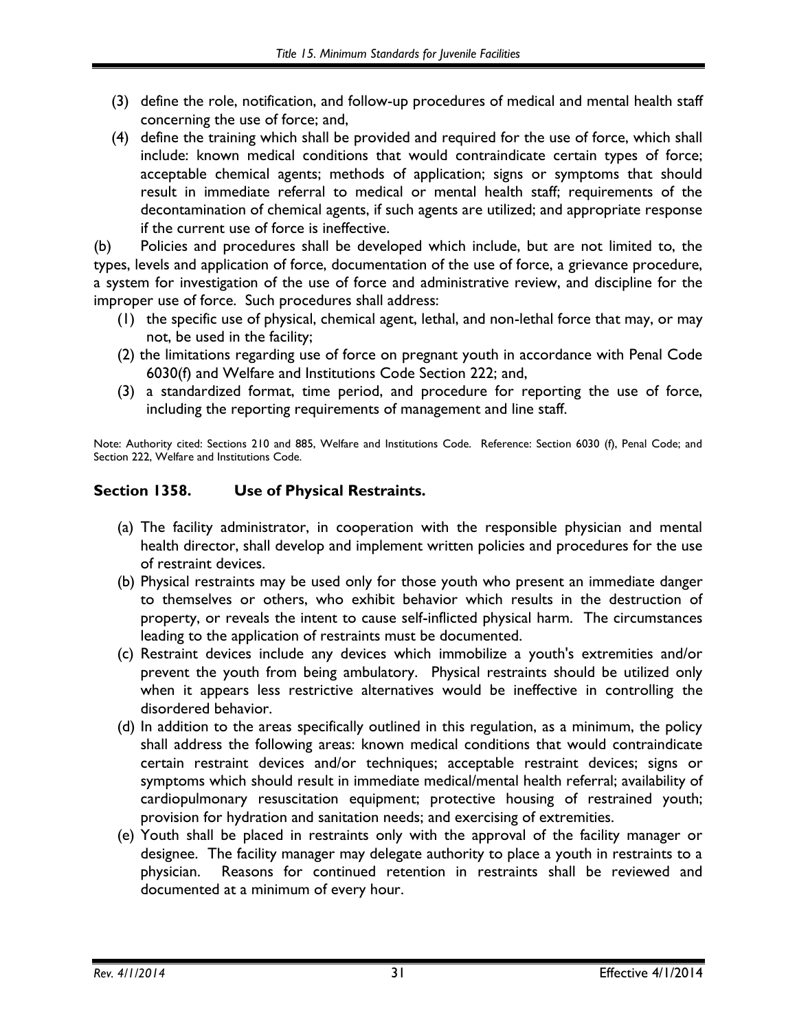(3) define the role, notification, and follow-up procedures of medical and mental health staff concerning the use of force; and,

(4) define the training which shall be provided and required for the use of force, which shall include: known medical conditions that would contraindicate certain types of force; acceptable chemical agents; methods of application; signs or symptoms that should result in immediate referral to medical or mental health staff; requirements of the decontamination of chemical agents, if such agents are utilized; and appropriate response if the current use of force is ineffective.

(b) Policies and procedures shall be developed which include, but are not limited to, the types, levels and application of force, documentation of the use of force, a grievance procedure, a system for investigation of the use of force and administrative review, and discipline for the improper use of force. Such procedures shall address:

(1) the specific use of physical, chemical agent, lethal, and non-lethal force that may, or may not, be used in the facility;

(2) the limitations regarding use of force on pregnant youth in accordance with Penal Code 6030(f) and Welfare and Institutions Code Section 222; and,

(3) a standardized format, time period, and procedure for reporting the use of force, including the reporting requirements of management and line staff.

Note: Authority cited: Sections 210 and 885, Welfare and Institutions Code. Reference: Section 6030 (f), Penal Code; and Section 222, Welfare and Institutions Code.

## Section 1358. Use of Physical Restraints.

(a) The facility administrator, in cooperation with the responsible physician and mental health director, shall develop and implement written policies and procedures for the use of restraint devices.

(b) Physical restraints may be used only for those youth who present an immediate danger to themselves or others, who exhibit behavior which results in the destruction of property, or reveals the intent to cause self-inflicted physical harm. The circumstances leading to the application of restraints must be documented.

(c) Restraint devices include any devices which immobilize a youth's extremities and/or prevent the youth from being ambulatory. Physical restraints should be utilized only when it appears less restrictive alternatives would be ineffective in controlling the disordered behavior.

(d) In addition to the areas specifically outlined in this regulation, as a minimum, the policy shall address the following areas: known medical conditions that would contraindicate certain restraint devices and/or techniques; acceptable restraint devices; signs or symptoms which should result in immediate medical/mental health referral; availability of cardiopulmonary resuscitation equipment; protective housing of restrained youth; provision for hydration and sanitation needs; and exercising of extremities.

(e) Youth shall be placed in restraints only with the approval of the facility manager or designee. The facility manager may delegate authority to place a youth in restraints to a physician. Reasons for continued retention in restraints shall be reviewed and documented at a minimum of every hour.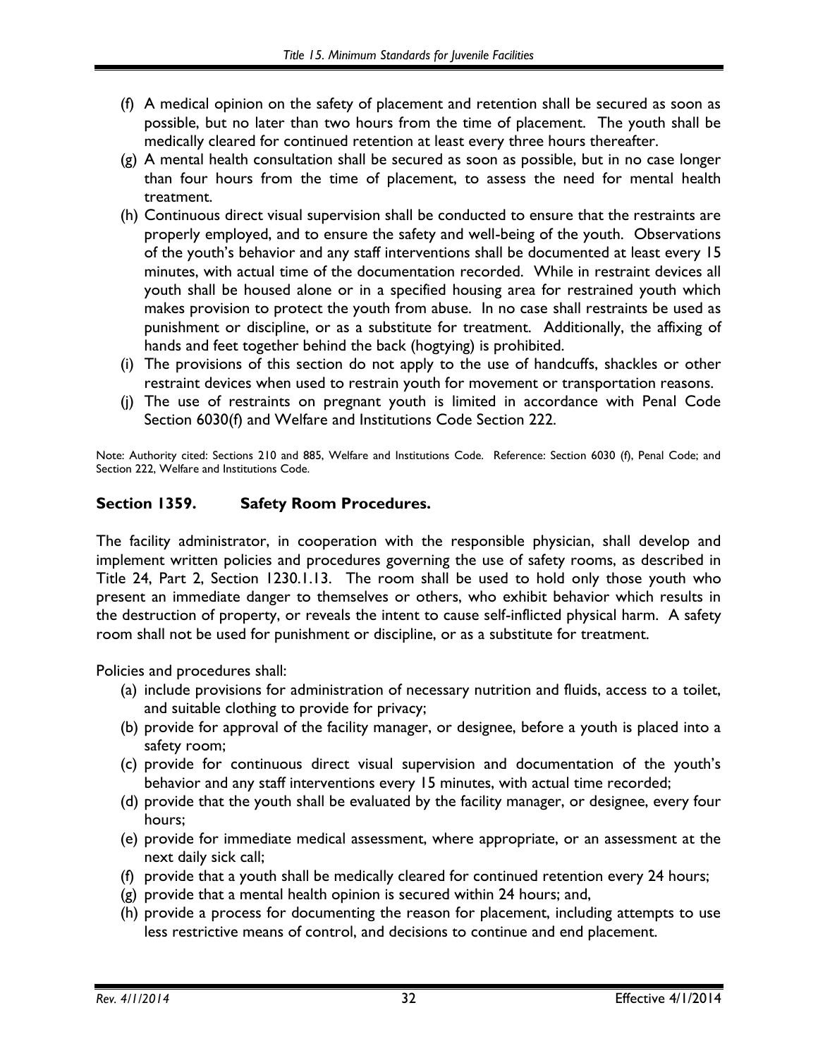(f) A medical opinion on the safety of placement and retention shall be secured as soon as possible, but no later than two hours from the time of placement. The youth shall be medically cleared for continued retention at least every three hours thereafter.

(g) A mental health consultation shall be secured as soon as possible, but in no case longer than four hours from the time of placement, to assess the need for mental health treatment.

(h) Continuous direct visual supervision shall be conducted to ensure that the restraints are properly employed, and to ensure the safety and well-being of the youth. Observations of the youth's behavior and any staff interventions shall be documented at least every 15 minutes, with actual time of the documentation recorded. While in restraint devices all youth shall be housed alone or in a specified housing area for restrained youth which makes provision to protect the youth from abuse. In no case shall restraints be used as punishment or discipline, or as a substitute for treatment. Additionally, the affixing of hands and feet together behind the back (hogtying) is prohibited.

(i) The provisions of this section do not apply to the use of handcuffs, shackles or other restraint devices when used to restrain youth for movement or transportation reasons.

(j) The use of restraints on pregnant youth is limited in accordance with Penal Code Section 6030(f) and Welfare and Institutions Code Section 222.

Note: Authority cited: Sections 210 and 885, Welfare and Institutions Code. Reference: Section 6030 (f), Penal Code; and Section 222, Welfare and Institutions Code.

## Section 1359. Safety Room Procedures.

The facility administrator, in cooperation with the responsible physician, shall develop and implement written policies and procedures governing the use of safety rooms, as described in Title 24, Part 2, Section 1230.1.13. The room shall be used to hold only those youth who present an immediate danger to themselves or others, who exhibit behavior which results in the destruction of property, or reveals the intent to cause self-inflicted physical harm. A safety room shall not be used for punishment or discipline, or as a substitute for treatment.

Policies and procedures shall:

(a) include provisions for administration of necessary nutrition and fluids, access to a toilet, and suitable clothing to provide for privacy;

(b) provide for approval of the facility manager, or designee, before a youth is placed into a safety room;

(c) provide for continuous direct visual supervision and documentation of the youth's behavior and any staff interventions every 15 minutes, with actual time recorded;

(d) provide that the youth shall be evaluated by the facility manager, or designee, every four hours;

(e) provide for immediate medical assessment, where appropriate, or an assessment at the next daily sick call;

(f) provide that a youth shall be medically cleared for continued retention every 24 hours;

(g) provide that a mental health opinion is secured within 24 hours; and,

(h) provide a process for documenting the reason for placement, including attempts to use less restrictive means of control, and decisions to continue and end placement.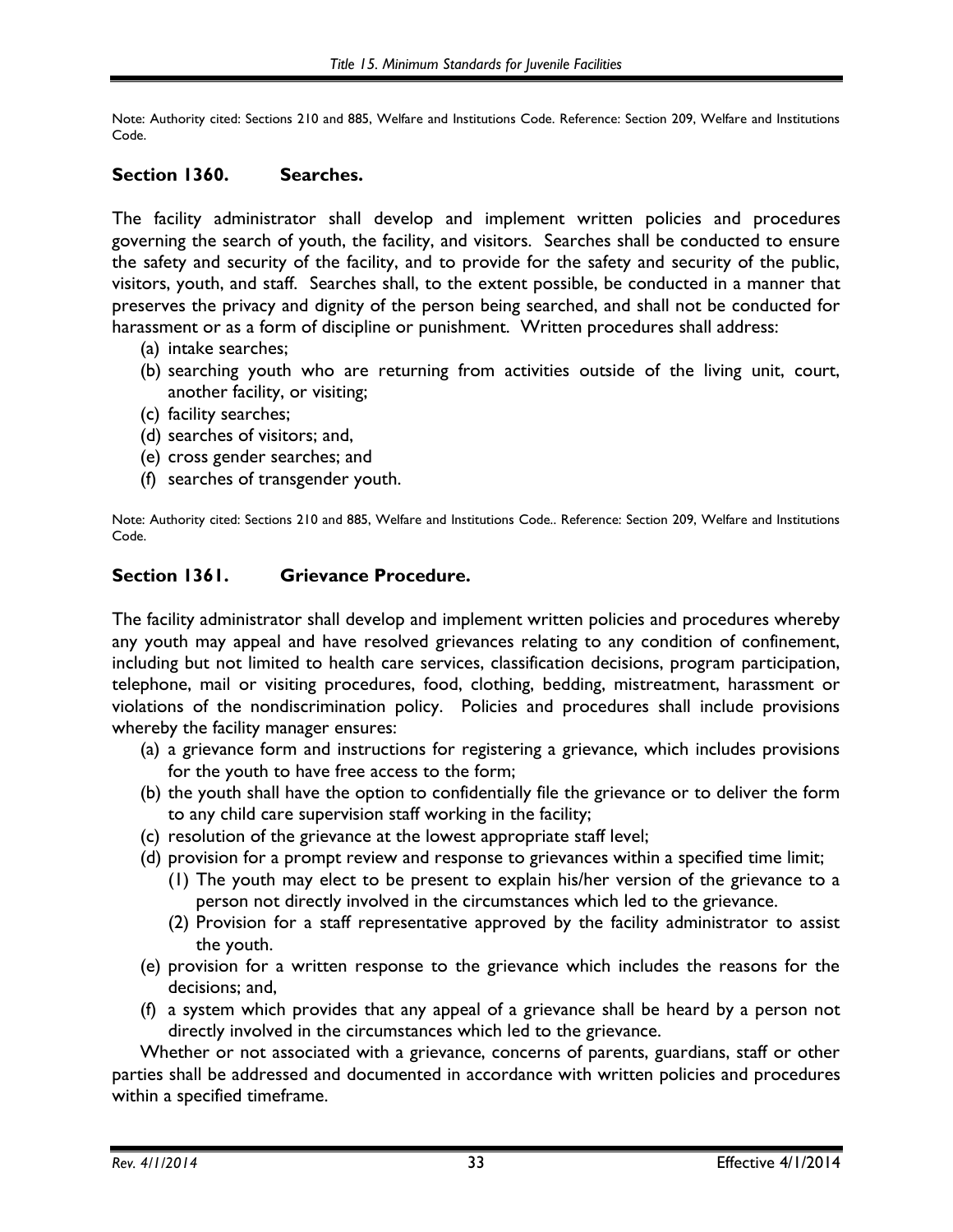Note: Authority cited: Sections 210 and 885, Welfare and Institutions Code. Reference: Section 209, Welfare and Institutions Code.

### Section 1360. Searches.

The facility administrator shall develop and implement written policies and procedures governing the search of youth, the facility, and visitors. Searches shall be conducted to ensure the safety and security of the facility, and to provide for the safety and security of the public, visitors, youth, and staff. Searches shall, to the extent possible, be conducted in a manner that preserves the privacy and dignity of the person being searched, and shall not be conducted for harassment or as a form of discipline or punishment. Written procedures shall address:

(a) intake searches;
(b) searching youth who are returning from activities outside of the living unit, court, another facility, or visiting;
(c) facility searches;
(d) searches of visitors; and,
(e) cross gender searches; and
(f) searches of transgender youth.

Note: Authority cited: Sections 210 and 885, Welfare and Institutions Code.. Reference: Section 209, Welfare and Institutions Code.

### Section 1361. Grievance Procedure.

The facility administrator shall develop and implement written policies and procedures whereby any youth may appeal and have resolved grievances relating to any condition of confinement, including but not limited to health care services, classification decisions, program participation, telephone, mail or visiting procedures, food, clothing, bedding, mistreatment, harassment or violations of the nondiscrimination policy. Policies and procedures shall include provisions whereby the facility manager ensures:

(a) a grievance form and instructions for registering a grievance, which includes provisions for the youth to have free access to the form;
(b) the youth shall have the option to confidentially file the grievance or to deliver the form to any child care supervision staff working in the facility;
(c) resolution of the grievance at the lowest appropriate staff level;
(d) provision for a prompt review and response to grievances within a specified time limit;
    (1) The youth may elect to be present to explain his/her version of the grievance to a person not directly involved in the circumstances which led to the grievance.
    (2) Provision for a staff representative approved by the facility administrator to assist the youth.
(e) provision for a written response to the grievance which includes the reasons for the decisions; and,
(f) a system which provides that any appeal of a grievance shall be heard by a person not directly involved in the circumstances which led to the grievance.

Whether or not associated with a grievance, concerns of parents, guardians, staff or other parties shall be addressed and documented in accordance with written policies and procedures within a specified timeframe.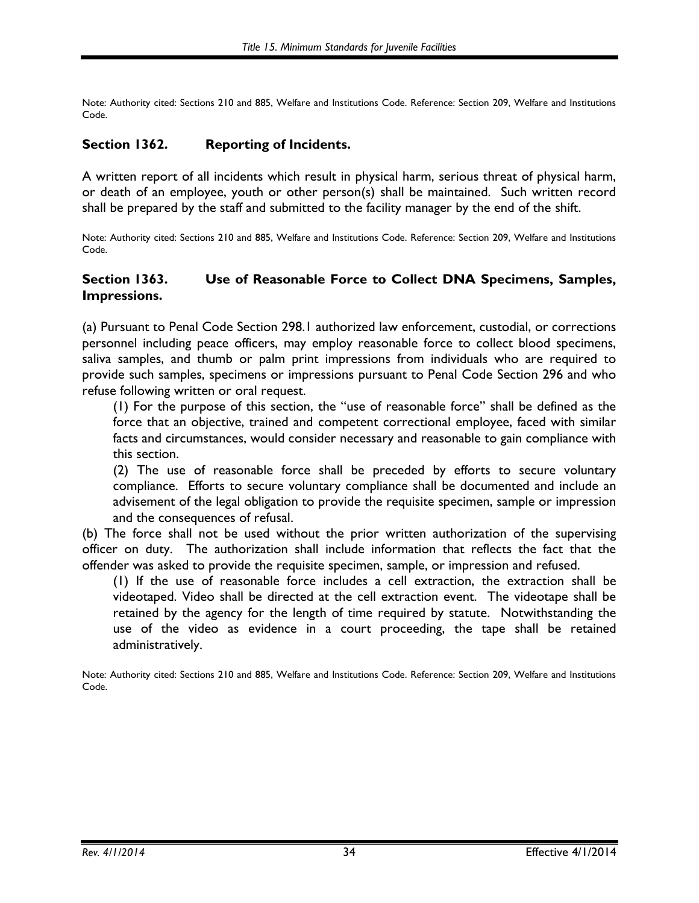Note: Authority cited: Sections 210 and 885, Welfare and Institutions Code. Reference: Section 209, Welfare and Institutions Code.

## Section 1362. Reporting of Incidents.

A written report of all incidents which result in physical harm, serious threat of physical harm, or death of an employee, youth or other person(s) shall be maintained. Such written record shall be prepared by the staff and submitted to the facility manager by the end of the shift.

Note: Authority cited: Sections 210 and 885, Welfare and Institutions Code. Reference: Section 209, Welfare and Institutions Code.

## Section 1363. Use of Reasonable Force to Collect DNA Specimens, Samples, Impressions.

(a) Pursuant to Penal Code Section 298.1 authorized law enforcement, custodial, or corrections personnel including peace officers, may employ reasonable force to collect blood specimens, saliva samples, and thumb or palm print impressions from individuals who are required to provide such samples, specimens or impressions pursuant to Penal Code Section 296 and who refuse following written or oral request.

(1) For the purpose of this section, the "use of reasonable force" shall be defined as the force that an objective, trained and competent correctional employee, faced with similar facts and circumstances, would consider necessary and reasonable to gain compliance with this section.

(2) The use of reasonable force shall be preceded by efforts to secure voluntary compliance. Efforts to secure voluntary compliance shall be documented and include an advisement of the legal obligation to provide the requisite specimen, sample or impression and the consequences of refusal.

(b) The force shall not be used without the prior written authorization of the supervising officer on duty. The authorization shall include information that reflects the fact that the offender was asked to provide the requisite specimen, sample, or impression and refused.

(1) If the use of reasonable force includes a cell extraction, the extraction shall be videotaped. Video shall be directed at the cell extraction event. The videotape shall be retained by the agency for the length of time required by statute. Notwithstanding the use of the video as evidence in a court proceeding, the tape shall be retained administratively.

Note: Authority cited: Sections 210 and 885, Welfare and Institutions Code. Reference: Section 209, Welfare and Institutions Code.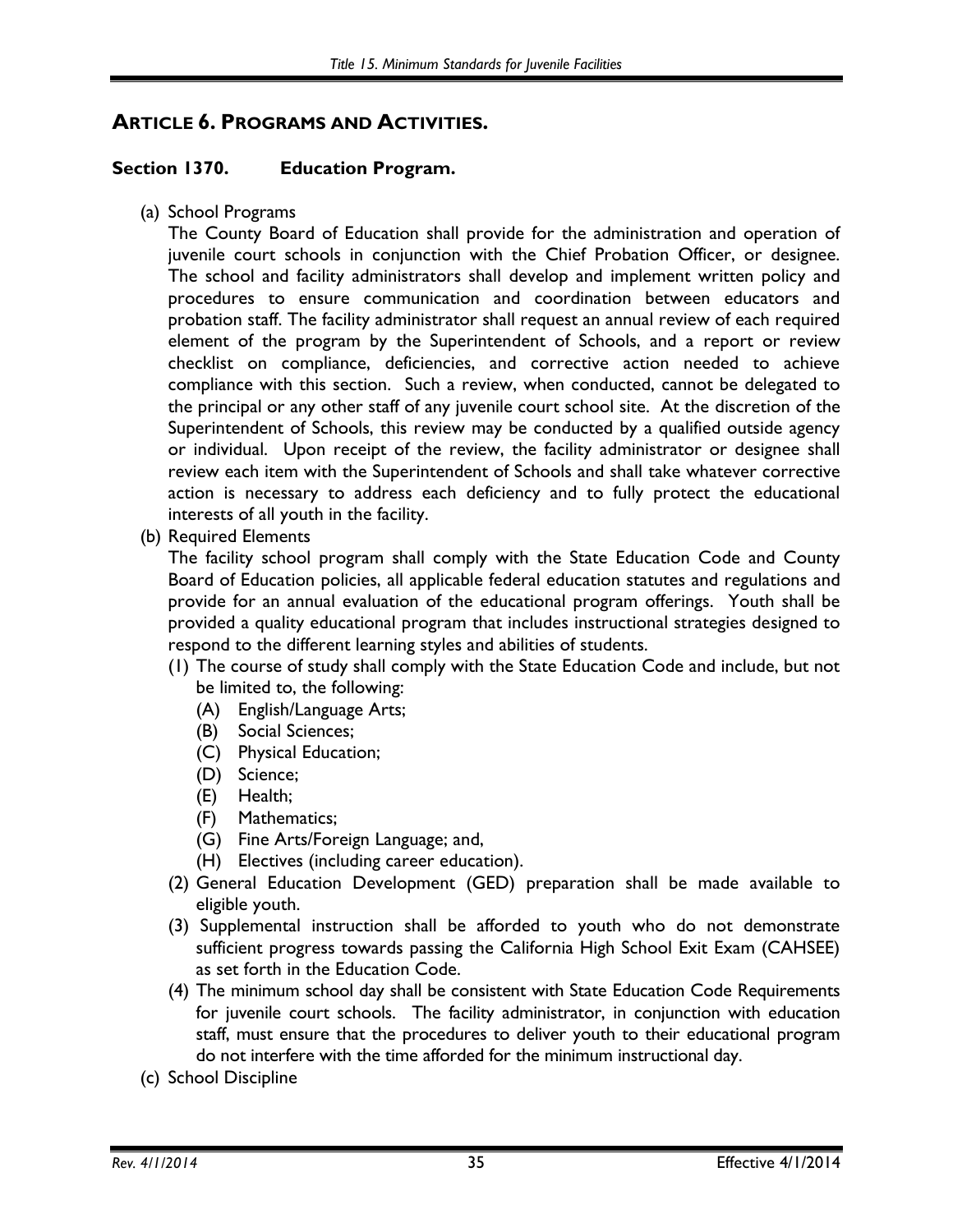## ARTICLE 6. PROGRAMS AND ACTIVITIES.

### Section 1370. Education Program.

(a) School Programs

The County Board of Education shall provide for the administration and operation of juvenile court schools in conjunction with the Chief Probation Officer, or designee. The school and facility administrators shall develop and implement written policy and procedures to ensure communication and coordination between educators and probation staff. The facility administrator shall request an annual review of each required element of the program by the Superintendent of Schools, and a report or review checklist on compliance, deficiencies, and corrective action needed to achieve compliance with this section. Such a review, when conducted, cannot be delegated to the principal or any other staff of any juvenile court school site. At the discretion of the Superintendent of Schools, this review may be conducted by a qualified outside agency or individual. Upon receipt of the review, the facility administrator or designee shall review each item with the Superintendent of Schools and shall take whatever corrective action is necessary to address each deficiency and to fully protect the educational interests of all youth in the facility.

(b) Required Elements

The facility school program shall comply with the State Education Code and County Board of Education policies, all applicable federal education statutes and regulations and provide for an annual evaluation of the educational program offerings. Youth shall be provided a quality educational program that includes instructional strategies designed to respond to the different learning styles and abilities of students.

- (1) The course of study shall comply with the State Education Code and include, but not be limited to, the following:
  - (A) English/Language Arts;
  - (B) Social Sciences;
  - (C) Physical Education;
  - (D) Science;
  - (E) Health;
  - (F) Mathematics;
  - (G) Fine Arts/Foreign Language; and,
  - (H) Electives (including career education).
- (2) General Education Development (GED) preparation shall be made available to eligible youth.
- (3) Supplemental instruction shall be afforded to youth who do not demonstrate sufficient progress towards passing the California High School Exit Exam (CAHSEE) as set forth in the Education Code.
- (4) The minimum school day shall be consistent with State Education Code Requirements for juvenile court schools. The facility administrator, in conjunction with education staff, must ensure that the procedures to deliver youth to their educational program do not interfere with the time afforded for the minimum instructional day.

(c) School Discipline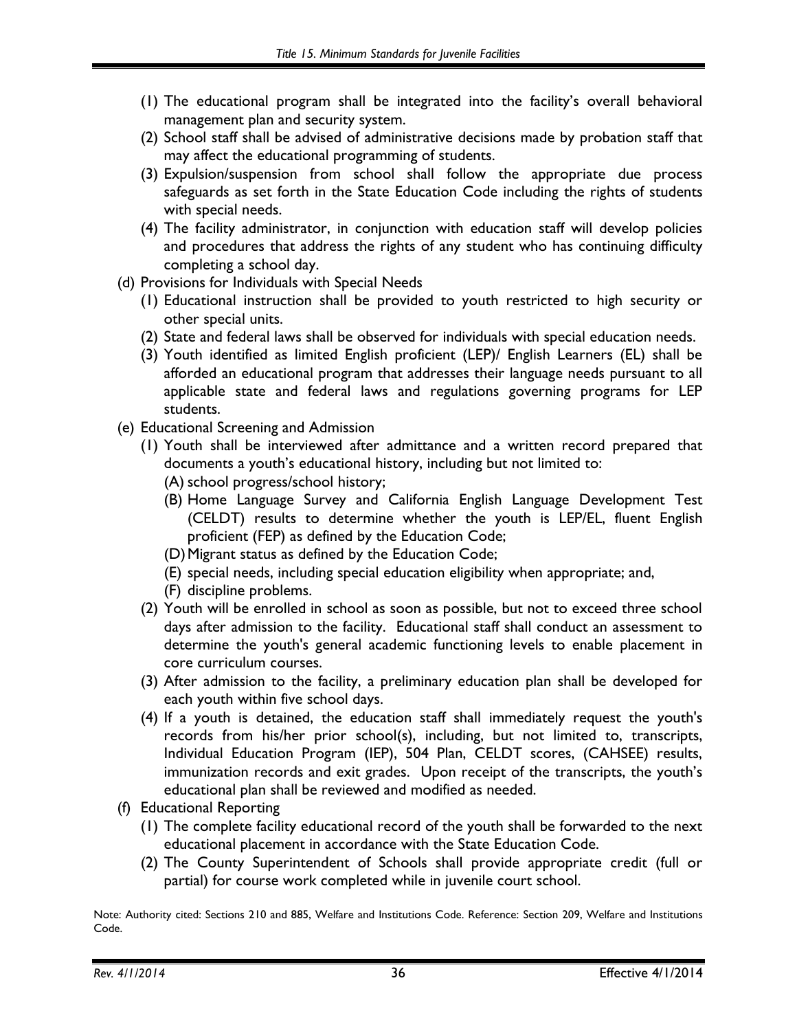(1) The educational program shall be integrated into the facility's overall behavioral management plan and security system.

(2) School staff shall be advised of administrative decisions made by probation staff that may affect the educational programming of students.

(3) Expulsion/suspension from school shall follow the appropriate due process safeguards as set forth in the State Education Code including the rights of students with special needs.

(4) The facility administrator, in conjunction with education staff will develop policies and procedures that address the rights of any student who has continuing difficulty completing a school day.

(d) Provisions for Individuals with Special Needs

(1) Educational instruction shall be provided to youth restricted to high security or other special units.

(2) State and federal laws shall be observed for individuals with special education needs.

(3) Youth identified as limited English proficient (LEP)/ English Learners (EL) shall be afforded an educational program that addresses their language needs pursuant to all applicable state and federal laws and regulations governing programs for LEP students.

(e) Educational Screening and Admission

(1) Youth shall be interviewed after admittance and a written record prepared that documents a youth's educational history, including but not limited to:

(A) school progress/school history;

(B) Home Language Survey and California English Language Development Test (CELDT) results to determine whether the youth is LEP/EL, fluent English proficient (FEP) as defined by the Education Code;

(D) Migrant status as defined by the Education Code;

(E) special needs, including special education eligibility when appropriate; and,

(F) discipline problems.

(2) Youth will be enrolled in school as soon as possible, but not to exceed three school days after admission to the facility. Educational staff shall conduct an assessment to determine the youth's general academic functioning levels to enable placement in core curriculum courses.

(3) After admission to the facility, a preliminary education plan shall be developed for each youth within five school days.

(4) If a youth is detained, the education staff shall immediately request the youth's records from his/her prior school(s), including, but not limited to, transcripts, Individual Education Program (IEP), 504 Plan, CELDT scores, (CAHSEE) results, immunization records and exit grades. Upon receipt of the transcripts, the youth's educational plan shall be reviewed and modified as needed.

(f) Educational Reporting

(1) The complete facility educational record of the youth shall be forwarded to the next educational placement in accordance with the State Education Code.

(2) The County Superintendent of Schools shall provide appropriate credit (full or partial) for course work completed while in juvenile court school.

Note: Authority cited: Sections 210 and 885, Welfare and Institutions Code. Reference: Section 209, Welfare and Institutions Code.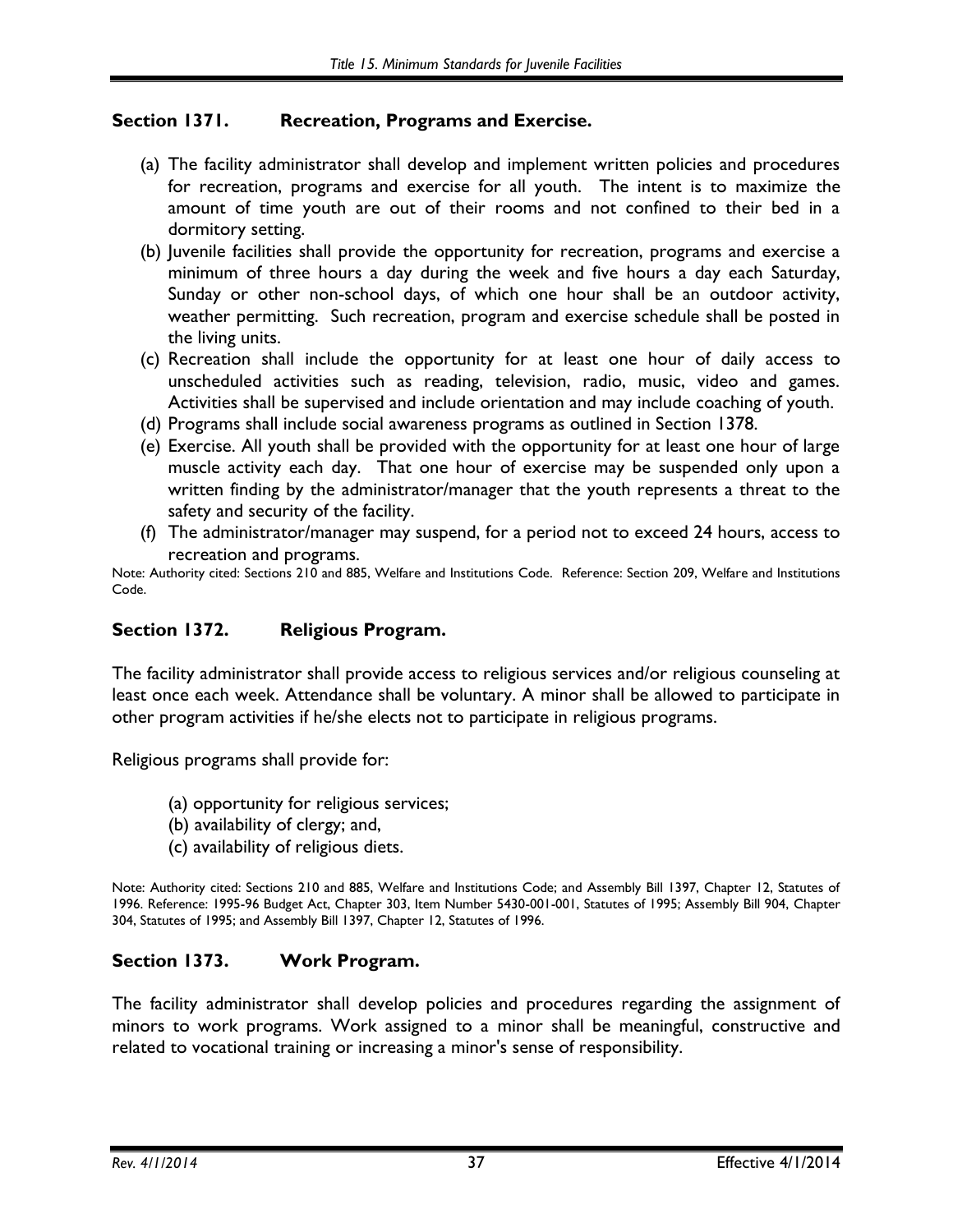## Section 1371. Recreation, Programs and Exercise.

(a) The facility administrator shall develop and implement written policies and procedures for recreation, programs and exercise for all youth. The intent is to maximize the amount of time youth are out of their rooms and not confined to their bed in a dormitory setting.

(b) Juvenile facilities shall provide the opportunity for recreation, programs and exercise a minimum of three hours a day during the week and five hours a day each Saturday, Sunday or other non-school days, of which one hour shall be an outdoor activity, weather permitting. Such recreation, program and exercise schedule shall be posted in the living units.

(c) Recreation shall include the opportunity for at least one hour of daily access to unscheduled activities such as reading, television, radio, music, video and games. Activities shall be supervised and include orientation and may include coaching of youth.

(d) Programs shall include social awareness programs as outlined in Section 1378.

(e) Exercise. All youth shall be provided with the opportunity for at least one hour of large muscle activity each day. That one hour of exercise may be suspended only upon a written finding by the administrator/manager that the youth represents a threat to the safety and security of the facility.

(f) The administrator/manager may suspend, for a period not to exceed 24 hours, access to recreation and programs.

Note: Authority cited: Sections 210 and 885, Welfare and Institutions Code. Reference: Section 209, Welfare and Institutions Code.

## Section 1372. Religious Program.

The facility administrator shall provide access to religious services and/or religious counseling at least once each week. Attendance shall be voluntary. A minor shall be allowed to participate in other program activities if he/she elects not to participate in religious programs.

Religious programs shall provide for:

(a) opportunity for religious services;
(b) availability of clergy; and,
(c) availability of religious diets.

Note: Authority cited: Sections 210 and 885, Welfare and Institutions Code; and Assembly Bill 1397, Chapter 12, Statutes of 1996. Reference: 1995-96 Budget Act, Chapter 303, Item Number 5430-001-001, Statutes of 1995; Assembly Bill 904, Chapter 304, Statutes of 1995; and Assembly Bill 1397, Chapter 12, Statutes of 1996.

## Section 1373. Work Program.

The facility administrator shall develop policies and procedures regarding the assignment of minors to work programs. Work assigned to a minor shall be meaningful, constructive and related to vocational training or increasing a minor's sense of responsibility.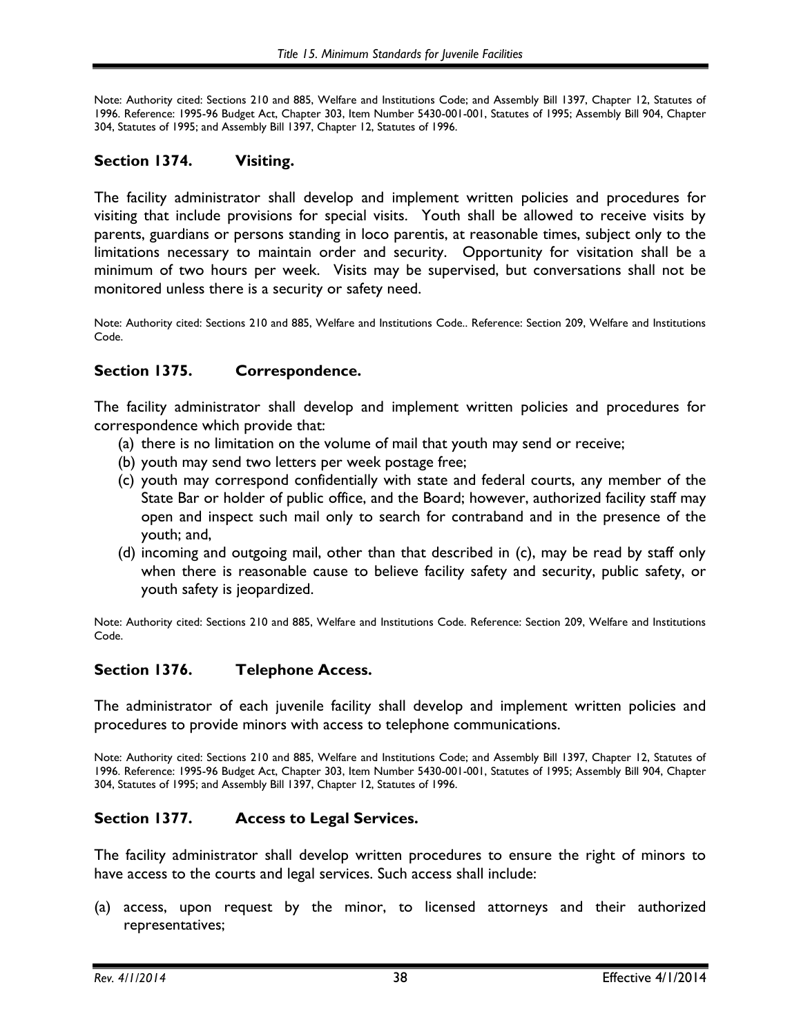Note: Authority cited: Sections 210 and 885, Welfare and Institutions Code; and Assembly Bill 1397, Chapter 12, Statutes of 1996. Reference: 1995-96 Budget Act, Chapter 303, Item Number 5430-001-001, Statutes of 1995; Assembly Bill 904, Chapter 304, Statutes of 1995; and Assembly Bill 1397, Chapter 12, Statutes of 1996.

### Section 1374. Visiting.

The facility administrator shall develop and implement written policies and procedures for visiting that include provisions for special visits. Youth shall be allowed to receive visits by parents, guardians or persons standing in loco parentis, at reasonable times, subject only to the limitations necessary to maintain order and security. Opportunity for visitation shall be a minimum of two hours per week. Visits may be supervised, but conversations shall not be monitored unless there is a security or safety need.

Note: Authority cited: Sections 210 and 885, Welfare and Institutions Code.. Reference: Section 209, Welfare and Institutions Code.

### Section 1375. Correspondence.

The facility administrator shall develop and implement written policies and procedures for correspondence which provide that:

(a) there is no limitation on the volume of mail that youth may send or receive;
(b) youth may send two letters per week postage free;
(c) youth may correspond confidentially with state and federal courts, any member of the State Bar or holder of public office, and the Board; however, authorized facility staff may open and inspect such mail only to search for contraband and in the presence of the youth; and,
(d) incoming and outgoing mail, other than that described in (c), may be read by staff only when there is reasonable cause to believe facility safety and security, public safety, or youth safety is jeopardized.

Note: Authority cited: Sections 210 and 885, Welfare and Institutions Code. Reference: Section 209, Welfare and Institutions Code.

### Section 1376. Telephone Access.

The administrator of each juvenile facility shall develop and implement written policies and procedures to provide minors with access to telephone communications.

Note: Authority cited: Sections 210 and 885, Welfare and Institutions Code; and Assembly Bill 1397, Chapter 12, Statutes of 1996. Reference: 1995-96 Budget Act, Chapter 303, Item Number 5430-001-001, Statutes of 1995; Assembly Bill 904, Chapter 304, Statutes of 1995; and Assembly Bill 1397, Chapter 12, Statutes of 1996.

### Section 1377. Access to Legal Services.

The facility administrator shall develop written procedures to ensure the right of minors to have access to the courts and legal services. Such access shall include:

(a) access, upon request by the minor, to licensed attorneys and their authorized representatives;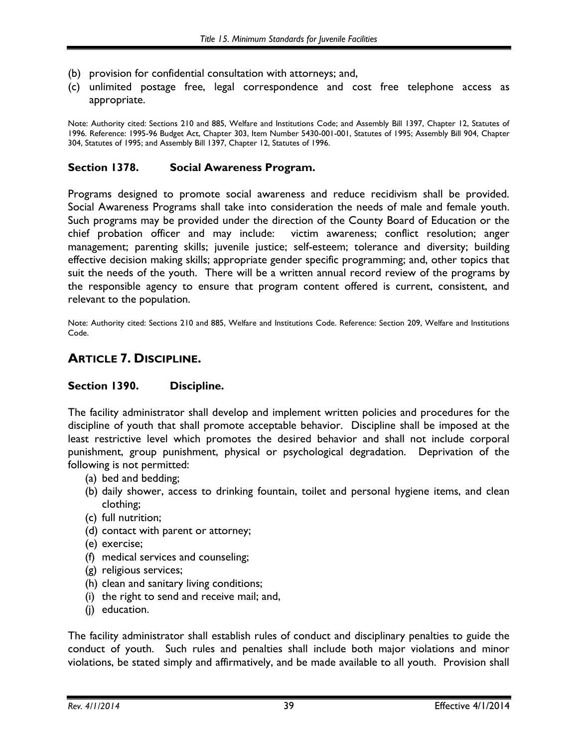(b) provision for confidential consultation with attorneys; and,

(c) unlimited postage free, legal correspondence and cost free telephone access as appropriate.

Note: Authority cited: Sections 210 and 885, Welfare and Institutions Code; and Assembly Bill 1397, Chapter 12, Statutes of 1996. Reference: 1995-96 Budget Act, Chapter 303, Item Number 5430-001-001, Statutes of 1995; Assembly Bill 904, Chapter 304, Statutes of 1995; and Assembly Bill 1397, Chapter 12, Statutes of 1996.

### Section 1378. Social Awareness Program.

Programs designed to promote social awareness and reduce recidivism shall be provided. Social Awareness Programs shall take into consideration the needs of male and female youth. Such programs may be provided under the direction of the County Board of Education or the chief probation officer and may include: victim awareness; conflict resolution; anger management; parenting skills; juvenile justice; self-esteem; tolerance and diversity; building effective decision making skills; appropriate gender specific programming; and, other topics that suit the needs of the youth. There will be a written annual record review of the programs by the responsible agency to ensure that program content offered is current, consistent, and relevant to the population.

Note: Authority cited: Sections 210 and 885, Welfare and Institutions Code. Reference: Section 209, Welfare and Institutions Code.

## ARTICLE 7. DISCIPLINE.

### Section 1390. Discipline.

The facility administrator shall develop and implement written policies and procedures for the discipline of youth that shall promote acceptable behavior. Discipline shall be imposed at the least restrictive level which promotes the desired behavior and shall not include corporal punishment, group punishment, physical or psychological degradation. Deprivation of the following is not permitted:

(a) bed and bedding;

(b) daily shower, access to drinking fountain, toilet and personal hygiene items, and clean clothing;

(c) full nutrition;

(d) contact with parent or attorney;

(e) exercise;

(f) medical services and counseling;

(g) religious services;

(h) clean and sanitary living conditions;

(i) the right to send and receive mail; and,

(j) education.

The facility administrator shall establish rules of conduct and disciplinary penalties to guide the conduct of youth. Such rules and penalties shall include both major violations and minor violations, be stated simply and affirmatively, and be made available to all youth. Provision shall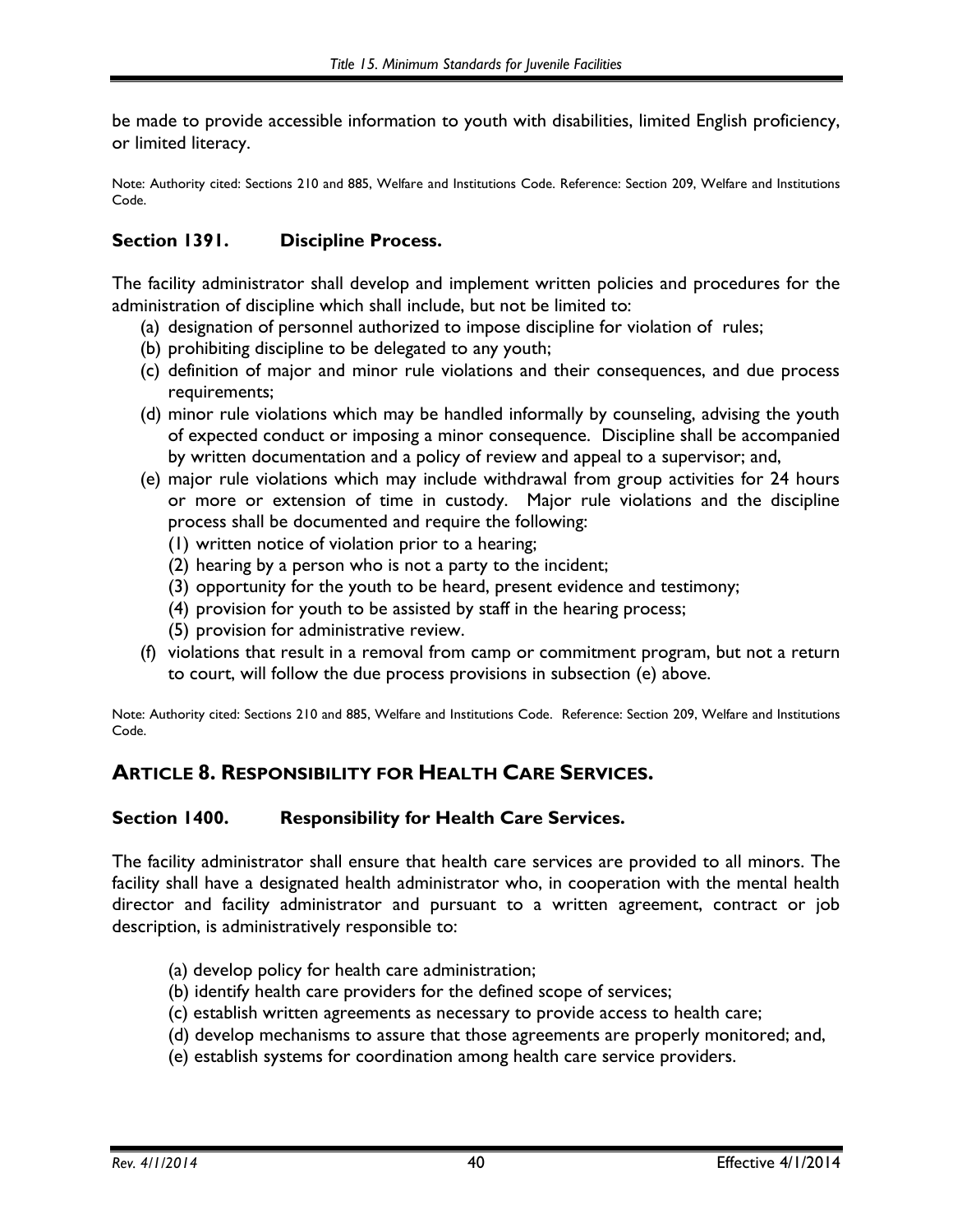be made to provide accessible information to youth with disabilities, limited English proficiency, or limited literacy.

Note: Authority cited: Sections 210 and 885, Welfare and Institutions Code. Reference: Section 209, Welfare and Institutions Code.

### Section 1391. Discipline Process.

The facility administrator shall develop and implement written policies and procedures for the administration of discipline which shall include, but not be limited to:

(a) designation of personnel authorized to impose discipline for violation of rules;
(b) prohibiting discipline to be delegated to any youth;
(c) definition of major and minor rule violations and their consequences, and due process requirements;
(d) minor rule violations which may be handled informally by counseling, advising the youth of expected conduct or imposing a minor consequence. Discipline shall be accompanied by written documentation and a policy of review and appeal to a supervisor; and,
(e) major rule violations which may include withdrawal from group activities for 24 hours or more or extension of time in custody. Major rule violations and the discipline process shall be documented and require the following:
  (1) written notice of violation prior to a hearing;
  (2) hearing by a person who is not a party to the incident;
  (3) opportunity for the youth to be heard, present evidence and testimony;
  (4) provision for youth to be assisted by staff in the hearing process;
  (5) provision for administrative review.
(f) violations that result in a removal from camp or commitment program, but not a return to court, will follow the due process provisions in subsection (e) above.

Note: Authority cited: Sections 210 and 885, Welfare and Institutions Code. Reference: Section 209, Welfare and Institutions Code.

## ARTICLE 8. RESPONSIBILITY FOR HEALTH CARE SERVICES.

### Section 1400. Responsibility for Health Care Services.

The facility administrator shall ensure that health care services are provided to all minors. The facility shall have a designated health administrator who, in cooperation with the mental health director and facility administrator and pursuant to a written agreement, contract or job description, is administratively responsible to:

(a) develop policy for health care administration;
(b) identify health care providers for the defined scope of services;
(c) establish written agreements as necessary to provide access to health care;
(d) develop mechanisms to assure that those agreements are properly monitored; and,
(e) establish systems for coordination among health care service providers.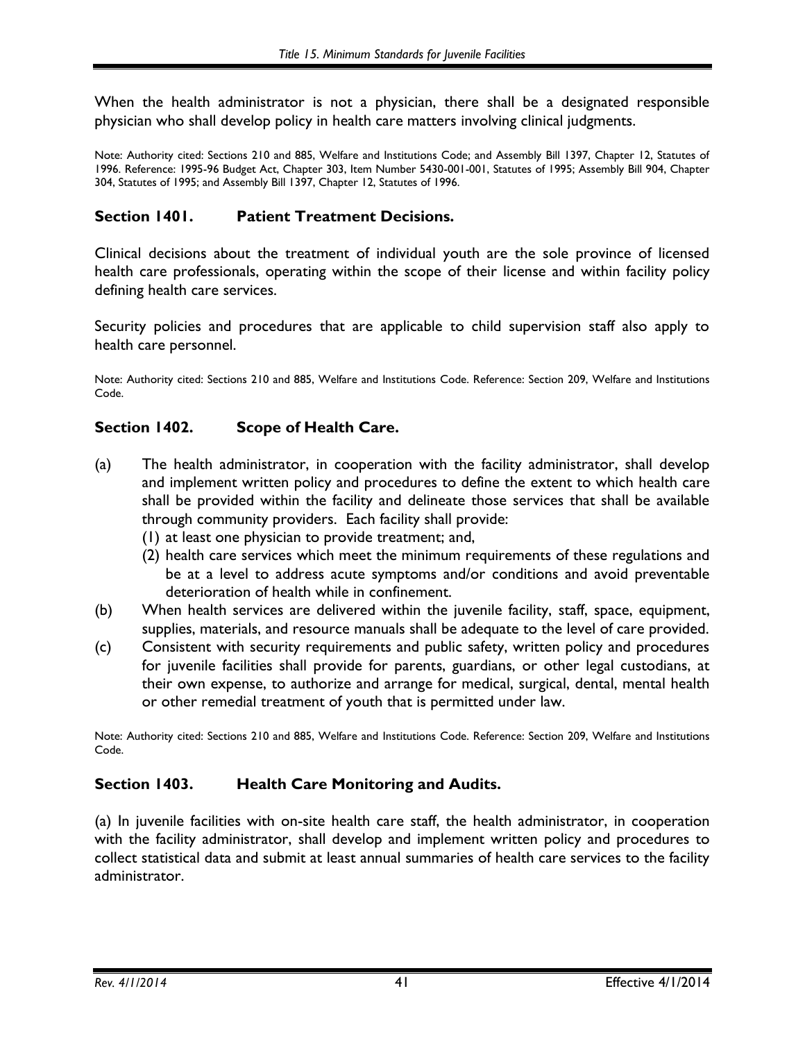When the health administrator is not a physician, there shall be a designated responsible physician who shall develop policy in health care matters involving clinical judgments.

Note: Authority cited: Sections 210 and 885, Welfare and Institutions Code; and Assembly Bill 1397, Chapter 12, Statutes of 1996. Reference: 1995-96 Budget Act, Chapter 303, Item Number 5430-001-001, Statutes of 1995; Assembly Bill 904, Chapter 304, Statutes of 1995; and Assembly Bill 1397, Chapter 12, Statutes of 1996.

## Section 1401. Patient Treatment Decisions.

Clinical decisions about the treatment of individual youth are the sole province of licensed health care professionals, operating within the scope of their license and within facility policy defining health care services.

Security policies and procedures that are applicable to child supervision staff also apply to health care personnel.

Note: Authority cited: Sections 210 and 885, Welfare and Institutions Code. Reference: Section 209, Welfare and Institutions Code.

## Section 1402. Scope of Health Care.

(a) The health administrator, in cooperation with the facility administrator, shall develop and implement written policy and procedures to define the extent to which health care shall be provided within the facility and delineate those services that shall be available through community providers. Each facility shall provide:
  (1) at least one physician to provide treatment; and,
  (2) health care services which meet the minimum requirements of these regulations and be at a level to address acute symptoms and/or conditions and avoid preventable deterioration of health while in confinement.

(b) When health services are delivered within the juvenile facility, staff, space, equipment, supplies, materials, and resource manuals shall be adequate to the level of care provided.

(c) Consistent with security requirements and public safety, written policy and procedures for juvenile facilities shall provide for parents, guardians, or other legal custodians, at their own expense, to authorize and arrange for medical, surgical, dental, mental health or other remedial treatment of youth that is permitted under law.

Note: Authority cited: Sections 210 and 885, Welfare and Institutions Code. Reference: Section 209, Welfare and Institutions Code.

## Section 1403. Health Care Monitoring and Audits.

(a) In juvenile facilities with on-site health care staff, the health administrator, in cooperation with the facility administrator, shall develop and implement written policy and procedures to collect statistical data and submit at least annual summaries of health care services to the facility administrator.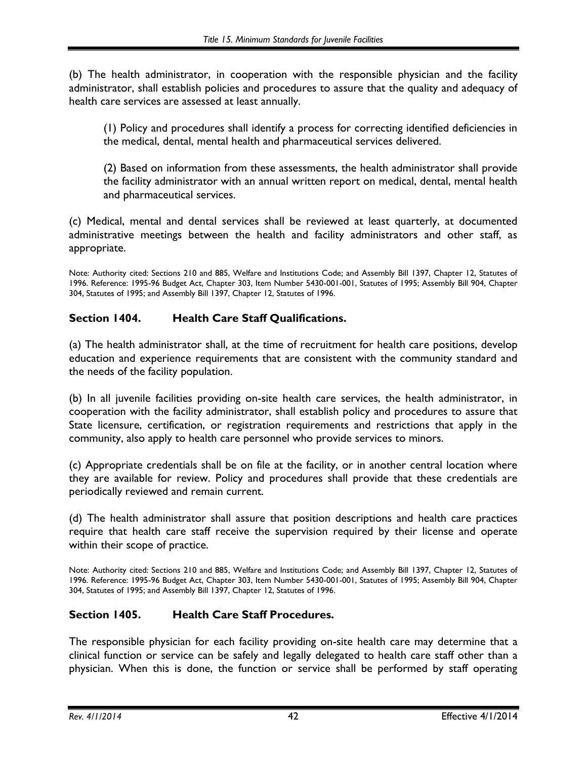(b) The health administrator, in cooperation with the responsible physician and the facility administrator, shall establish policies and procedures to assure that the quality and adequacy of health care services are assessed at least annually.

(1) Policy and procedures shall identify a process for correcting identified deficiencies in the medical, dental, mental health and pharmaceutical services delivered.

(2) Based on information from these assessments, the health administrator shall provide the facility administrator with an annual written report on medical, dental, mental health and pharmaceutical services.

(c) Medical, mental and dental services shall be reviewed at least quarterly, at documented administrative meetings between the health and facility administrators and other staff, as appropriate.

Note: Authority cited: Sections 210 and 885, Welfare and Institutions Code; and Assembly Bill 1397, Chapter 12, Statutes of 1996. Reference: 1995-96 Budget Act, Chapter 303, Item Number 5430-001-001, Statutes of 1995; Assembly Bill 904, Chapter 304, Statutes of 1995; and Assembly Bill 1397, Chapter 12, Statutes of 1996.

### Section 1404. Health Care Staff Qualifications.

(a) The health administrator shall, at the time of recruitment for health care positions, develop education and experience requirements that are consistent with the community standard and the needs of the facility population.

(b) In all juvenile facilities providing on-site health care services, the health administrator, in cooperation with the facility administrator, shall establish policy and procedures to assure that State licensure, certification, or registration requirements and restrictions that apply in the community, also apply to health care personnel who provide services to minors.

(c) Appropriate credentials shall be on file at the facility, or in another central location where they are available for review. Policy and procedures shall provide that these credentials are periodically reviewed and remain current.

(d) The health administrator shall assure that position descriptions and health care practices require that health care staff receive the supervision required by their license and operate within their scope of practice.

Note: Authority cited: Sections 210 and 885, Welfare and Institutions Code; and Assembly Bill 1397, Chapter 12, Statutes of 1996. Reference: 1995-96 Budget Act, Chapter 303, Item Number 5430-001-001, Statutes of 1995; Assembly Bill 904, Chapter 304, Statutes of 1995; and Assembly Bill 1397, Chapter 12, Statutes of 1996.

### Section 1405. Health Care Staff Procedures.

The responsible physician for each facility providing on-site health care may determine that a clinical function or service can be safely and legally delegated to health care staff other than a physician. When this is done, the function or service shall be performed by staff operating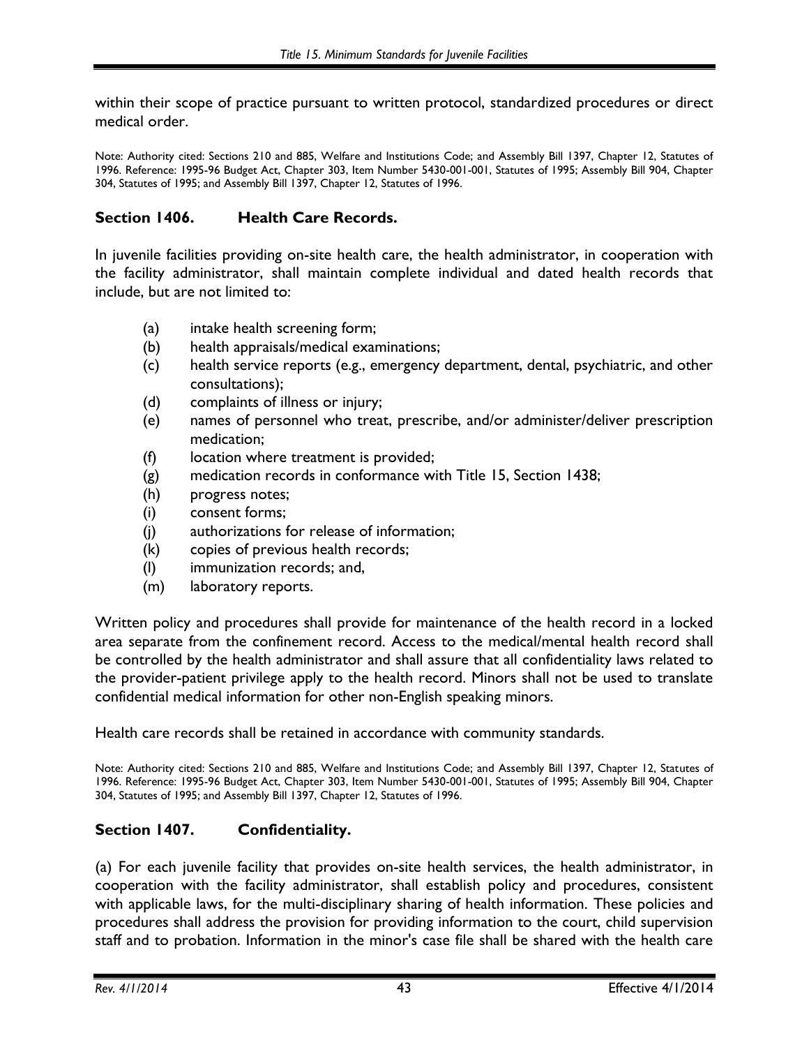within their scope of practice pursuant to written protocol, standardized procedures or direct medical order.

Note: Authority cited: Sections 210 and 885, Welfare and Institutions Code; and Assembly Bill 1397, Chapter 12, Statutes of 1996. Reference: 1995-96 Budget Act, Chapter 303, Item Number 5430-001-001, Statutes of 1995; Assembly Bill 904, Chapter 304, Statutes of 1995; and Assembly Bill 1397, Chapter 12, Statutes of 1996.

## Section 1406. Health Care Records.

In juvenile facilities providing on-site health care, the health administrator, in cooperation with the facility administrator, shall maintain complete individual and dated health records that include, but are not limited to:

(a) intake health screening form;
(b) health appraisals/medical examinations;
(c) health service reports (e.g., emergency department, dental, psychiatric, and other consultations);
(d) complaints of illness or injury;
(e) names of personnel who treat, prescribe, and/or administer/deliver prescription medication;
(f) location where treatment is provided;
(g) medication records in conformance with Title 15, Section 1438;
(h) progress notes;
(i) consent forms;
(j) authorizations for release of information;
(k) copies of previous health records;
(l) immunization records; and,
(m) laboratory reports.

Written policy and procedures shall provide for maintenance of the health record in a locked area separate from the confinement record. Access to the medical/mental health record shall be controlled by the health administrator and shall assure that all confidentiality laws related to the provider-patient privilege apply to the health record. Minors shall not be used to translate confidential medical information for other non-English speaking minors.

Health care records shall be retained in accordance with community standards.

Note: Authority cited: Sections 210 and 885, Welfare and Institutions Code; and Assembly Bill 1397, Chapter 12, Statutes of 1996. Reference: 1995-96 Budget Act, Chapter 303, Item Number 5430-001-001, Statutes of 1995; Assembly Bill 904, Chapter 304, Statutes of 1995; and Assembly Bill 1397, Chapter 12, Statutes of 1996.

## Section 1407. Confidentiality.

(a) For each juvenile facility that provides on-site health services, the health administrator, in cooperation with the facility administrator, shall establish policy and procedures, consistent with applicable laws, for the multi-disciplinary sharing of health information. These policies and procedures shall address the provision for providing information to the court, child supervision staff and to probation. Information in the minor's case file shall be shared with the health care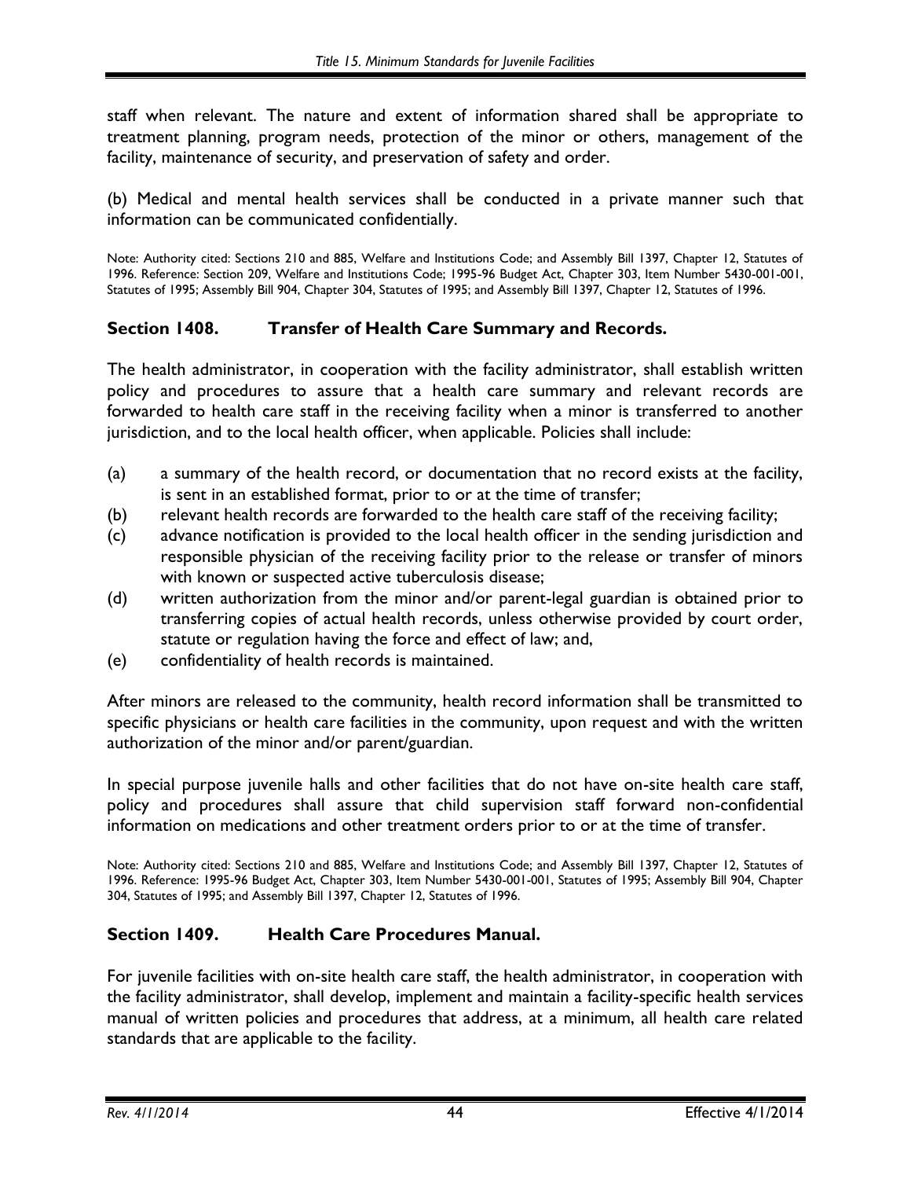staff when relevant. The nature and extent of information shared shall be appropriate to treatment planning, program needs, protection of the minor or others, management of the facility, maintenance of security, and preservation of safety and order.

(b) Medical and mental health services shall be conducted in a private manner such that information can be communicated confidentially.

Note: Authority cited: Sections 210 and 885, Welfare and Institutions Code; and Assembly Bill 1397, Chapter 12, Statutes of 1996. Reference: Section 209, Welfare and Institutions Code; 1995-96 Budget Act, Chapter 303, Item Number 5430-001-001, Statutes of 1995; Assembly Bill 904, Chapter 304, Statutes of 1995; and Assembly Bill 1397, Chapter 12, Statutes of 1996.

## Section 1408. Transfer of Health Care Summary and Records.

The health administrator, in cooperation with the facility administrator, shall establish written policy and procedures to assure that a health care summary and relevant records are forwarded to health care staff in the receiving facility when a minor is transferred to another jurisdiction, and to the local health officer, when applicable. Policies shall include:

(a) a summary of the health record, or documentation that no record exists at the facility, is sent in an established format, prior to or at the time of transfer;

(b) relevant health records are forwarded to the health care staff of the receiving facility;

(c) advance notification is provided to the local health officer in the sending jurisdiction and responsible physician of the receiving facility prior to the release or transfer of minors with known or suspected active tuberculosis disease;

(d) written authorization from the minor and/or parent-legal guardian is obtained prior to transferring copies of actual health records, unless otherwise provided by court order, statute or regulation having the force and effect of law; and,

(e) confidentiality of health records is maintained.

After minors are released to the community, health record information shall be transmitted to specific physicians or health care facilities in the community, upon request and with the written authorization of the minor and/or parent/guardian.

In special purpose juvenile halls and other facilities that do not have on-site health care staff, policy and procedures shall assure that child supervision staff forward non-confidential information on medications and other treatment orders prior to or at the time of transfer.

Note: Authority cited: Sections 210 and 885, Welfare and Institutions Code; and Assembly Bill 1397, Chapter 12, Statutes of 1996. Reference: 1995-96 Budget Act, Chapter 303, Item Number 5430-001-001, Statutes of 1995; Assembly Bill 904, Chapter 304, Statutes of 1995; and Assembly Bill 1397, Chapter 12, Statutes of 1996.

## Section 1409. Health Care Procedures Manual.

For juvenile facilities with on-site health care staff, the health administrator, in cooperation with the facility administrator, shall develop, implement and maintain a facility-specific health services manual of written policies and procedures that address, at a minimum, all health care related standards that are applicable to the facility.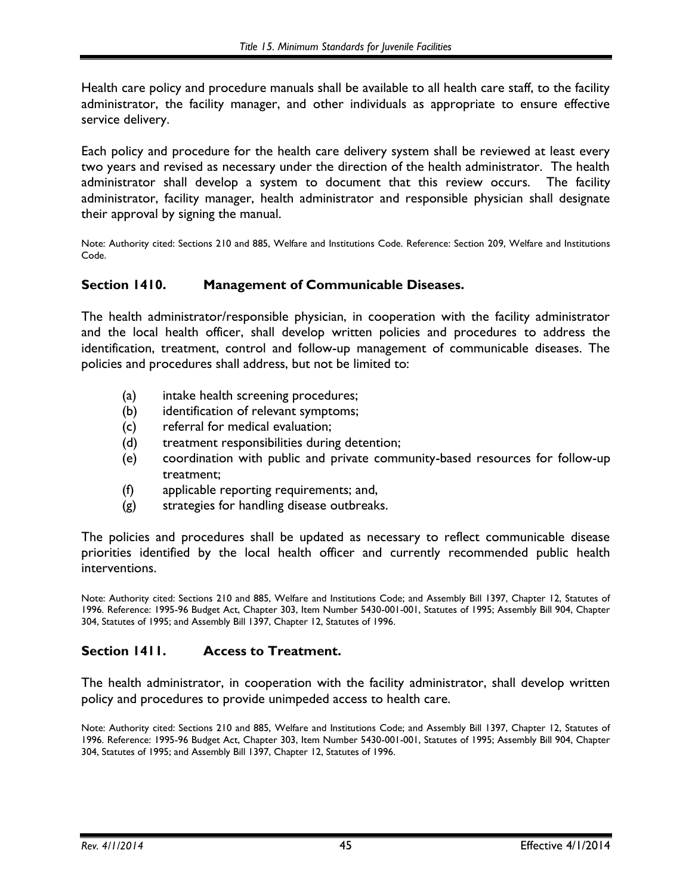Health care policy and procedure manuals shall be available to all health care staff, to the facility administrator, the facility manager, and other individuals as appropriate to ensure effective service delivery.

Each policy and procedure for the health care delivery system shall be reviewed at least every two years and revised as necessary under the direction of the health administrator. The health administrator shall develop a system to document that this review occurs. The facility administrator, facility manager, health administrator and responsible physician shall designate their approval by signing the manual.

Note: Authority cited: Sections 210 and 885, Welfare and Institutions Code. Reference: Section 209, Welfare and Institutions Code.

## Section 1410. Management of Communicable Diseases.

The health administrator/responsible physician, in cooperation with the facility administrator and the local health officer, shall develop written policies and procedures to address the identification, treatment, control and follow-up management of communicable diseases. The policies and procedures shall address, but not be limited to:

(a) intake health screening procedures;

(b) identification of relevant symptoms;

(c) referral for medical evaluation;

(d) treatment responsibilities during detention;

(e) coordination with public and private community-based resources for follow-up treatment;

(f) applicable reporting requirements; and,

(g) strategies for handling disease outbreaks.

The policies and procedures shall be updated as necessary to reflect communicable disease priorities identified by the local health officer and currently recommended public health interventions.

Note: Authority cited: Sections 210 and 885, Welfare and Institutions Code; and Assembly Bill 1397, Chapter 12, Statutes of 1996. Reference: 1995-96 Budget Act, Chapter 303, Item Number 5430-001-001, Statutes of 1995; Assembly Bill 904, Chapter 304, Statutes of 1995; and Assembly Bill 1397, Chapter 12, Statutes of 1996.

## Section 1411. Access to Treatment.

The health administrator, in cooperation with the facility administrator, shall develop written policy and procedures to provide unimpeded access to health care.

Note: Authority cited: Sections 210 and 885, Welfare and Institutions Code; and Assembly Bill 1397, Chapter 12, Statutes of 1996. Reference: 1995-96 Budget Act, Chapter 303, Item Number 5430-001-001, Statutes of 1995; Assembly Bill 904, Chapter 304, Statutes of 1995; and Assembly Bill 1397, Chapter 12, Statutes of 1996.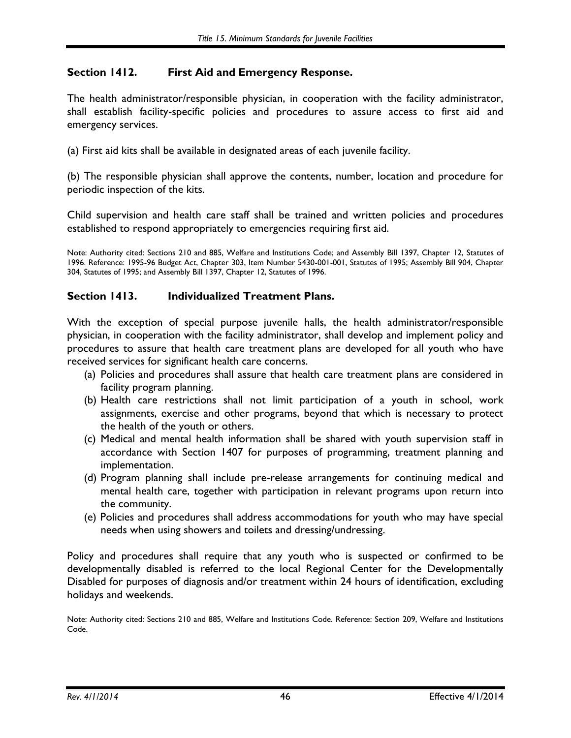## Section 1412. First Aid and Emergency Response.

The health administrator/responsible physician, in cooperation with the facility administrator, shall establish facility-specific policies and procedures to assure access to first aid and emergency services.

(a) First aid kits shall be available in designated areas of each juvenile facility.

(b) The responsible physician shall approve the contents, number, location and procedure for periodic inspection of the kits.

Child supervision and health care staff shall be trained and written policies and procedures established to respond appropriately to emergencies requiring first aid.

Note: Authority cited: Sections 210 and 885, Welfare and Institutions Code; and Assembly Bill 1397, Chapter 12, Statutes of 1996. Reference: 1995-96 Budget Act, Chapter 303, Item Number 5430-001-001, Statutes of 1995; Assembly Bill 904, Chapter 304, Statutes of 1995; and Assembly Bill 1397, Chapter 12, Statutes of 1996.

## Section 1413. Individualized Treatment Plans.

With the exception of special purpose juvenile halls, the health administrator/responsible physician, in cooperation with the facility administrator, shall develop and implement policy and procedures to assure that health care treatment plans are developed for all youth who have received services for significant health care concerns.

(a) Policies and procedures shall assure that health care treatment plans are considered in facility program planning.
(b) Health care restrictions shall not limit participation of a youth in school, work assignments, exercise and other programs, beyond that which is necessary to protect the health of the youth or others.
(c) Medical and mental health information shall be shared with youth supervision staff in accordance with Section 1407 for purposes of programming, treatment planning and implementation.
(d) Program planning shall include pre-release arrangements for continuing medical and mental health care, together with participation in relevant programs upon return into the community.
(e) Policies and procedures shall address accommodations for youth who may have special needs when using showers and toilets and dressing/undressing.

Policy and procedures shall require that any youth who is suspected or confirmed to be developmentally disabled is referred to the local Regional Center for the Developmentally Disabled for purposes of diagnosis and/or treatment within 24 hours of identification, excluding holidays and weekends.

Note: Authority cited: Sections 210 and 885, Welfare and Institutions Code. Reference: Section 209, Welfare and Institutions Code.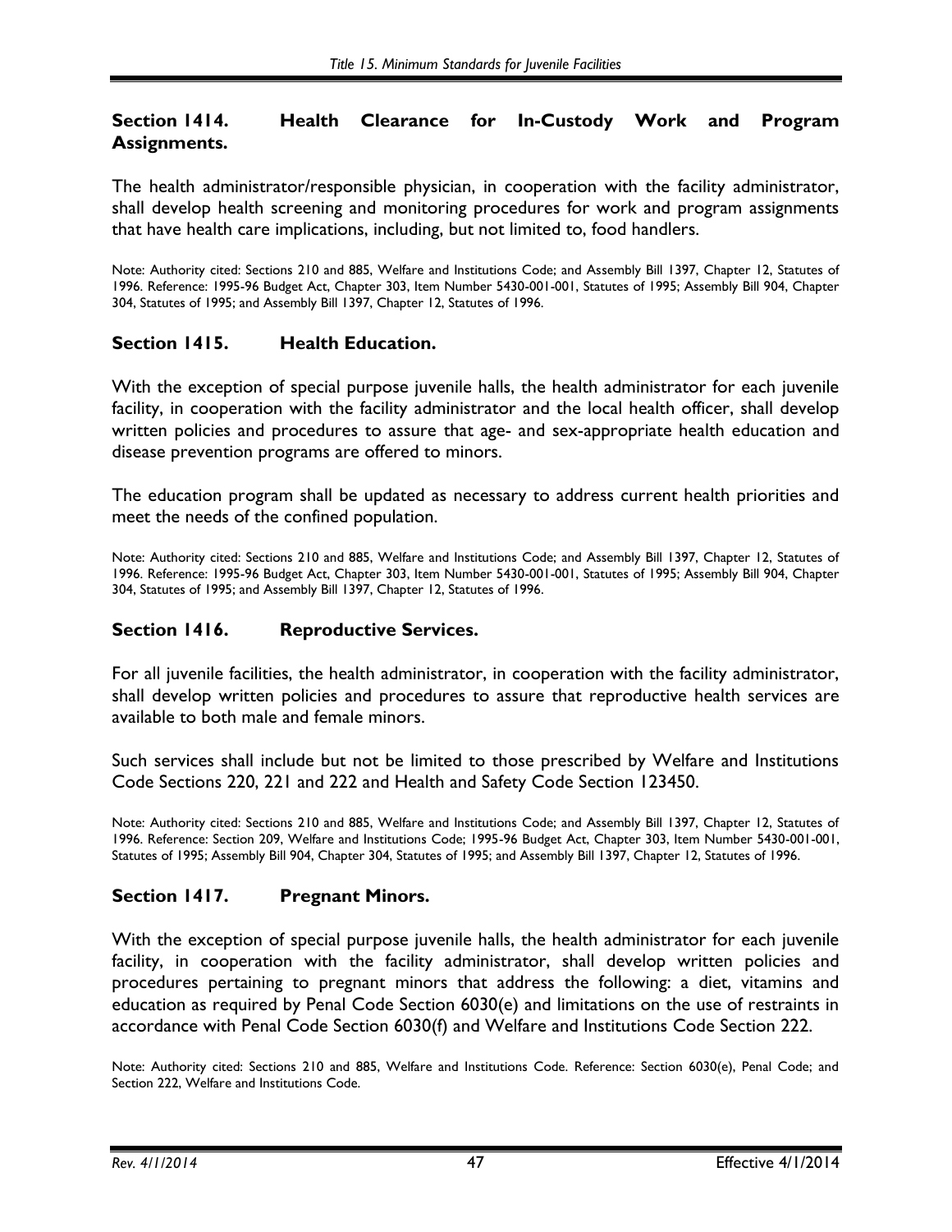## Section 1414. Health Clearance for In-Custody Work and Program Assignments.

The health administrator/responsible physician, in cooperation with the facility administrator, shall develop health screening and monitoring procedures for work and program assignments that have health care implications, including, but not limited to, food handlers.

Note: Authority cited: Sections 210 and 885, Welfare and Institutions Code; and Assembly Bill 1397, Chapter 12, Statutes of 1996. Reference: 1995-96 Budget Act, Chapter 303, Item Number 5430-001-001, Statutes of 1995; Assembly Bill 904, Chapter 304, Statutes of 1995; and Assembly Bill 1397, Chapter 12, Statutes of 1996.

## Section 1415. Health Education.

With the exception of special purpose juvenile halls, the health administrator for each juvenile facility, in cooperation with the facility administrator and the local health officer, shall develop written policies and procedures to assure that age- and sex-appropriate health education and disease prevention programs are offered to minors.

The education program shall be updated as necessary to address current health priorities and meet the needs of the confined population.

Note: Authority cited: Sections 210 and 885, Welfare and Institutions Code; and Assembly Bill 1397, Chapter 12, Statutes of 1996. Reference: 1995-96 Budget Act, Chapter 303, Item Number 5430-001-001, Statutes of 1995; Assembly Bill 904, Chapter 304, Statutes of 1995; and Assembly Bill 1397, Chapter 12, Statutes of 1996.

## Section 1416. Reproductive Services.

For all juvenile facilities, the health administrator, in cooperation with the facility administrator, shall develop written policies and procedures to assure that reproductive health services are available to both male and female minors.

Such services shall include but not be limited to those prescribed by Welfare and Institutions Code Sections 220, 221 and 222 and Health and Safety Code Section 123450.

Note: Authority cited: Sections 210 and 885, Welfare and Institutions Code; and Assembly Bill 1397, Chapter 12, Statutes of 1996. Reference: Section 209, Welfare and Institutions Code; 1995-96 Budget Act, Chapter 303, Item Number 5430-001-001, Statutes of 1995; Assembly Bill 904, Chapter 304, Statutes of 1995; and Assembly Bill 1397, Chapter 12, Statutes of 1996.

## Section 1417. Pregnant Minors.

With the exception of special purpose juvenile halls, the health administrator for each juvenile facility, in cooperation with the facility administrator, shall develop written policies and procedures pertaining to pregnant minors that address the following: a diet, vitamins and education as required by Penal Code Section 6030(e) and limitations on the use of restraints in accordance with Penal Code Section 6030(f) and Welfare and Institutions Code Section 222.

Note: Authority cited: Sections 210 and 885, Welfare and Institutions Code. Reference: Section 6030(e), Penal Code; and Section 222, Welfare and Institutions Code.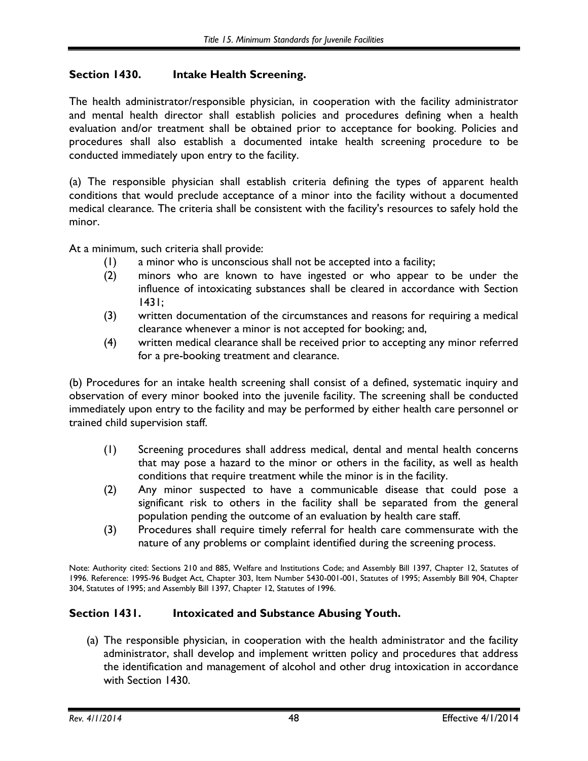## Section 1430. Intake Health Screening.

The health administrator/responsible physician, in cooperation with the facility administrator and mental health director shall establish policies and procedures defining when a health evaluation and/or treatment shall be obtained prior to acceptance for booking. Policies and procedures shall also establish a documented intake health screening procedure to be conducted immediately upon entry to the facility.

(a) The responsible physician shall establish criteria defining the types of apparent health conditions that would preclude acceptance of a minor into the facility without a documented medical clearance. The criteria shall be consistent with the facility's resources to safely hold the minor.

At a minimum, such criteria shall provide:

(1) a minor who is unconscious shall not be accepted into a facility;

(2) minors who are known to have ingested or who appear to be under the influence of intoxicating substances shall be cleared in accordance with Section 1431;

(3) written documentation of the circumstances and reasons for requiring a medical clearance whenever a minor is not accepted for booking; and,

(4) written medical clearance shall be received prior to accepting any minor referred for a pre-booking treatment and clearance.

(b) Procedures for an intake health screening shall consist of a defined, systematic inquiry and observation of every minor booked into the juvenile facility. The screening shall be conducted immediately upon entry to the facility and may be performed by either health care personnel or trained child supervision staff.

(1) Screening procedures shall address medical, dental and mental health concerns that may pose a hazard to the minor or others in the facility, as well as health conditions that require treatment while the minor is in the facility.

(2) Any minor suspected to have a communicable disease that could pose a significant risk to others in the facility shall be separated from the general population pending the outcome of an evaluation by health care staff.

(3) Procedures shall require timely referral for health care commensurate with the nature of any problems or complaint identified during the screening process.

Note: Authority cited: Sections 210 and 885, Welfare and Institutions Code; and Assembly Bill 1397, Chapter 12, Statutes of 1996. Reference: 1995-96 Budget Act, Chapter 303, Item Number 5430-001-001, Statutes of 1995; Assembly Bill 904, Chapter 304, Statutes of 1995; and Assembly Bill 1397, Chapter 12, Statutes of 1996.

## Section 1431. Intoxicated and Substance Abusing Youth.

(a) The responsible physician, in cooperation with the health administrator and the facility administrator, shall develop and implement written policy and procedures that address the identification and management of alcohol and other drug intoxication in accordance with Section 1430.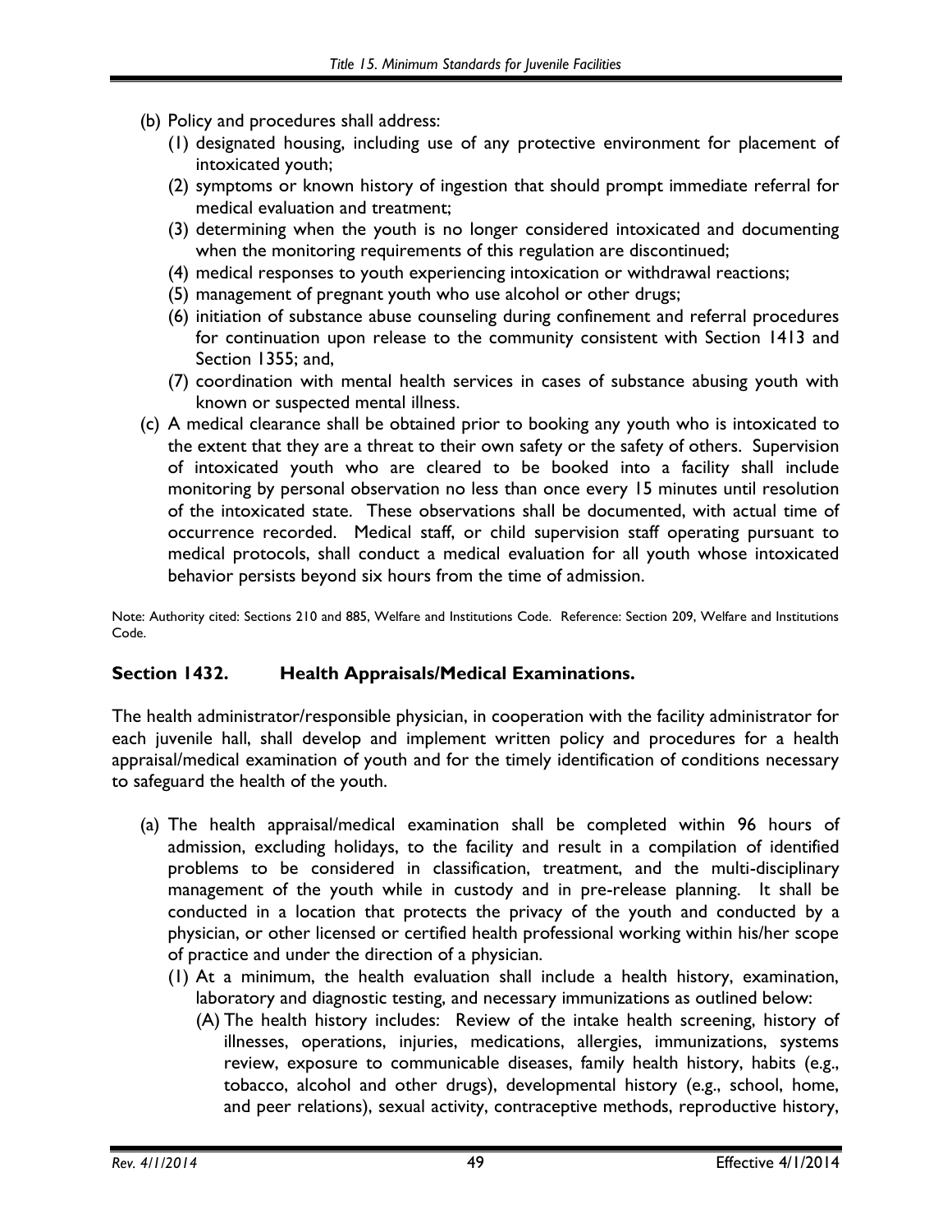(b) Policy and procedures shall address:
   (1) designated housing, including use of any protective environment for placement of intoxicated youth;
   (2) symptoms or known history of ingestion that should prompt immediate referral for medical evaluation and treatment;
   (3) determining when the youth is no longer considered intoxicated and documenting when the monitoring requirements of this regulation are discontinued;
   (4) medical responses to youth experiencing intoxication or withdrawal reactions;
   (5) management of pregnant youth who use alcohol or other drugs;
   (6) initiation of substance abuse counseling during confinement and referral procedures for continuation upon release to the community consistent with Section 1413 and Section 1355; and,
   (7) coordination with mental health services in cases of substance abusing youth with known or suspected mental illness.

(c) A medical clearance shall be obtained prior to booking any youth who is intoxicated to the extent that they are a threat to their own safety or the safety of others. Supervision of intoxicated youth who are cleared to be booked into a facility shall include monitoring by personal observation no less than once every 15 minutes until resolution of the intoxicated state. These observations shall be documented, with actual time of occurrence recorded. Medical staff, or child supervision staff operating pursuant to medical protocols, shall conduct a medical evaluation for all youth whose intoxicated behavior persists beyond six hours from the time of admission.

Note: Authority cited: Sections 210 and 885, Welfare and Institutions Code. Reference: Section 209, Welfare and Institutions Code.

## Section 1432. Health Appraisals/Medical Examinations.

The health administrator/responsible physician, in cooperation with the facility administrator for each juvenile hall, shall develop and implement written policy and procedures for a health appraisal/medical examination of youth and for the timely identification of conditions necessary to safeguard the health of the youth.

(a) The health appraisal/medical examination shall be completed within 96 hours of admission, excluding holidays, to the facility and result in a compilation of identified problems to be considered in classification, treatment, and the multi-disciplinary management of the youth while in custody and in pre-release planning. It shall be conducted in a location that protects the privacy of the youth and conducted by a physician, or other licensed or certified health professional working within his/her scope of practice and under the direction of a physician.
   (1) At a minimum, the health evaluation shall include a health history, examination, laboratory and diagnostic testing, and necessary immunizations as outlined below:
      (A) The health history includes: Review of the intake health screening, history of illnesses, operations, injuries, medications, allergies, immunizations, systems review, exposure to communicable diseases, family health history, habits (e.g., tobacco, alcohol and other drugs), developmental history (e.g., school, home, and peer relations), sexual activity, contraceptive methods, reproductive history,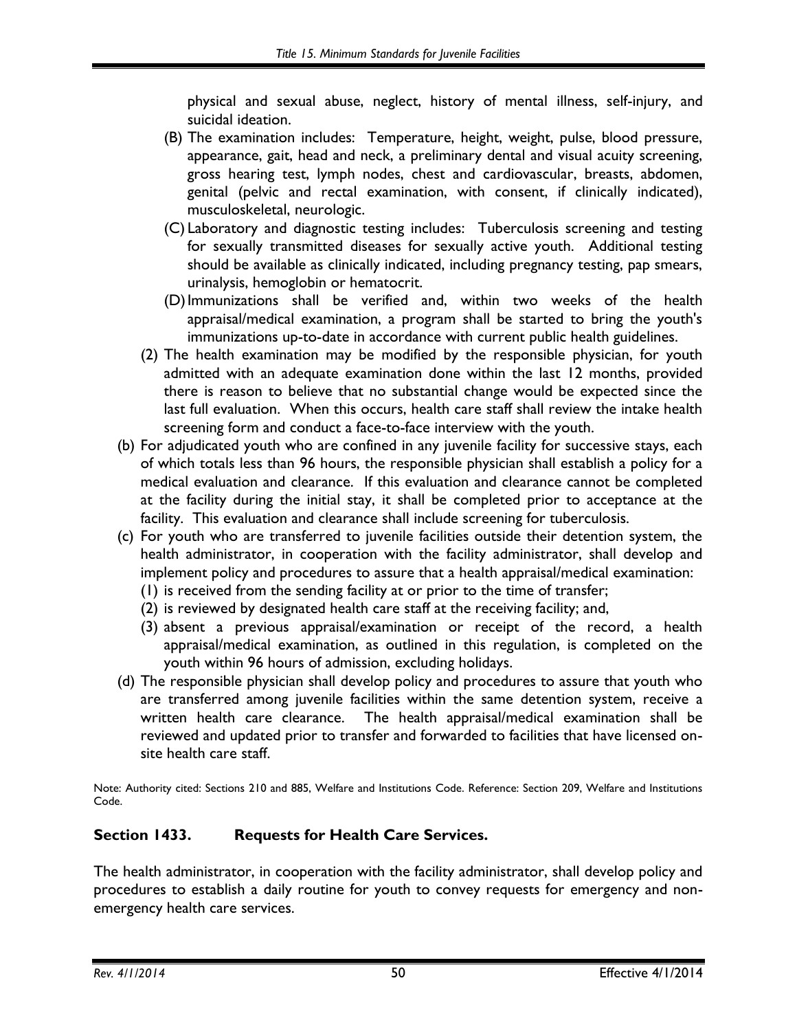physical and sexual abuse, neglect, history of mental illness, self-injury, and suicidal ideation.

(B) The examination includes: Temperature, height, weight, pulse, blood pressure, appearance, gait, head and neck, a preliminary dental and visual acuity screening, gross hearing test, lymph nodes, chest and cardiovascular, breasts, abdomen, genital (pelvic and rectal examination, with consent, if clinically indicated), musculoskeletal, neurologic.

(C) Laboratory and diagnostic testing includes: Tuberculosis screening and testing for sexually transmitted diseases for sexually active youth. Additional testing should be available as clinically indicated, including pregnancy testing, pap smears, urinalysis, hemoglobin or hematocrit.

(D) Immunizations shall be verified and, within two weeks of the health appraisal/medical examination, a program shall be started to bring the youth's immunizations up-to-date in accordance with current public health guidelines.

(2) The health examination may be modified by the responsible physician, for youth admitted with an adequate examination done within the last 12 months, provided there is reason to believe that no substantial change would be expected since the last full evaluation. When this occurs, health care staff shall review the intake health screening form and conduct a face-to-face interview with the youth.

(b) For adjudicated youth who are confined in any juvenile facility for successive stays, each of which totals less than 96 hours, the responsible physician shall establish a policy for a medical evaluation and clearance. If this evaluation and clearance cannot be completed at the facility during the initial stay, it shall be completed prior to acceptance at the facility. This evaluation and clearance shall include screening for tuberculosis.

(c) For youth who are transferred to juvenile facilities outside their detention system, the health administrator, in cooperation with the facility administrator, shall develop and implement policy and procedures to assure that a health appraisal/medical examination:

(1) is received from the sending facility at or prior to the time of transfer;

(2) is reviewed by designated health care staff at the receiving facility; and,

(3) absent a previous appraisal/examination or receipt of the record, a health appraisal/medical examination, as outlined in this regulation, is completed on the youth within 96 hours of admission, excluding holidays.

(d) The responsible physician shall develop policy and procedures to assure that youth who are transferred among juvenile facilities within the same detention system, receive a written health care clearance. The health appraisal/medical examination shall be reviewed and updated prior to transfer and forwarded to facilities that have licensed on-site health care staff.

Note: Authority cited: Sections 210 and 885, Welfare and Institutions Code. Reference: Section 209, Welfare and Institutions Code.

### Section 1433. Requests for Health Care Services.

The health administrator, in cooperation with the facility administrator, shall develop policy and procedures to establish a daily routine for youth to convey requests for emergency and non-emergency health care services.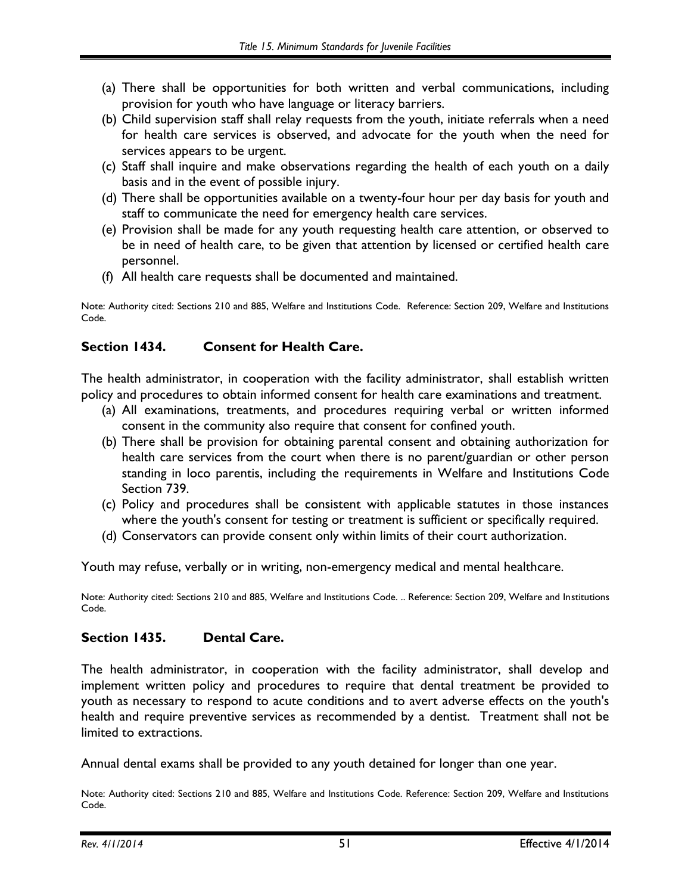(a) There shall be opportunities for both written and verbal communications, including provision for youth who have language or literacy barriers.
(b) Child supervision staff shall relay requests from the youth, initiate referrals when a need for health care services is observed, and advocate for the youth when the need for services appears to be urgent.
(c) Staff shall inquire and make observations regarding the health of each youth on a daily basis and in the event of possible injury.
(d) There shall be opportunities available on a twenty-four hour per day basis for youth and staff to communicate the need for emergency health care services.
(e) Provision shall be made for any youth requesting health care attention, or observed to be in need of health care, to be given that attention by licensed or certified health care personnel.
(f) All health care requests shall be documented and maintained.

Note: Authority cited: Sections 210 and 885, Welfare and Institutions Code. Reference: Section 209, Welfare and Institutions Code.

### Section 1434. Consent for Health Care.

The health administrator, in cooperation with the facility administrator, shall establish written policy and procedures to obtain informed consent for health care examinations and treatment.

(a) All examinations, treatments, and procedures requiring verbal or written informed consent in the community also require that consent for confined youth.
(b) There shall be provision for obtaining parental consent and obtaining authorization for health care services from the court when there is no parent/guardian or other person standing in loco parentis, including the requirements in Welfare and Institutions Code Section 739.
(c) Policy and procedures shall be consistent with applicable statutes in those instances where the youth's consent for testing or treatment is sufficient or specifically required.
(d) Conservators can provide consent only within limits of their court authorization.

Youth may refuse, verbally or in writing, non-emergency medical and mental healthcare.

Note: Authority cited: Sections 210 and 885, Welfare and Institutions Code. .. Reference: Section 209, Welfare and Institutions Code.

### Section 1435. Dental Care.

The health administrator, in cooperation with the facility administrator, shall develop and implement written policy and procedures to require that dental treatment be provided to youth as necessary to respond to acute conditions and to avert adverse effects on the youth's health and require preventive services as recommended by a dentist. Treatment shall not be limited to extractions.

Annual dental exams shall be provided to any youth detained for longer than one year.

Note: Authority cited: Sections 210 and 885, Welfare and Institutions Code. Reference: Section 209, Welfare and Institutions Code.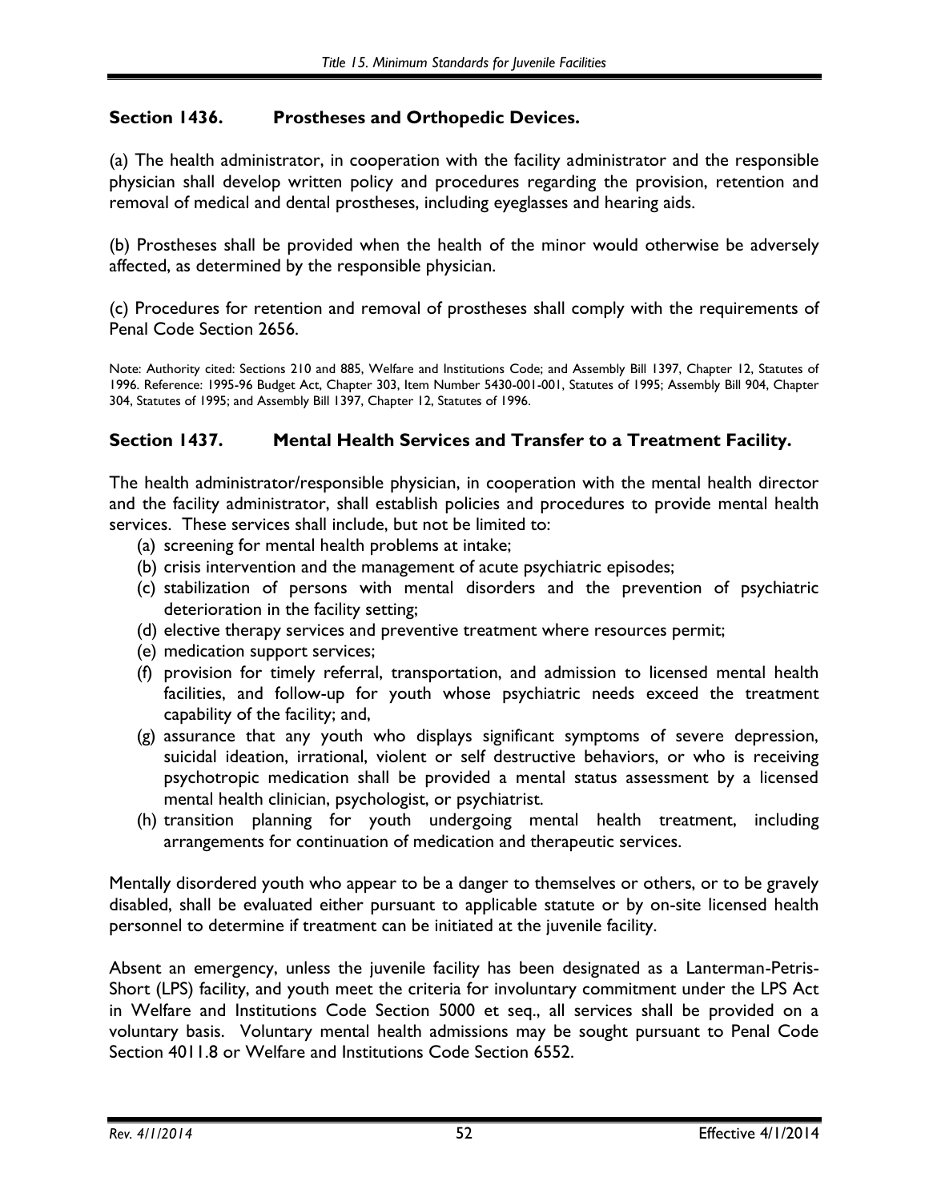## Section 1436. Prostheses and Orthopedic Devices.

(a) The health administrator, in cooperation with the facility administrator and the responsible physician shall develop written policy and procedures regarding the provision, retention and removal of medical and dental prostheses, including eyeglasses and hearing aids.

(b) Prostheses shall be provided when the health of the minor would otherwise be adversely affected, as determined by the responsible physician.

(c) Procedures for retention and removal of prostheses shall comply with the requirements of Penal Code Section 2656.

Note: Authority cited: Sections 210 and 885, Welfare and Institutions Code; and Assembly Bill 1397, Chapter 12, Statutes of 1996. Reference: 1995-96 Budget Act, Chapter 303, Item Number 5430-001-001, Statutes of 1995; Assembly Bill 904, Chapter 304, Statutes of 1995; and Assembly Bill 1397, Chapter 12, Statutes of 1996.

## Section 1437. Mental Health Services and Transfer to a Treatment Facility.

The health administrator/responsible physician, in cooperation with the mental health director and the facility administrator, shall establish policies and procedures to provide mental health services. These services shall include, but not be limited to:

(a) screening for mental health problems at intake;

(b) crisis intervention and the management of acute psychiatric episodes;

(c) stabilization of persons with mental disorders and the prevention of psychiatric deterioration in the facility setting;

(d) elective therapy services and preventive treatment where resources permit;

(e) medication support services;

(f) provision for timely referral, transportation, and admission to licensed mental health facilities, and follow-up for youth whose psychiatric needs exceed the treatment capability of the facility; and,

(g) assurance that any youth who displays significant symptoms of severe depression, suicidal ideation, irrational, violent or self destructive behaviors, or who is receiving psychotropic medication shall be provided a mental status assessment by a licensed mental health clinician, psychologist, or psychiatrist.

(h) transition planning for youth undergoing mental health treatment, including arrangements for continuation of medication and therapeutic services.

Mentally disordered youth who appear to be a danger to themselves or others, or to be gravely disabled, shall be evaluated either pursuant to applicable statute or by on-site licensed health personnel to determine if treatment can be initiated at the juvenile facility.

Absent an emergency, unless the juvenile facility has been designated as a Lanterman-Petris-Short (LPS) facility, and youth meet the criteria for involuntary commitment under the LPS Act in Welfare and Institutions Code Section 5000 et seq., all services shall be provided on a voluntary basis. Voluntary mental health admissions may be sought pursuant to Penal Code Section 4011.8 or Welfare and Institutions Code Section 6552.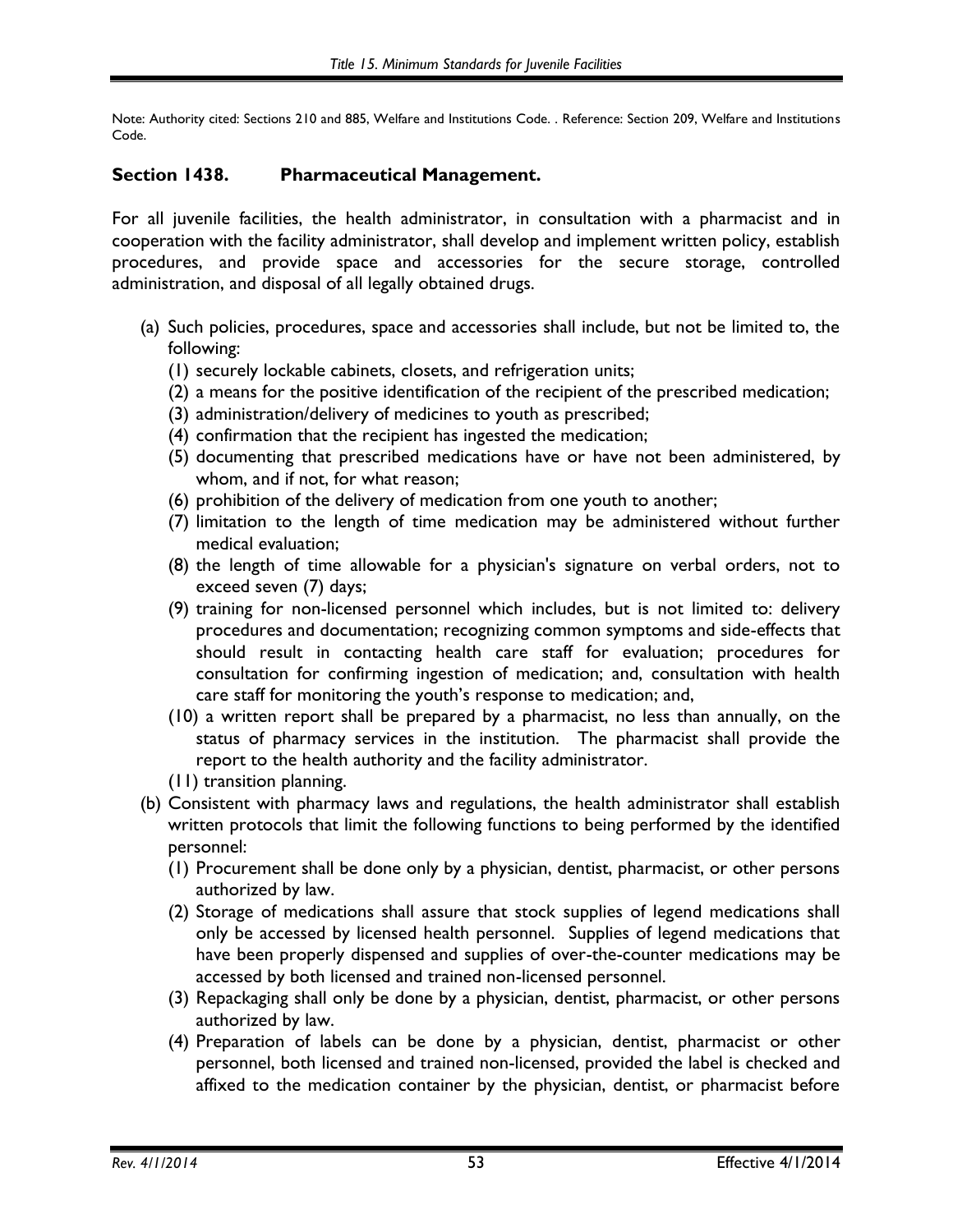Note: Authority cited: Sections 210 and 885, Welfare and Institutions Code. . Reference: Section 209, Welfare and Institutions Code.

## Section 1438. Pharmaceutical Management.

For all juvenile facilities, the health administrator, in consultation with a pharmacist and in cooperation with the facility administrator, shall develop and implement written policy, establish procedures, and provide space and accessories for the secure storage, controlled administration, and disposal of all legally obtained drugs.

(a) Such policies, procedures, space and accessories shall include, but not be limited to, the following:
   (1) securely lockable cabinets, closets, and refrigeration units;
   (2) a means for the positive identification of the recipient of the prescribed medication;
   (3) administration/delivery of medicines to youth as prescribed;
   (4) confirmation that the recipient has ingested the medication;
   (5) documenting that prescribed medications have or have not been administered, by whom, and if not, for what reason;
   (6) prohibition of the delivery of medication from one youth to another;
   (7) limitation to the length of time medication may be administered without further medical evaluation;
   (8) the length of time allowable for a physician's signature on verbal orders, not to exceed seven (7) days;
   (9) training for non-licensed personnel which includes, but is not limited to: delivery procedures and documentation; recognizing common symptoms and side-effects that should result in contacting health care staff for evaluation; procedures for consultation for confirming ingestion of medication; and, consultation with health care staff for monitoring the youth's response to medication; and,
   (10) a written report shall be prepared by a pharmacist, no less than annually, on the status of pharmacy services in the institution. The pharmacist shall provide the report to the health authority and the facility administrator.
   (11) transition planning.

(b) Consistent with pharmacy laws and regulations, the health administrator shall establish written protocols that limit the following functions to being performed by the identified personnel:
   (1) Procurement shall be done only by a physician, dentist, pharmacist, or other persons authorized by law.
   (2) Storage of medications shall assure that stock supplies of legend medications shall only be accessed by licensed health personnel. Supplies of legend medications that have been properly dispensed and supplies of over-the-counter medications may be accessed by both licensed and trained non-licensed personnel.
   (3) Repackaging shall only be done by a physician, dentist, pharmacist, or other persons authorized by law.
   (4) Preparation of labels can be done by a physician, dentist, pharmacist or other personnel, both licensed and trained non-licensed, provided the label is checked and affixed to the medication container by the physician, dentist, or pharmacist before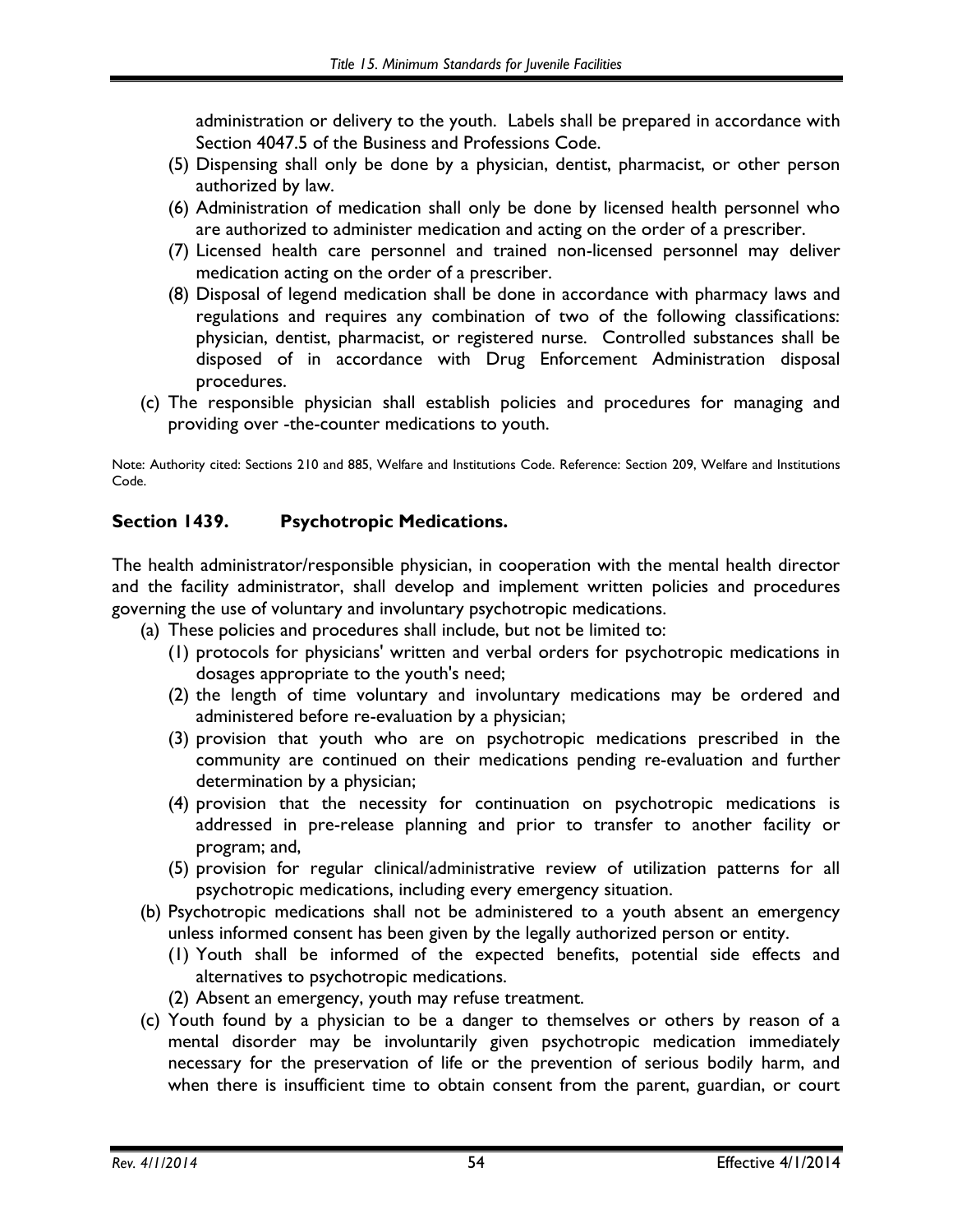administration or delivery to the youth. Labels shall be prepared in accordance with Section 4047.5 of the Business and Professions Code.

(5) Dispensing shall only be done by a physician, dentist, pharmacist, or other person authorized by law.

(6) Administration of medication shall only be done by licensed health personnel who are authorized to administer medication and acting on the order of a prescriber.

(7) Licensed health care personnel and trained non-licensed personnel may deliver medication acting on the order of a prescriber.

(8) Disposal of legend medication shall be done in accordance with pharmacy laws and regulations and requires any combination of two of the following classifications: physician, dentist, pharmacist, or registered nurse. Controlled substances shall be disposed of in accordance with Drug Enforcement Administration disposal procedures.

(c) The responsible physician shall establish policies and procedures for managing and providing over -the-counter medications to youth.

Note: Authority cited: Sections 210 and 885, Welfare and Institutions Code. Reference: Section 209, Welfare and Institutions Code.

### Section 1439. Psychotropic Medications.

The health administrator/responsible physician, in cooperation with the mental health director and the facility administrator, shall develop and implement written policies and procedures governing the use of voluntary and involuntary psychotropic medications.

(a) These policies and procedures shall include, but not be limited to:

(1) protocols for physicians' written and verbal orders for psychotropic medications in dosages appropriate to the youth's need;

(2) the length of time voluntary and involuntary medications may be ordered and administered before re-evaluation by a physician;

(3) provision that youth who are on psychotropic medications prescribed in the community are continued on their medications pending re-evaluation and further determination by a physician;

(4) provision that the necessity for continuation on psychotropic medications is addressed in pre-release planning and prior to transfer to another facility or program; and,

(5) provision for regular clinical/administrative review of utilization patterns for all psychotropic medications, including every emergency situation.

(b) Psychotropic medications shall not be administered to a youth absent an emergency unless informed consent has been given by the legally authorized person or entity.

(1) Youth shall be informed of the expected benefits, potential side effects and alternatives to psychotropic medications.

(2) Absent an emergency, youth may refuse treatment.

(c) Youth found by a physician to be a danger to themselves or others by reason of a mental disorder may be involuntarily given psychotropic medication immediately necessary for the preservation of life or the prevention of serious bodily harm, and when there is insufficient time to obtain consent from the parent, guardian, or court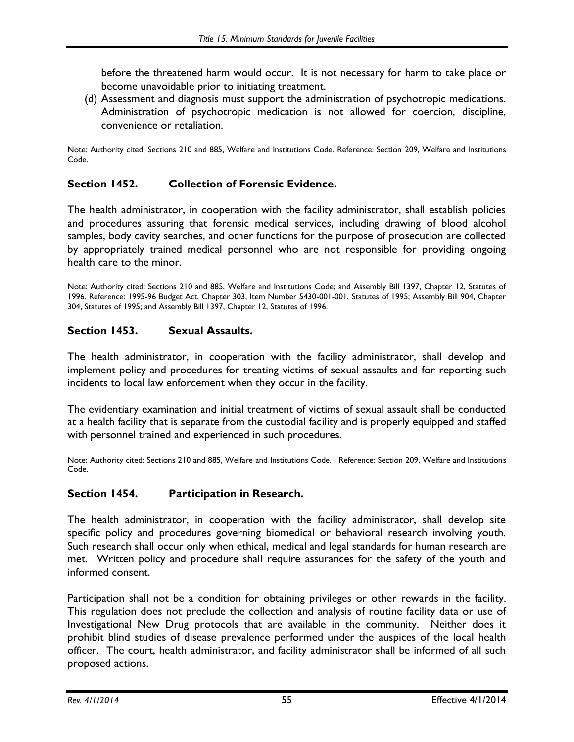before the threatened harm would occur. It is not necessary for harm to take place or become unavoidable prior to initiating treatment.

(d) Assessment and diagnosis must support the administration of psychotropic medications. Administration of psychotropic medication is not allowed for coercion, discipline, convenience or retaliation.

Note: Authority cited: Sections 210 and 885, Welfare and Institutions Code. Reference: Section 209, Welfare and Institutions Code.

## Section 1452. Collection of Forensic Evidence.

The health administrator, in cooperation with the facility administrator, shall establish policies and procedures assuring that forensic medical services, including drawing of blood alcohol samples, body cavity searches, and other functions for the purpose of prosecution are collected by appropriately trained medical personnel who are not responsible for providing ongoing health care to the minor.

Note: Authority cited: Sections 210 and 885, Welfare and Institutions Code; and Assembly Bill 1397, Chapter 12, Statutes of 1996. Reference: 1995-96 Budget Act, Chapter 303, Item Number 5430-001-001, Statutes of 1995; Assembly Bill 904, Chapter 304, Statutes of 1995; and Assembly Bill 1397, Chapter 12, Statutes of 1996.

## Section 1453. Sexual Assaults.

The health administrator, in cooperation with the facility administrator, shall develop and implement policy and procedures for treating victims of sexual assaults and for reporting such incidents to local law enforcement when they occur in the facility.

The evidentiary examination and initial treatment of victims of sexual assault shall be conducted at a health facility that is separate from the custodial facility and is properly equipped and staffed with personnel trained and experienced in such procedures.

Note: Authority cited: Sections 210 and 885, Welfare and Institutions Code. . Reference: Section 209, Welfare and Institutions Code.

## Section 1454. Participation in Research.

The health administrator, in cooperation with the facility administrator, shall develop site specific policy and procedures governing biomedical or behavioral research involving youth. Such research shall occur only when ethical, medical and legal standards for human research are met. Written policy and procedure shall require assurances for the safety of the youth and informed consent.

Participation shall not be a condition for obtaining privileges or other rewards in the facility. This regulation does not preclude the collection and analysis of routine facility data or use of Investigational New Drug protocols that are available in the community. Neither does it prohibit blind studies of disease prevalence performed under the auspices of the local health officer. The court, health administrator, and facility administrator shall be informed of all such proposed actions.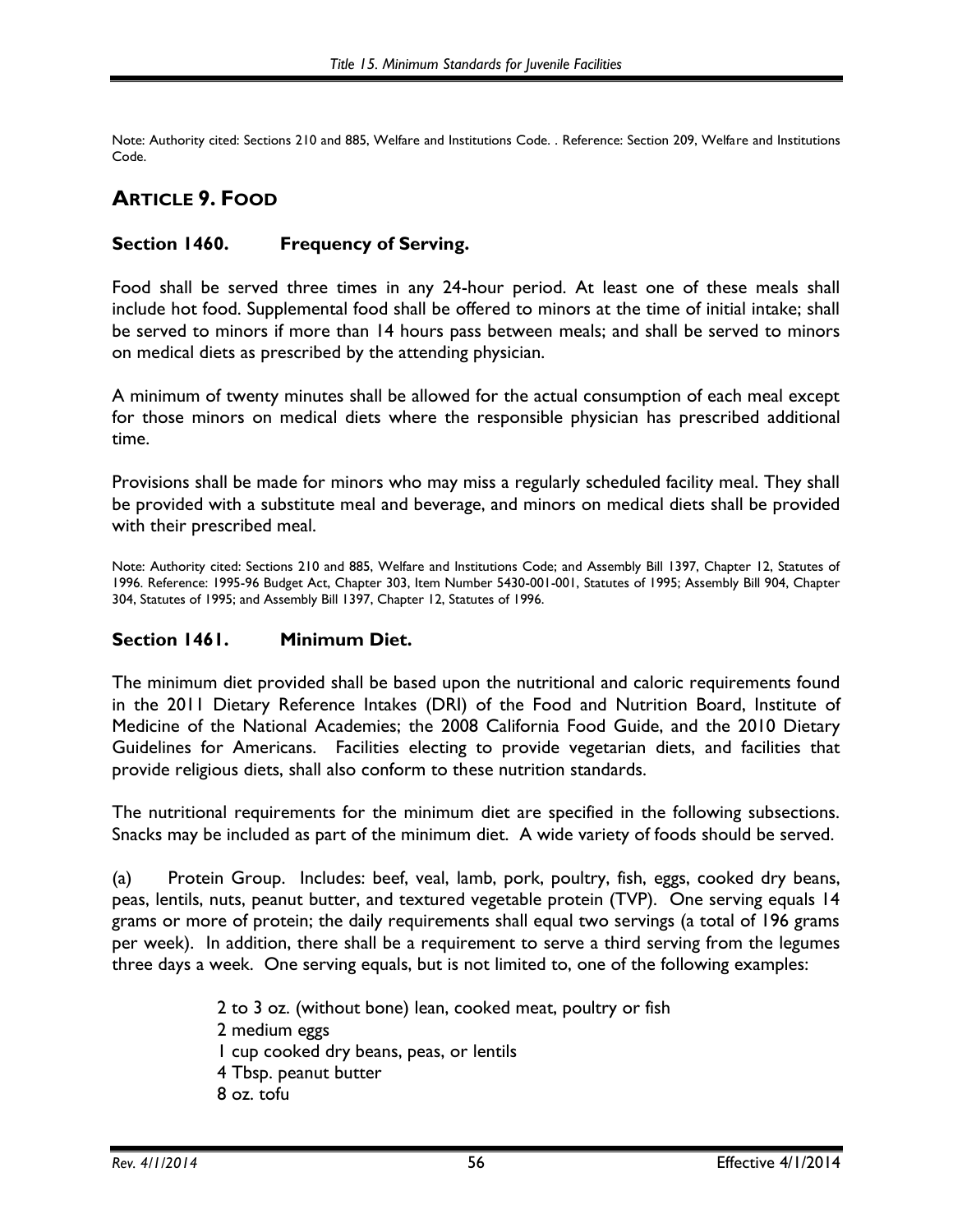Note: Authority cited: Sections 210 and 885, Welfare and Institutions Code. . Reference: Section 209, Welfare and Institutions Code.

## ARTICLE 9. FOOD

### Section 1460. Frequency of Serving.

Food shall be served three times in any 24-hour period. At least one of these meals shall include hot food. Supplemental food shall be offered to minors at the time of initial intake; shall be served to minors if more than 14 hours pass between meals; and shall be served to minors on medical diets as prescribed by the attending physician.

A minimum of twenty minutes shall be allowed for the actual consumption of each meal except for those minors on medical diets where the responsible physician has prescribed additional time.

Provisions shall be made for minors who may miss a regularly scheduled facility meal. They shall be provided with a substitute meal and beverage, and minors on medical diets shall be provided with their prescribed meal.

Note: Authority cited: Sections 210 and 885, Welfare and Institutions Code; and Assembly Bill 1397, Chapter 12, Statutes of 1996. Reference: 1995-96 Budget Act, Chapter 303, Item Number 5430-001-001, Statutes of 1995; Assembly Bill 904, Chapter 304, Statutes of 1995; and Assembly Bill 1397, Chapter 12, Statutes of 1996.

### Section 1461. Minimum Diet.

The minimum diet provided shall be based upon the nutritional and caloric requirements found in the 2011 Dietary Reference Intakes (DRI) of the Food and Nutrition Board, Institute of Medicine of the National Academies; the 2008 California Food Guide, and the 2010 Dietary Guidelines for Americans. Facilities electing to provide vegetarian diets, and facilities that provide religious diets, shall also conform to these nutrition standards.

The nutritional requirements for the minimum diet are specified in the following subsections. Snacks may be included as part of the minimum diet. A wide variety of foods should be served.

(a) Protein Group. Includes: beef, veal, lamb, pork, poultry, fish, eggs, cooked dry beans, peas, lentils, nuts, peanut butter, and textured vegetable protein (TVP). One serving equals 14 grams or more of protein; the daily requirements shall equal two servings (a total of 196 grams per week). In addition, there shall be a requirement to serve a third serving from the legumes three days a week. One serving equals, but is not limited to, one of the following examples:

- 2 to 3 oz. (without bone) lean, cooked meat, poultry or fish
- 2 medium eggs
- 1 cup cooked dry beans, peas, or lentils
- 4 Tbsp. peanut butter
- 8 oz. tofu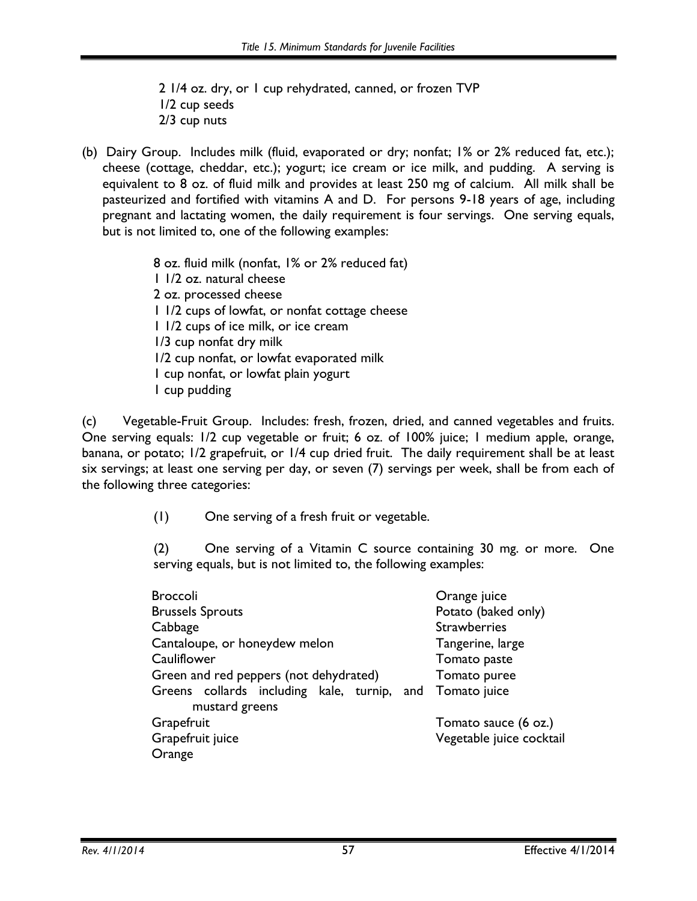2 1/4 oz. dry, or 1 cup rehydrated, canned, or frozen TVP
1/2 cup seeds
2/3 cup nuts

(b) Dairy Group. Includes milk (fluid, evaporated or dry; nonfat; 1% or 2% reduced fat, etc.); cheese (cottage, cheddar, etc.); yogurt; ice cream or ice milk, and pudding. A serving is equivalent to 8 oz. of fluid milk and provides at least 250 mg of calcium. All milk shall be pasteurized and fortified with vitamins A and D. For persons 9-18 years of age, including pregnant and lactating women, the daily requirement is four servings. One serving equals, but is not limited to, one of the following examples:

8 oz. fluid milk (nonfat, 1% or 2% reduced fat)
1 1/2 oz. natural cheese
2 oz. processed cheese
1 1/2 cups of lowfat, or nonfat cottage cheese
1 1/2 cups of ice milk, or ice cream
1/3 cup nonfat dry milk
1/2 cup nonfat, or lowfat evaporated milk
1 cup nonfat, or lowfat plain yogurt
1 cup pudding

(c) Vegetable-Fruit Group. Includes: fresh, frozen, dried, and canned vegetables and fruits. One serving equals: 1/2 cup vegetable or fruit; 6 oz. of 100% juice; 1 medium apple, orange, banana, or potato; 1/2 grapefruit, or 1/4 cup dried fruit. The daily requirement shall be at least six servings; at least one serving per day, or seven (7) servings per week, shall be from each of the following three categories:

(1) One serving of a fresh fruit or vegetable.

(2) One serving of a Vitamin C source containing 30 mg. or more. One serving equals, but is not limited to, the following examples:

Broccoli
Brussels Sprouts
Cabbage
Cantaloupe, or honeydew melon
Cauliflower
Green and red peppers (not dehydrated)
Greens collards including kale, turnip, and mustard greens
Grapefruit
Grapefruit juice
Orange
Orange juice
Potato (baked only)
Strawberries
Tangerine, large
Tomato paste
Tomato puree
Tomato juice
Tomato sauce (6 oz.)
Vegetable juice cocktail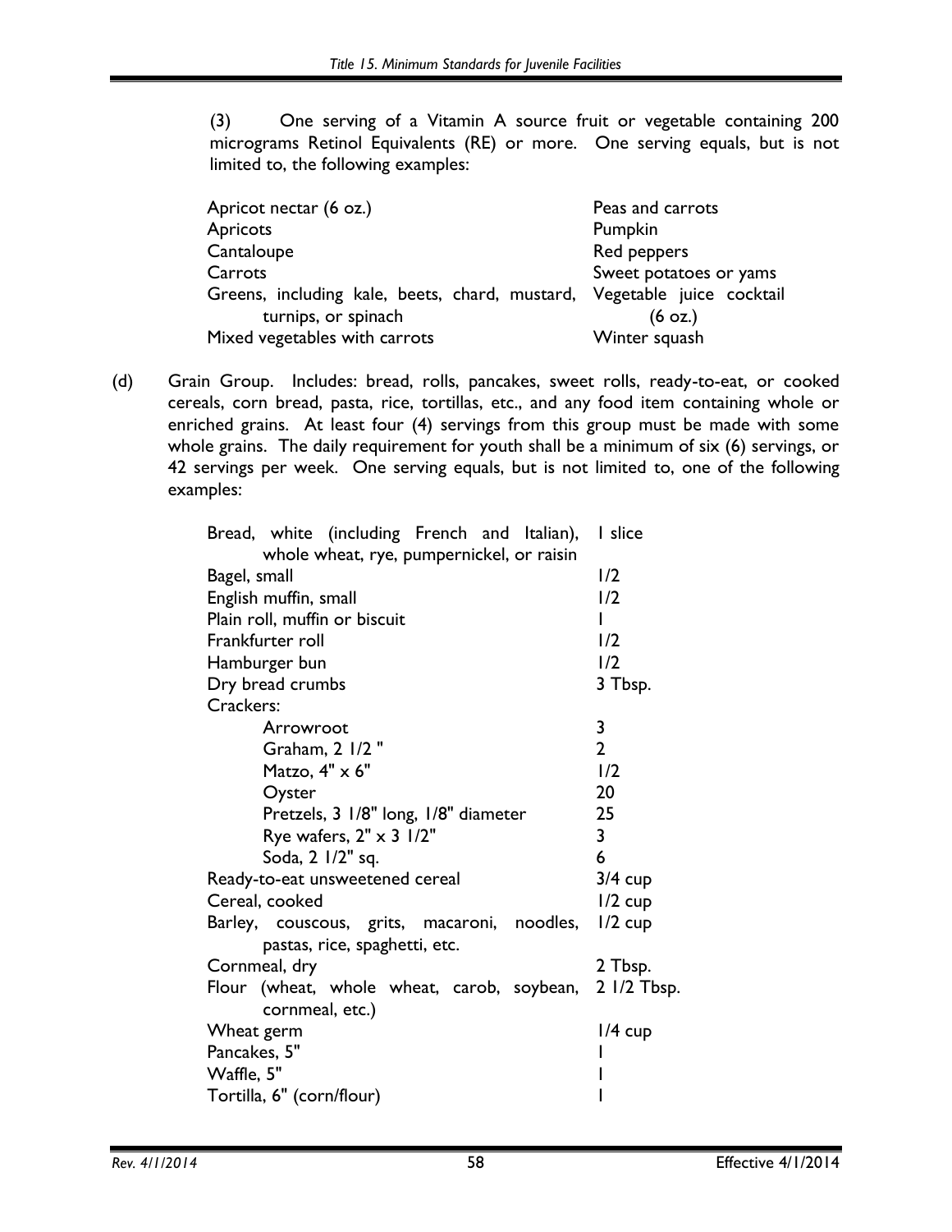(3) One serving of a Vitamin A source fruit or vegetable containing 200 micrograms Retinol Equivalents (RE) or more. One serving equals, but is not limited to, the following examples:

| | |
|---|---|
| Apricot nectar (6 oz.) | Peas and carrots |
| Apricots | Pumpkin |
| Cantaloupe | Red peppers |
| Carrots | Sweet potatoes or yams |
| Greens, including kale, beets, chard, mustard, turnips, or spinach | Vegetable juice cocktail (6 oz.) |
| Mixed vegetables with carrots | Winter squash |

(d) Grain Group. Includes: bread, rolls, pancakes, sweet rolls, ready-to-eat, or cooked cereals, corn bread, pasta, rice, tortillas, etc., and any food item containing whole or enriched grains. At least four (4) servings from this group must be made with some whole grains. The daily requirement for youth shall be a minimum of six (6) servings, or 42 servings per week. One serving equals, but is not limited to, one of the following examples:

| | |
|---|---|
| Bread, white (including French and Italian), whole wheat, rye, pumpernickel, or raisin | 1 slice |
| Bagel, small | 1/2 |
| English muffin, small | 1/2 |
| Plain roll, muffin or biscuit | 1 |
| Frankfurter roll | 1/2 |
| Hamburger bun | 1/2 |
| Dry bread crumbs | 3 Tbsp. |
| Crackers: | |
| Arrowroot | 3 |
| Graham, 2 1/2 " | 2 |
| Matzo, 4" x 6" | 1/2 |
| Oyster | 20 |
| Pretzels, 3 1/8" long, 1/8" diameter | 25 |
| Rye wafers, 2" x 3 1/2" | 3 |
| Soda, 2 1/2" sq. | 6 |
| Ready-to-eat unsweetened cereal | 3/4 cup |
| Cereal, cooked | 1/2 cup |
| Barley, couscous, grits, macaroni, noodles, pastas, rice, spaghetti, etc. | 1/2 cup |
| Cornmeal, dry | 2 Tbsp. |
| Flour (wheat, whole wheat, carob, soybean, cornmeal, etc.) | 2 1/2 Tbsp. |
| Wheat germ | 1/4 cup |
| Pancakes, 5" | 1 |
| Waffle, 5" | 1 |
| Tortilla, 6" (corn/flour) | 1 |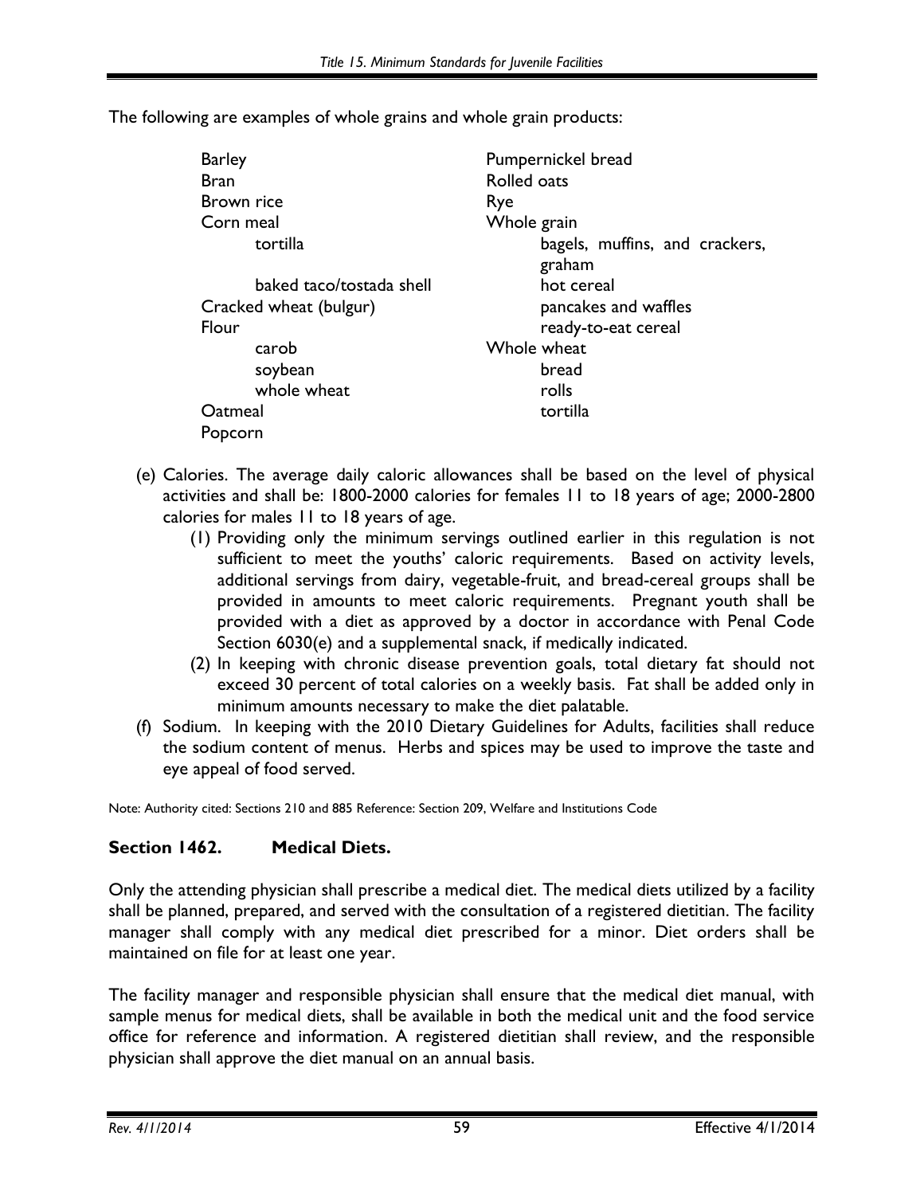The following are examples of whole grains and whole grain products:

- Barley
- Bran
- Brown rice
- Corn meal
  - tortilla
  - baked taco/tostada shell
- Cracked wheat (bulgur)
- Flour
  - carob
  - soybean
  - whole wheat
- Oatmeal
- Popcorn
- Pumpernickel bread
- Rolled oats
- Rye
- Whole grain
  - bagels, muffins, and crackers, graham
  - hot cereal
  - pancakes and waffles
  - ready-to-eat cereal
- Whole wheat
  - bread
  - rolls
  - tortilla

(e) Calories. The average daily caloric allowances shall be based on the level of physical activities and shall be: 1800-2000 calories for females 11 to 18 years of age; 2000-2800 calories for males 11 to 18 years of age.

(1) Providing only the minimum servings outlined earlier in this regulation is not sufficient to meet the youths' caloric requirements. Based on activity levels, additional servings from dairy, vegetable-fruit, and bread-cereal groups shall be provided in amounts to meet caloric requirements. Pregnant youth shall be provided with a diet as approved by a doctor in accordance with Penal Code Section 6030(e) and a supplemental snack, if medically indicated.

(2) In keeping with chronic disease prevention goals, total dietary fat should not exceed 30 percent of total calories on a weekly basis. Fat shall be added only in minimum amounts necessary to make the diet palatable.

(f) Sodium. In keeping with the 2010 Dietary Guidelines for Adults, facilities shall reduce the sodium content of menus. Herbs and spices may be used to improve the taste and eye appeal of food served.

Note: Authority cited: Sections 210 and 885 Reference: Section 209, Welfare and Institutions Code

### Section 1462. Medical Diets.

Only the attending physician shall prescribe a medical diet. The medical diets utilized by a facility shall be planned, prepared, and served with the consultation of a registered dietitian. The facility manager shall comply with any medical diet prescribed for a minor. Diet orders shall be maintained on file for at least one year.

The facility manager and responsible physician shall ensure that the medical diet manual, with sample menus for medical diets, shall be available in both the medical unit and the food service office for reference and information. A registered dietitian shall review, and the responsible physician shall approve the diet manual on an annual basis.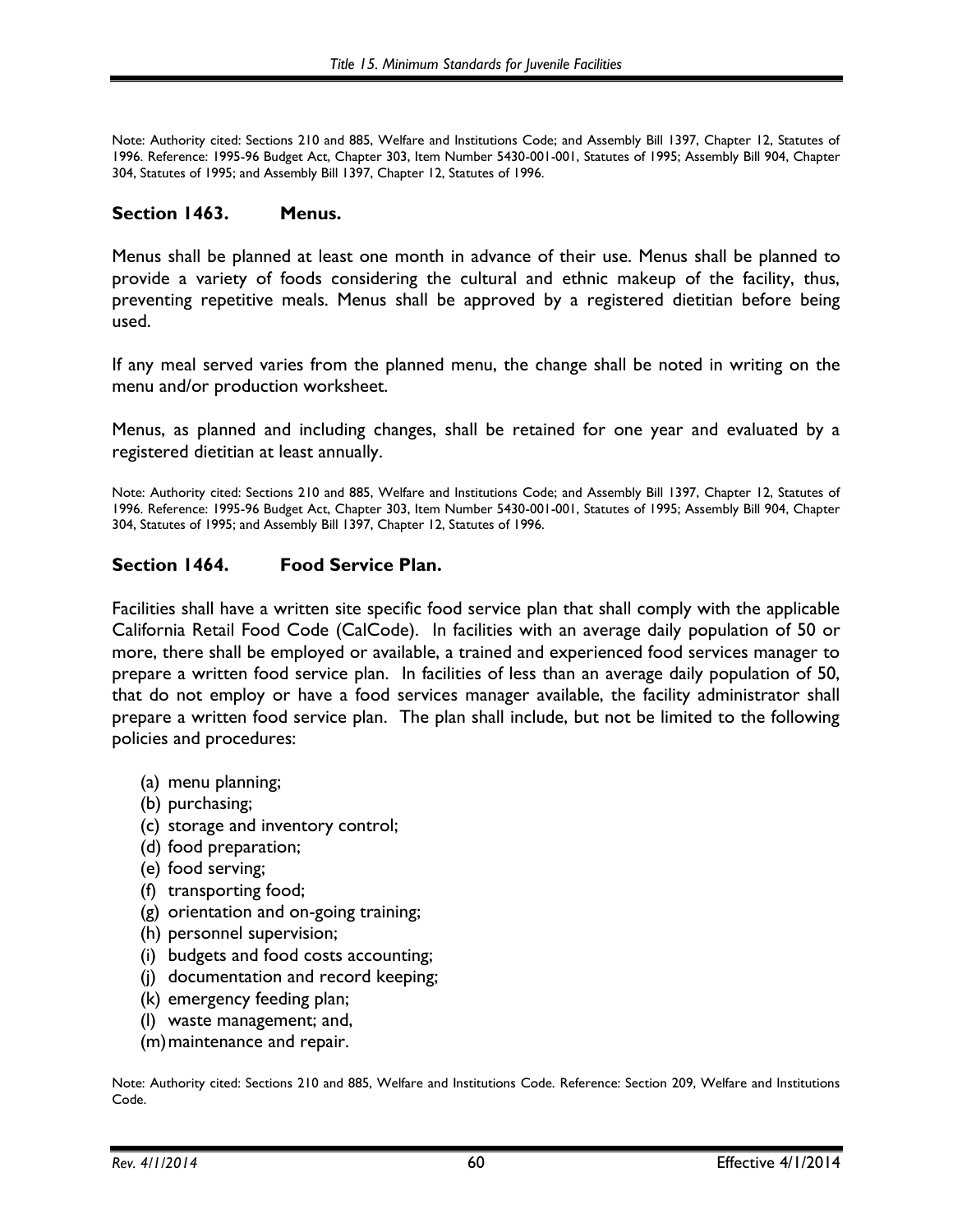Note: Authority cited: Sections 210 and 885, Welfare and Institutions Code; and Assembly Bill 1397, Chapter 12, Statutes of 1996. Reference: 1995-96 Budget Act, Chapter 303, Item Number 5430-001-001, Statutes of 1995; Assembly Bill 904, Chapter 304, Statutes of 1995; and Assembly Bill 1397, Chapter 12, Statutes of 1996.

### Section 1463. Menus.

Menus shall be planned at least one month in advance of their use. Menus shall be planned to provide a variety of foods considering the cultural and ethnic makeup of the facility, thus, preventing repetitive meals. Menus shall be approved by a registered dietitian before being used.

If any meal served varies from the planned menu, the change shall be noted in writing on the menu and/or production worksheet.

Menus, as planned and including changes, shall be retained for one year and evaluated by a registered dietitian at least annually.

Note: Authority cited: Sections 210 and 885, Welfare and Institutions Code; and Assembly Bill 1397, Chapter 12, Statutes of 1996. Reference: 1995-96 Budget Act, Chapter 303, Item Number 5430-001-001, Statutes of 1995; Assembly Bill 904, Chapter 304, Statutes of 1995; and Assembly Bill 1397, Chapter 12, Statutes of 1996.

### Section 1464. Food Service Plan.

Facilities shall have a written site specific food service plan that shall comply with the applicable California Retail Food Code (CalCode). In facilities with an average daily population of 50 or more, there shall be employed or available, a trained and experienced food services manager to prepare a written food service plan. In facilities of less than an average daily population of 50, that do not employ or have a food services manager available, the facility administrator shall prepare a written food service plan. The plan shall include, but not be limited to the following policies and procedures:

(a) menu planning;
(b) purchasing;
(c) storage and inventory control;
(d) food preparation;
(e) food serving;
(f) transporting food;
(g) orientation and on-going training;
(h) personnel supervision;
(i) budgets and food costs accounting;
(j) documentation and record keeping;
(k) emergency feeding plan;
(l) waste management; and,
(m) maintenance and repair.

Note: Authority cited: Sections 210 and 885, Welfare and Institutions Code. Reference: Section 209, Welfare and Institutions Code.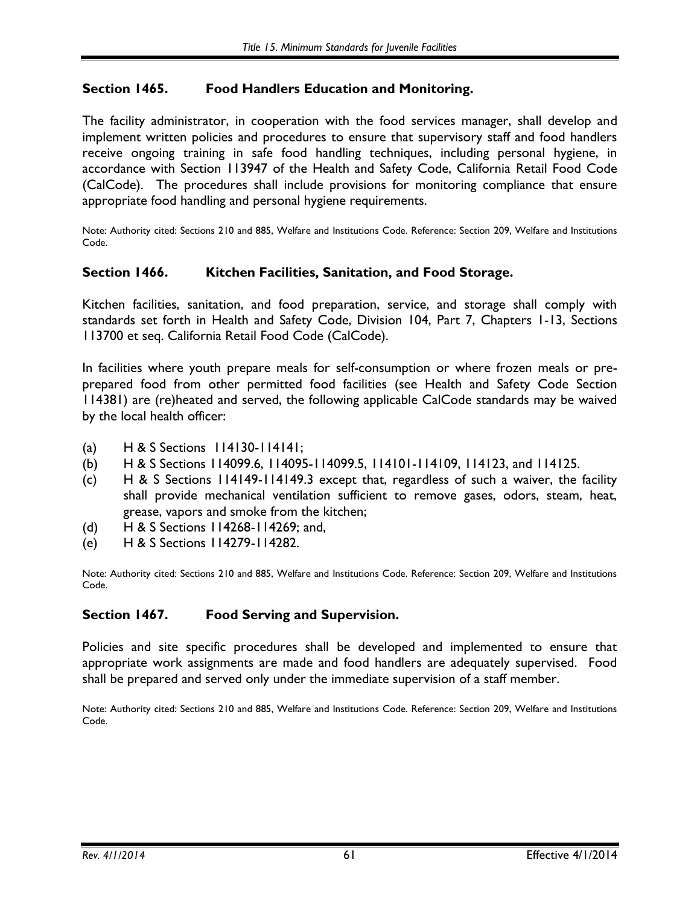### Section 1465. Food Handlers Education and Monitoring.

The facility administrator, in cooperation with the food services manager, shall develop and implement written policies and procedures to ensure that supervisory staff and food handlers receive ongoing training in safe food handling techniques, including personal hygiene, in accordance with Section 113947 of the Health and Safety Code, California Retail Food Code (CalCode). The procedures shall include provisions for monitoring compliance that ensure appropriate food handling and personal hygiene requirements.

Note: Authority cited: Sections 210 and 885, Welfare and Institutions Code. Reference: Section 209, Welfare and Institutions Code.

### Section 1466. Kitchen Facilities, Sanitation, and Food Storage.

Kitchen facilities, sanitation, and food preparation, service, and storage shall comply with standards set forth in Health and Safety Code, Division 104, Part 7, Chapters 1-13, Sections 113700 et seq. California Retail Food Code (CalCode).

In facilities where youth prepare meals for self-consumption or where frozen meals or pre-prepared food from other permitted food facilities (see Health and Safety Code Section 114381) are (re)heated and served, the following applicable CalCode standards may be waived by the local health officer:

(a) H & S Sections 114130-114141;
(b) H & S Sections 114099.6, 114095-114099.5, 114101-114109, 114123, and 114125.
(c) H & S Sections 114149-114149.3 except that, regardless of such a waiver, the facility shall provide mechanical ventilation sufficient to remove gases, odors, steam, heat, grease, vapors and smoke from the kitchen;
(d) H & S Sections 114268-114269; and,
(e) H & S Sections 114279-114282.

Note: Authority cited: Sections 210 and 885, Welfare and Institutions Code. Reference: Section 209, Welfare and Institutions Code.

### Section 1467. Food Serving and Supervision.

Policies and site specific procedures shall be developed and implemented to ensure that appropriate work assignments are made and food handlers are adequately supervised. Food shall be prepared and served only under the immediate supervision of a staff member.

Note: Authority cited: Sections 210 and 885, Welfare and Institutions Code. Reference: Section 209, Welfare and Institutions Code.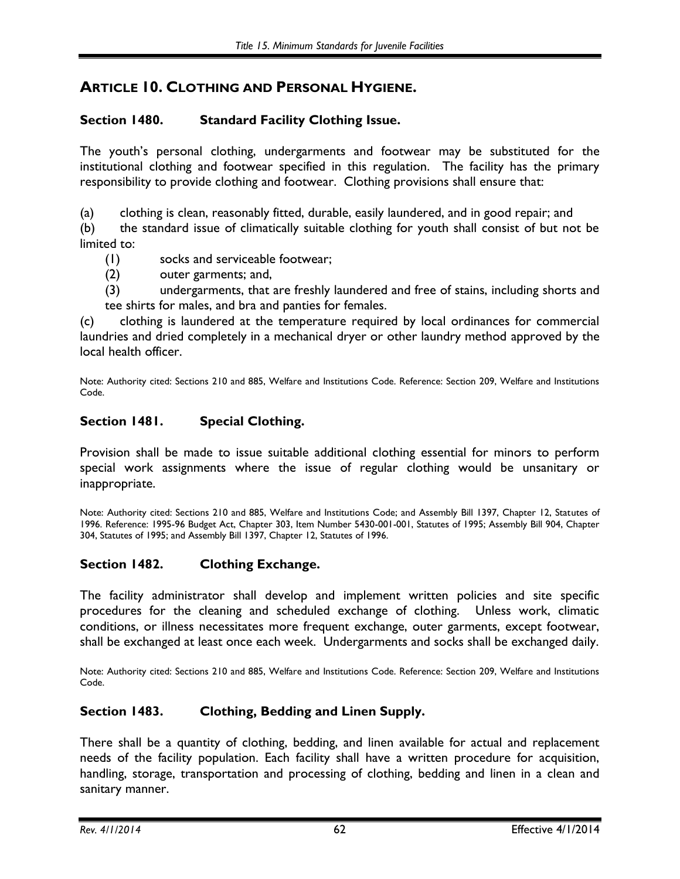## ARTICLE 10. CLOTHING AND PERSONAL HYGIENE.

### Section 1480. Standard Facility Clothing Issue.

The youth's personal clothing, undergarments and footwear may be substituted for the institutional clothing and footwear specified in this regulation. The facility has the primary responsibility to provide clothing and footwear. Clothing provisions shall ensure that:

(a) clothing is clean, reasonably fitted, durable, easily laundered, and in good repair; and

(b) the standard issue of climatically suitable clothing for youth shall consist of but not be limited to:

- (1) socks and serviceable footwear;
- (2) outer garments; and,
- (3) undergarments, that are freshly laundered and free of stains, including shorts and tee shirts for males, and bra and panties for females.

(c) clothing is laundered at the temperature required by local ordinances for commercial laundries and dried completely in a mechanical dryer or other laundry method approved by the local health officer.

Note: Authority cited: Sections 210 and 885, Welfare and Institutions Code. Reference: Section 209, Welfare and Institutions Code.

### Section 1481. Special Clothing.

Provision shall be made to issue suitable additional clothing essential for minors to perform special work assignments where the issue of regular clothing would be unsanitary or inappropriate.

Note: Authority cited: Sections 210 and 885, Welfare and Institutions Code; and Assembly Bill 1397, Chapter 12, Statutes of 1996. Reference: 1995-96 Budget Act, Chapter 303, Item Number 5430-001-001, Statutes of 1995; Assembly Bill 904, Chapter 304, Statutes of 1995; and Assembly Bill 1397, Chapter 12, Statutes of 1996.

### Section 1482. Clothing Exchange.

The facility administrator shall develop and implement written policies and site specific procedures for the cleaning and scheduled exchange of clothing. Unless work, climatic conditions, or illness necessitates more frequent exchange, outer garments, except footwear, shall be exchanged at least once each week. Undergarments and socks shall be exchanged daily.

Note: Authority cited: Sections 210 and 885, Welfare and Institutions Code. Reference: Section 209, Welfare and Institutions Code.

### Section 1483. Clothing, Bedding and Linen Supply.

There shall be a quantity of clothing, bedding, and linen available for actual and replacement needs of the facility population. Each facility shall have a written procedure for acquisition, handling, storage, transportation and processing of clothing, bedding and linen in a clean and sanitary manner.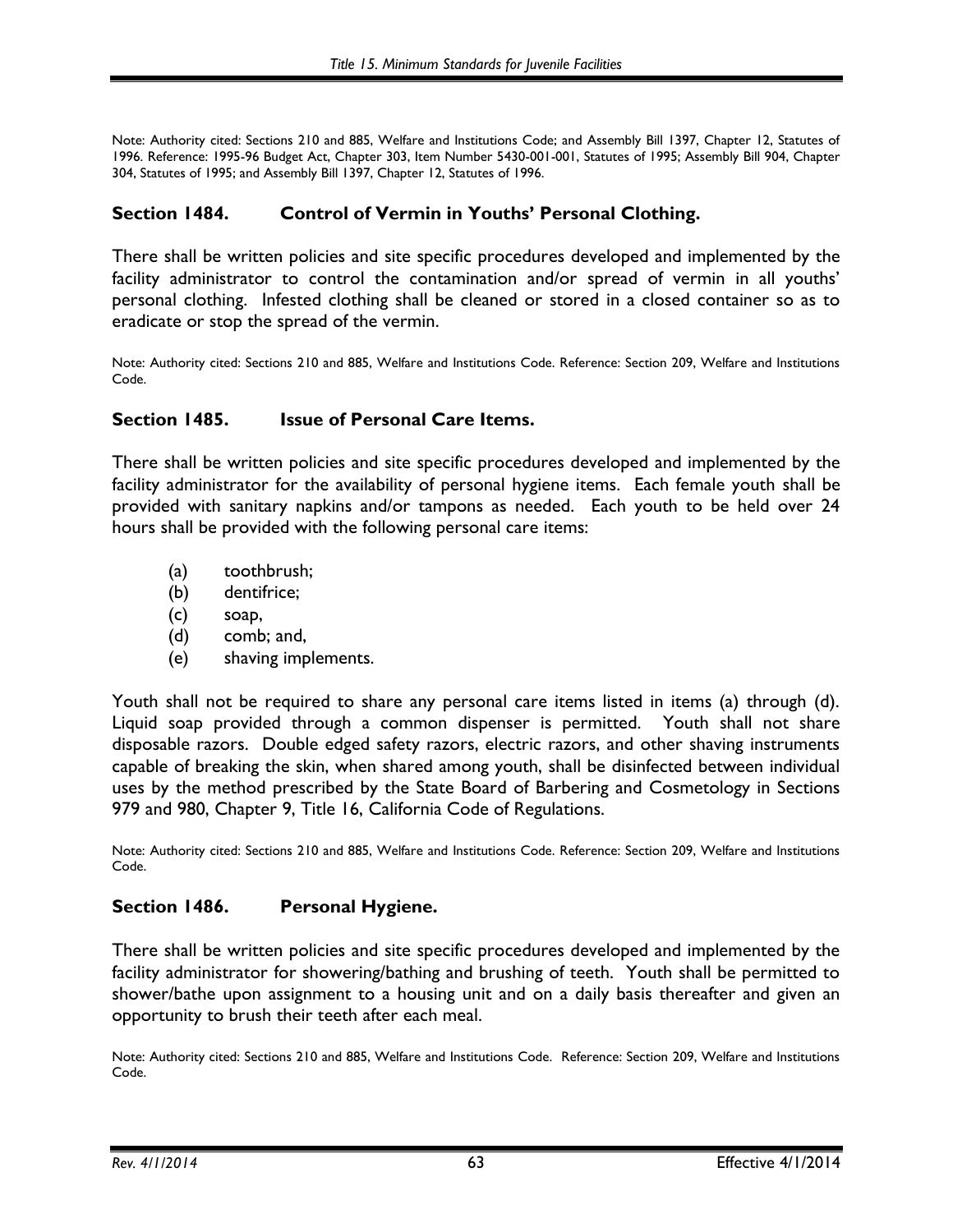Note: Authority cited: Sections 210 and 885, Welfare and Institutions Code; and Assembly Bill 1397, Chapter 12, Statutes of 1996. Reference: 1995-96 Budget Act, Chapter 303, Item Number 5430-001-001, Statutes of 1995; Assembly Bill 904, Chapter 304, Statutes of 1995; and Assembly Bill 1397, Chapter 12, Statutes of 1996.

## Section 1484. Control of Vermin in Youths' Personal Clothing.

There shall be written policies and site specific procedures developed and implemented by the facility administrator to control the contamination and/or spread of vermin in all youths' personal clothing. Infested clothing shall be cleaned or stored in a closed container so as to eradicate or stop the spread of the vermin.

Note: Authority cited: Sections 210 and 885, Welfare and Institutions Code. Reference: Section 209, Welfare and Institutions Code.

## Section 1485. Issue of Personal Care Items.

There shall be written policies and site specific procedures developed and implemented by the facility administrator for the availability of personal hygiene items. Each female youth shall be provided with sanitary napkins and/or tampons as needed. Each youth to be held over 24 hours shall be provided with the following personal care items:

- (a) toothbrush;
- (b) dentifrice;
- (c) soap,
- (d) comb; and,
- (e) shaving implements.

Youth shall not be required to share any personal care items listed in items (a) through (d). Liquid soap provided through a common dispenser is permitted. Youth shall not share disposable razors. Double edged safety razors, electric razors, and other shaving instruments capable of breaking the skin, when shared among youth, shall be disinfected between individual uses by the method prescribed by the State Board of Barbering and Cosmetology in Sections 979 and 980, Chapter 9, Title 16, California Code of Regulations.

Note: Authority cited: Sections 210 and 885, Welfare and Institutions Code. Reference: Section 209, Welfare and Institutions Code.

## Section 1486. Personal Hygiene.

There shall be written policies and site specific procedures developed and implemented by the facility administrator for showering/bathing and brushing of teeth. Youth shall be permitted to shower/bathe upon assignment to a housing unit and on a daily basis thereafter and given an opportunity to brush their teeth after each meal.

Note: Authority cited: Sections 210 and 885, Welfare and Institutions Code. Reference: Section 209, Welfare and Institutions Code.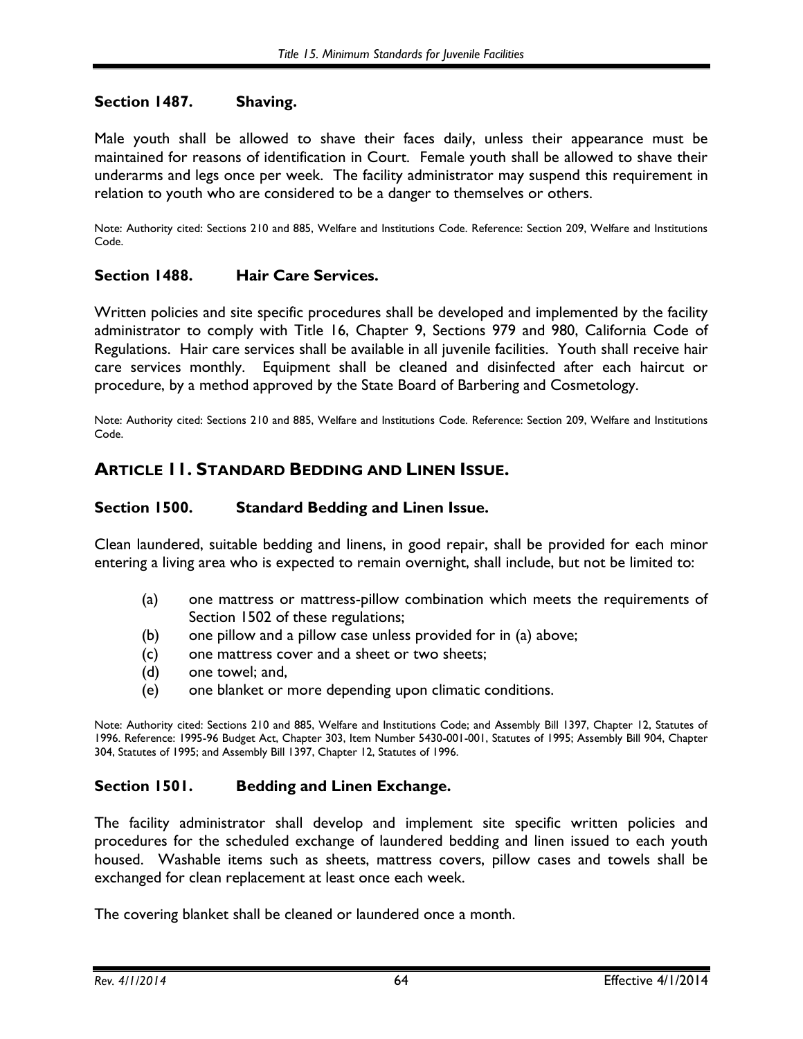### Section 1487. Shaving.

Male youth shall be allowed to shave their faces daily, unless their appearance must be maintained for reasons of identification in Court. Female youth shall be allowed to shave their underarms and legs once per week. The facility administrator may suspend this requirement in relation to youth who are considered to be a danger to themselves or others.

Note: Authority cited: Sections 210 and 885, Welfare and Institutions Code. Reference: Section 209, Welfare and Institutions Code.

### Section 1488. Hair Care Services.

Written policies and site specific procedures shall be developed and implemented by the facility administrator to comply with Title 16, Chapter 9, Sections 979 and 980, California Code of Regulations. Hair care services shall be available in all juvenile facilities. Youth shall receive hair care services monthly. Equipment shall be cleaned and disinfected after each haircut or procedure, by a method approved by the State Board of Barbering and Cosmetology.

Note: Authority cited: Sections 210 and 885, Welfare and Institutions Code. Reference: Section 209, Welfare and Institutions Code.

## ARTICLE 11. STANDARD BEDDING AND LINEN ISSUE.

### Section 1500. Standard Bedding and Linen Issue.

Clean laundered, suitable bedding and linens, in good repair, shall be provided for each minor entering a living area who is expected to remain overnight, shall include, but not be limited to:

(a) one mattress or mattress-pillow combination which meets the requirements of Section 1502 of these regulations;

(b) one pillow and a pillow case unless provided for in (a) above;

(c) one mattress cover and a sheet or two sheets;

(d) one towel; and,

(e) one blanket or more depending upon climatic conditions.

Note: Authority cited: Sections 210 and 885, Welfare and Institutions Code; and Assembly Bill 1397, Chapter 12, Statutes of 1996. Reference: 1995-96 Budget Act, Chapter 303, Item Number 5430-001-001, Statutes of 1995; Assembly Bill 904, Chapter 304, Statutes of 1995; and Assembly Bill 1397, Chapter 12, Statutes of 1996.

### Section 1501. Bedding and Linen Exchange.

The facility administrator shall develop and implement site specific written policies and procedures for the scheduled exchange of laundered bedding and linen issued to each youth housed. Washable items such as sheets, mattress covers, pillow cases and towels shall be exchanged for clean replacement at least once each week.

The covering blanket shall be cleaned or laundered once a month.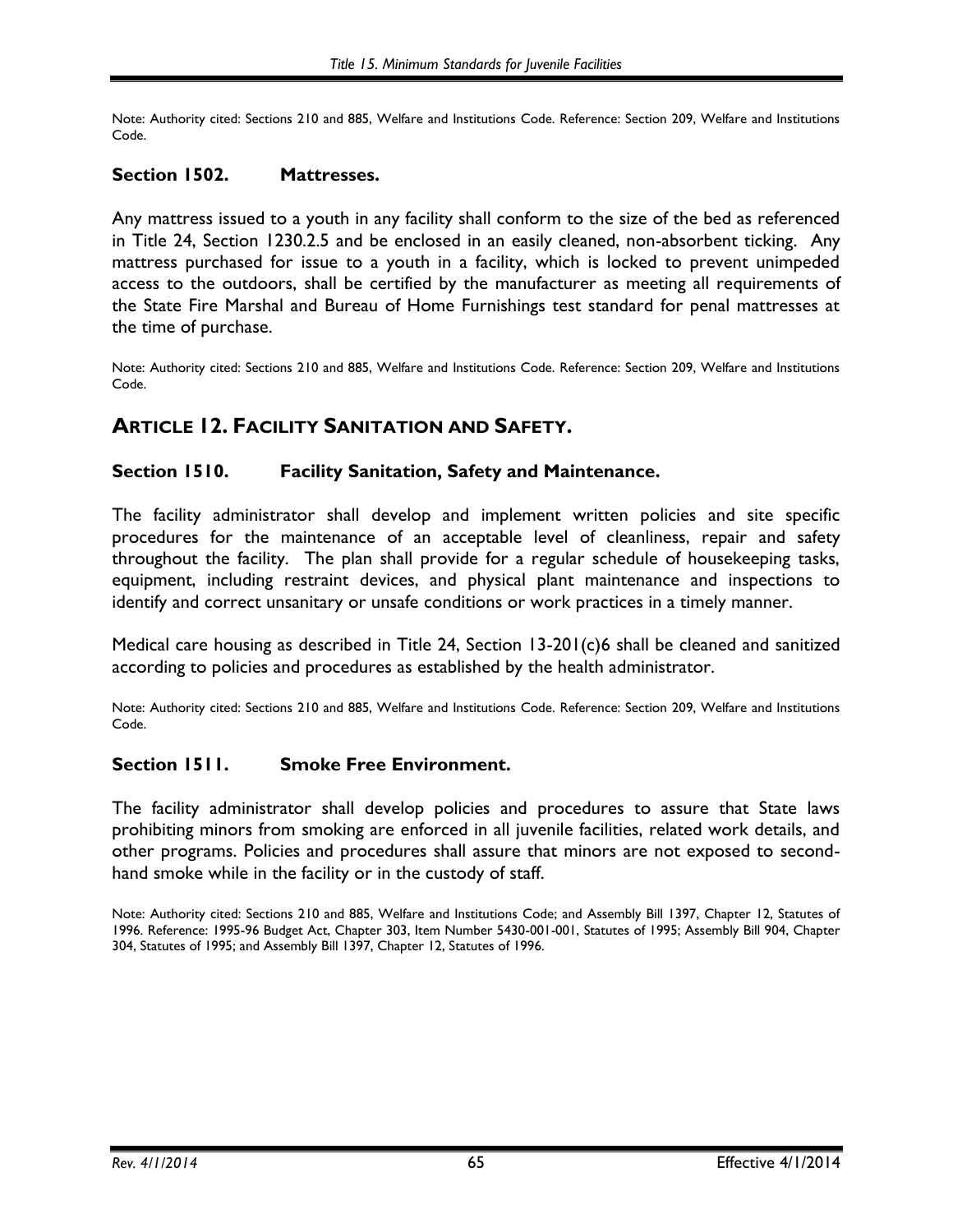Note: Authority cited: Sections 210 and 885, Welfare and Institutions Code. Reference: Section 209, Welfare and Institutions Code.

### Section 1502. Mattresses.

Any mattress issued to a youth in any facility shall conform to the size of the bed as referenced in Title 24, Section 1230.2.5 and be enclosed in an easily cleaned, non-absorbent ticking. Any mattress purchased for issue to a youth in a facility, which is locked to prevent unimpeded access to the outdoors, shall be certified by the manufacturer as meeting all requirements of the State Fire Marshal and Bureau of Home Furnishings test standard for penal mattresses at the time of purchase.

Note: Authority cited: Sections 210 and 885, Welfare and Institutions Code. Reference: Section 209, Welfare and Institutions Code.

## ARTICLE 12. FACILITY SANITATION AND SAFETY.

### Section 1510. Facility Sanitation, Safety and Maintenance.

The facility administrator shall develop and implement written policies and site specific procedures for the maintenance of an acceptable level of cleanliness, repair and safety throughout the facility. The plan shall provide for a regular schedule of housekeeping tasks, equipment, including restraint devices, and physical plant maintenance and inspections to identify and correct unsanitary or unsafe conditions or work practices in a timely manner.

Medical care housing as described in Title 24, Section 13-201(c)6 shall be cleaned and sanitized according to policies and procedures as established by the health administrator.

Note: Authority cited: Sections 210 and 885, Welfare and Institutions Code. Reference: Section 209, Welfare and Institutions Code.

### Section 1511. Smoke Free Environment.

The facility administrator shall develop policies and procedures to assure that State laws prohibiting minors from smoking are enforced in all juvenile facilities, related work details, and other programs. Policies and procedures shall assure that minors are not exposed to second-hand smoke while in the facility or in the custody of staff.

Note: Authority cited: Sections 210 and 885, Welfare and Institutions Code; and Assembly Bill 1397, Chapter 12, Statutes of 1996. Reference: 1995-96 Budget Act, Chapter 303, Item Number 5430-001-001, Statutes of 1995; Assembly Bill 904, Chapter 304, Statutes of 1995; and Assembly Bill 1397, Chapter 12, Statutes of 1996.